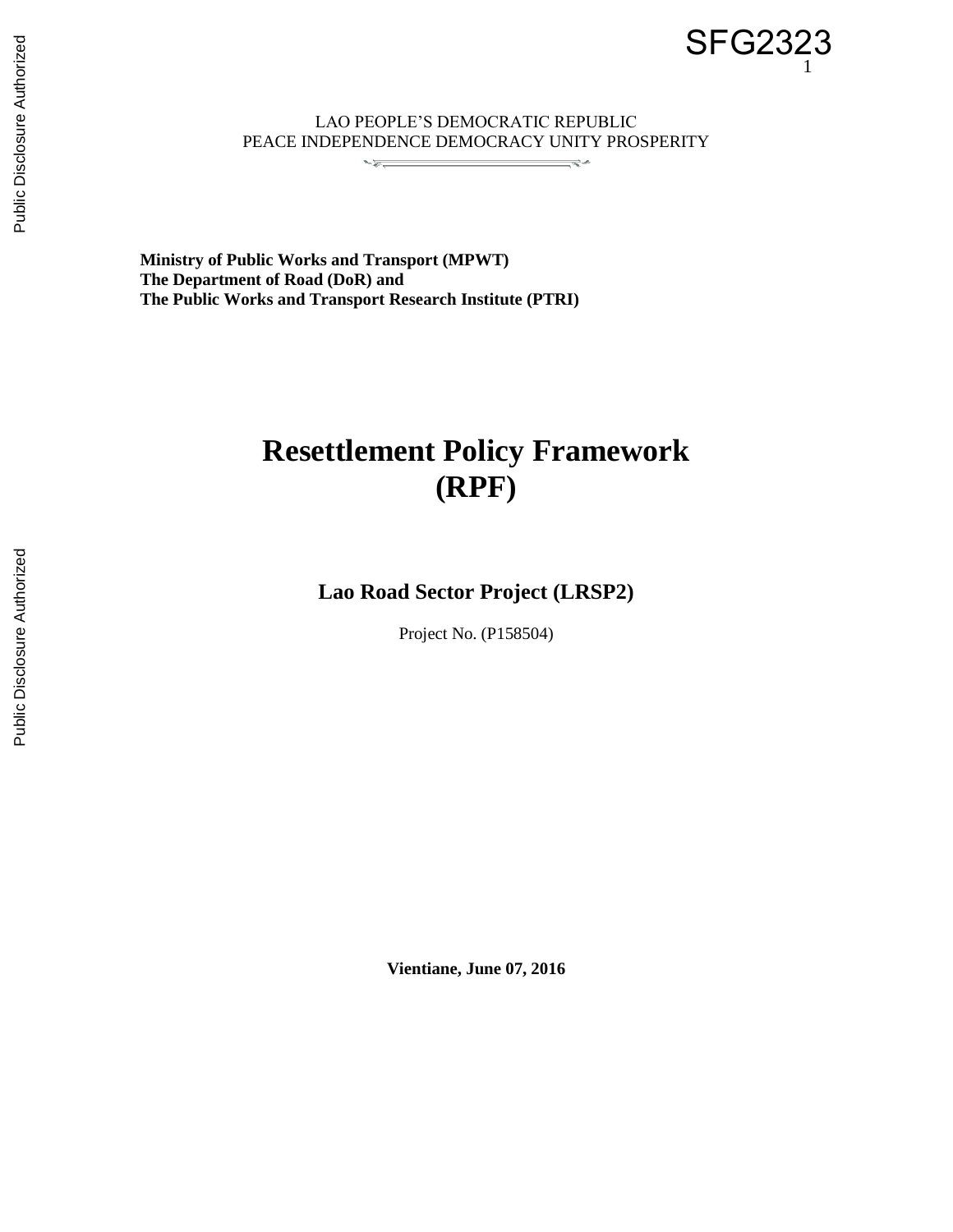SFG2323

LAO PEOPLE'S DEMOCRATIC REPUBLIC
PEACE INDEPENDENCE DEMOCRACY UNITY PROSPERITY

**Ministry of Public Works and Transport (MPWT)**
**The Department of Road (DoR) and**
**The Public Works and Transport Research Institute (PTRI)**

# Resettlement Policy Framework (RPF)

## Lao Road Sector Project (LRSP2)

Project No. (P158504)

**Vientiane, June 07, 2016**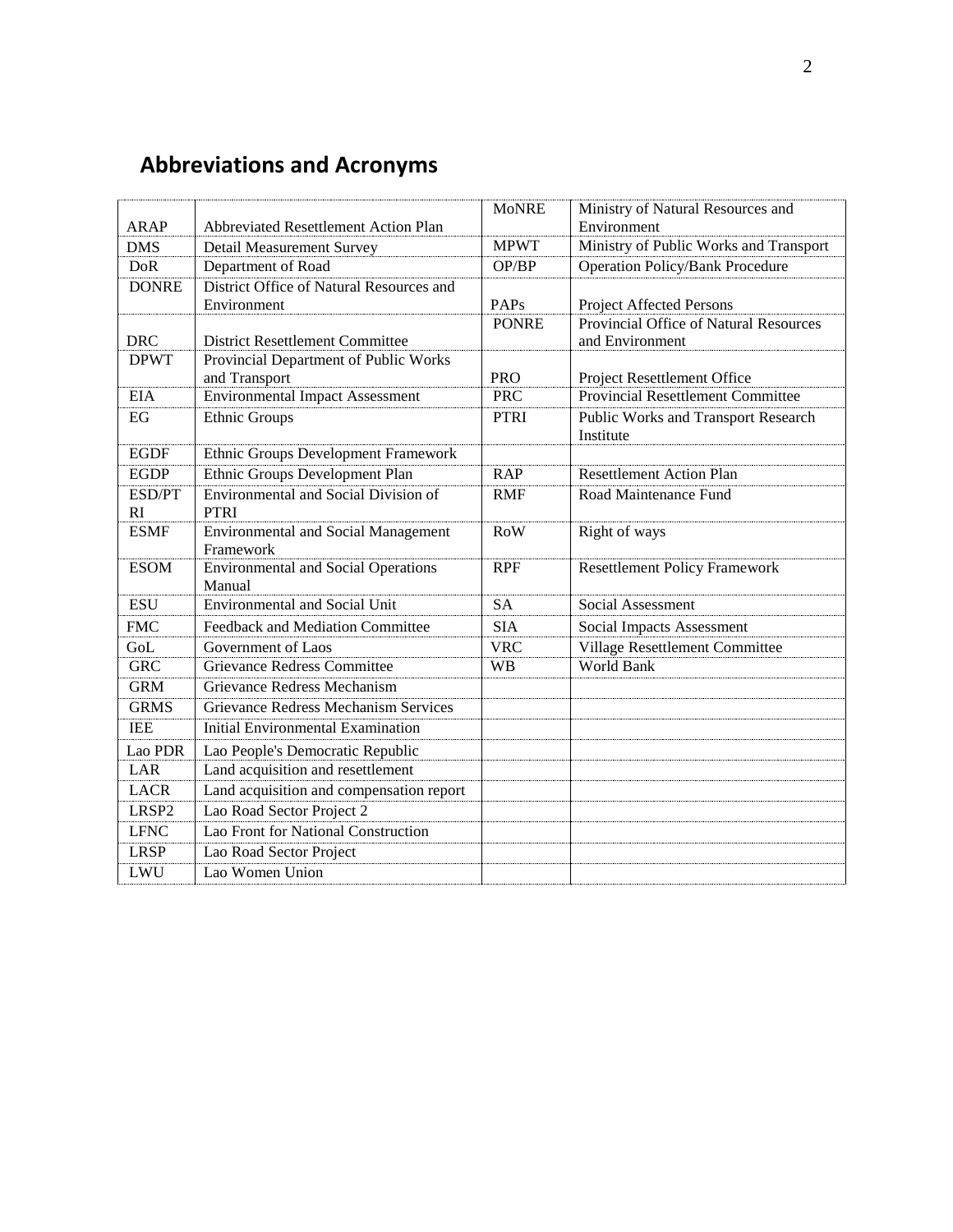## Abbreviations and Acronyms

| | | | |
|---|---|---|---|
| ARAP | Abbreviated Resettlement Action Plan | MoNRE | Ministry of Natural Resources and Environment |
| DMS | Detail Measurement Survey | MPWT | Ministry of Public Works and Transport |
| DoR | Department of Road | OP/BP | Operation Policy/Bank Procedure |
| DONRE | District Office of Natural Resources and Environment | PAPs | Project Affected Persons |
| DRC | District Resettlement Committee | PONRE | Provincial Office of Natural Resources and Environment |
| DPWT | Provincial Department of Public Works and Transport | PRO | Project Resettlement Office |
| EIA | Environmental Impact Assessment | PRC | Provincial Resettlement Committee |
| EG | Ethnic Groups | PTRI | Public Works and Transport Research Institute |
| EGDF | Ethnic Groups Development Framework | | |
| EGDP | Ethnic Groups Development Plan | RAP | Resettlement Action Plan |
| ESD/PTRI | Environmental and Social Division of PTRI | RMF | Road Maintenance Fund |
| ESMF | Environmental and Social Management Framework | RoW | Right of ways |
| ESOM | Environmental and Social Operations Manual | RPF | Resettlement Policy Framework |
| ESU | Environmental and Social Unit | SA | Social Assessment |
| FMC | Feedback and Mediation Committee | SIA | Social Impacts Assessment |
| GoL | Government of Laos | VRC | Village Resettlement Committee |
| GRC | Grievance Redress Committee | WB | World Bank |
| GRM | Grievance Redress Mechanism | | |
| GRMS | Grievance Redress Mechanism Services | | |
| IEE | Initial Environmental Examination | | |
| Lao PDR | Lao People's Democratic Republic | | |
| LAR | Land acquisition and resettlement | | |
| LACR | Land acquisition and compensation report | | |
| LRSP2 | Lao Road Sector Project 2 | | |
| LFNC | Lao Front for National Construction | | |
| LRSP | Lao Road Sector Project | | |
| LWU | Lao Women Union | | |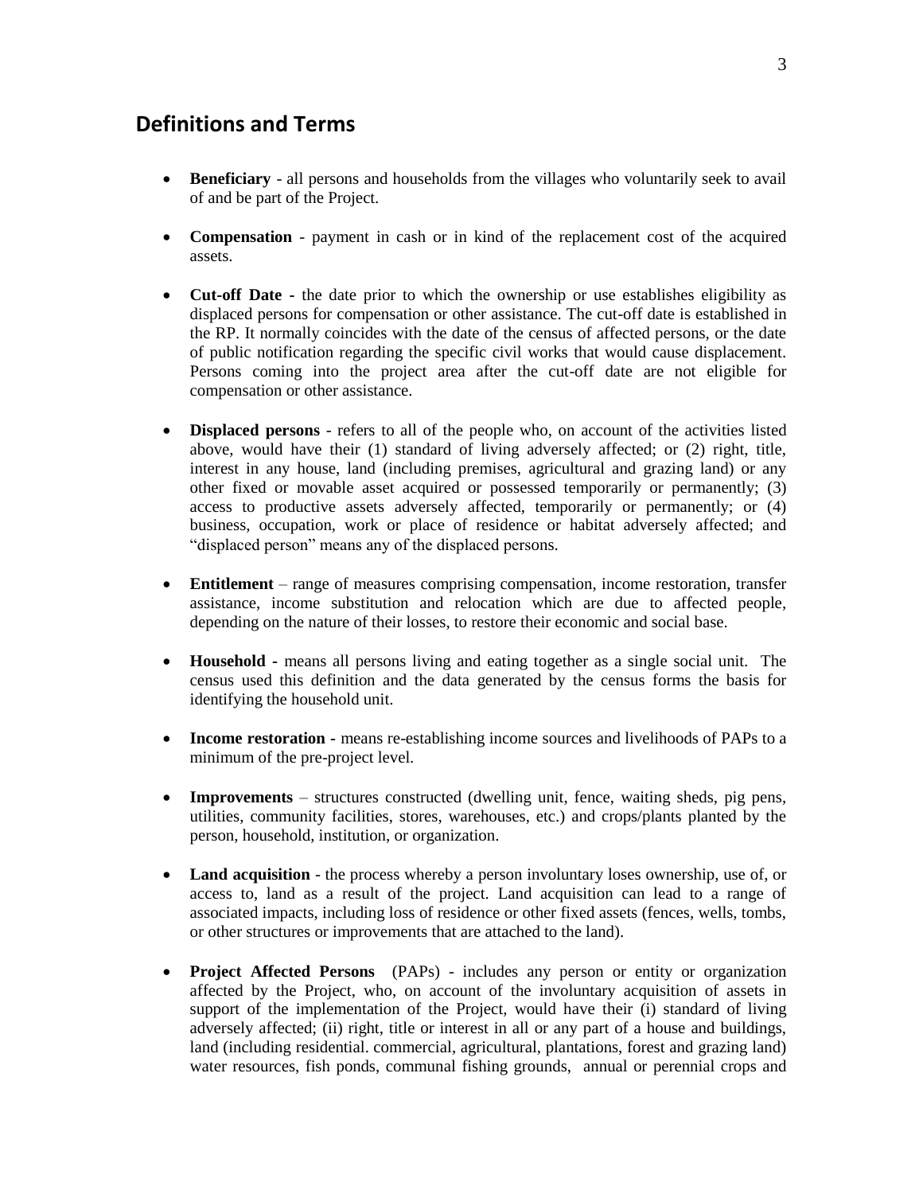## Definitions and Terms

- **Beneficiary** - all persons and households from the villages who voluntarily seek to avail of and be part of the Project.
- **Compensation** - payment in cash or in kind of the replacement cost of the acquired assets.
- **Cut-off Date** - the date prior to which the ownership or use establishes eligibility as displaced persons for compensation or other assistance. The cut-off date is established in the RP. It normally coincides with the date of the census of affected persons, or the date of public notification regarding the specific civil works that would cause displacement. Persons coming into the project area after the cut-off date are not eligible for compensation or other assistance.
- **Displaced persons** - refers to all of the people who, on account of the activities listed above, would have their (1) standard of living adversely affected; or (2) right, title, interest in any house, land (including premises, agricultural and grazing land) or any other fixed or movable asset acquired or possessed temporarily or permanently; (3) access to productive assets adversely affected, temporarily or permanently; or (4) business, occupation, work or place of residence or habitat adversely affected; and "displaced person" means any of the displaced persons.
- **Entitlement** – range of measures comprising compensation, income restoration, transfer assistance, income substitution and relocation which are due to affected people, depending on the nature of their losses, to restore their economic and social base.
- **Household** - means all persons living and eating together as a single social unit. The census used this definition and the data generated by the census forms the basis for identifying the household unit.
- **Income restoration** - means re-establishing income sources and livelihoods of PAPs to a minimum of the pre-project level.
- **Improvements** – structures constructed (dwelling unit, fence, waiting sheds, pig pens, utilities, community facilities, stores, warehouses, etc.) and crops/plants planted by the person, household, institution, or organization.
- **Land acquisition** - the process whereby a person involuntary loses ownership, use of, or access to, land as a result of the project. Land acquisition can lead to a range of associated impacts, including loss of residence or other fixed assets (fences, wells, tombs, or other structures or improvements that are attached to the land).
- **Project Affected Persons** (PAPs) - includes any person or entity or organization affected by the Project, who, on account of the involuntary acquisition of assets in support of the implementation of the Project, would have their (i) standard of living adversely affected; (ii) right, title or interest in all or any part of a house and buildings, land (including residential. commercial, agricultural, plantations, forest and grazing land) water resources, fish ponds, communal fishing grounds, annual or perennial crops and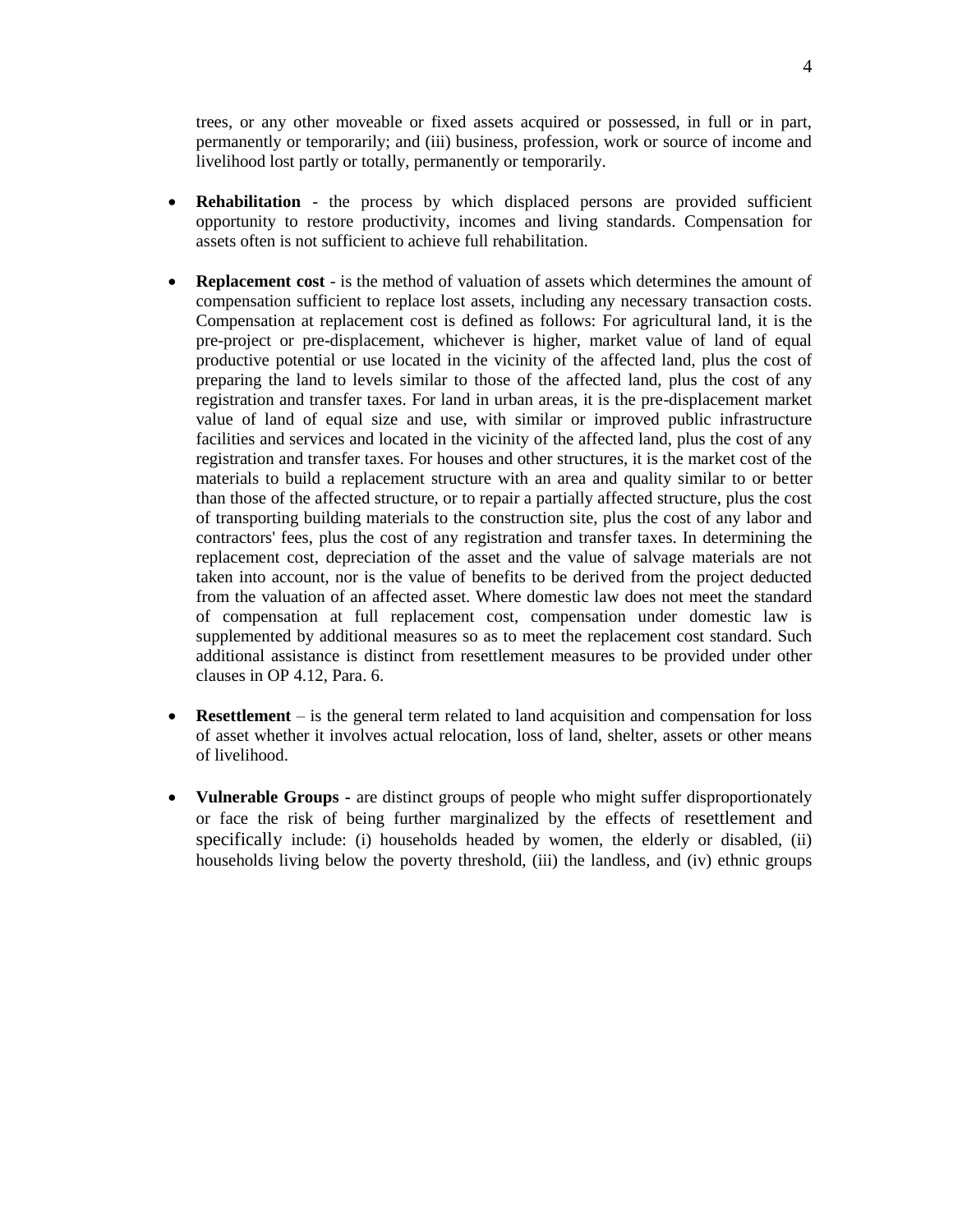trees, or any other moveable or fixed assets acquired or possessed, in full or in part, permanently or temporarily; and (iii) business, profession, work or source of income and livelihood lost partly or totally, permanently or temporarily.

- **Rehabilitation** - the process by which displaced persons are provided sufficient opportunity to restore productivity, incomes and living standards. Compensation for assets often is not sufficient to achieve full rehabilitation.

- **Replacement cost** - is the method of valuation of assets which determines the amount of compensation sufficient to replace lost assets, including any necessary transaction costs. Compensation at replacement cost is defined as follows: For agricultural land, it is the pre-project or pre-displacement, whichever is higher, market value of land of equal productive potential or use located in the vicinity of the affected land, plus the cost of preparing the land to levels similar to those of the affected land, plus the cost of any registration and transfer taxes. For land in urban areas, it is the pre-displacement market value of land of equal size and use, with similar or improved public infrastructure facilities and services and located in the vicinity of the affected land, plus the cost of any registration and transfer taxes. For houses and other structures, it is the market cost of the materials to build a replacement structure with an area and quality similar to or better than those of the affected structure, or to repair a partially affected structure, plus the cost of transporting building materials to the construction site, plus the cost of any labor and contractors' fees, plus the cost of any registration and transfer taxes. In determining the replacement cost, depreciation of the asset and the value of salvage materials are not taken into account, nor is the value of benefits to be derived from the project deducted from the valuation of an affected asset. Where domestic law does not meet the standard of compensation at full replacement cost, compensation under domestic law is supplemented by additional measures so as to meet the replacement cost standard. Such additional assistance is distinct from resettlement measures to be provided under other clauses in OP 4.12, Para. 6.

- **Resettlement** – is the general term related to land acquisition and compensation for loss of asset whether it involves actual relocation, loss of land, shelter, assets or other means of livelihood.

- **Vulnerable Groups -** are distinct groups of people who might suffer disproportionately or face the risk of being further marginalized by the effects of resettlement and specifically include: (i) households headed by women, the elderly or disabled, (ii) households living below the poverty threshold, (iii) the landless, and (iv) ethnic groups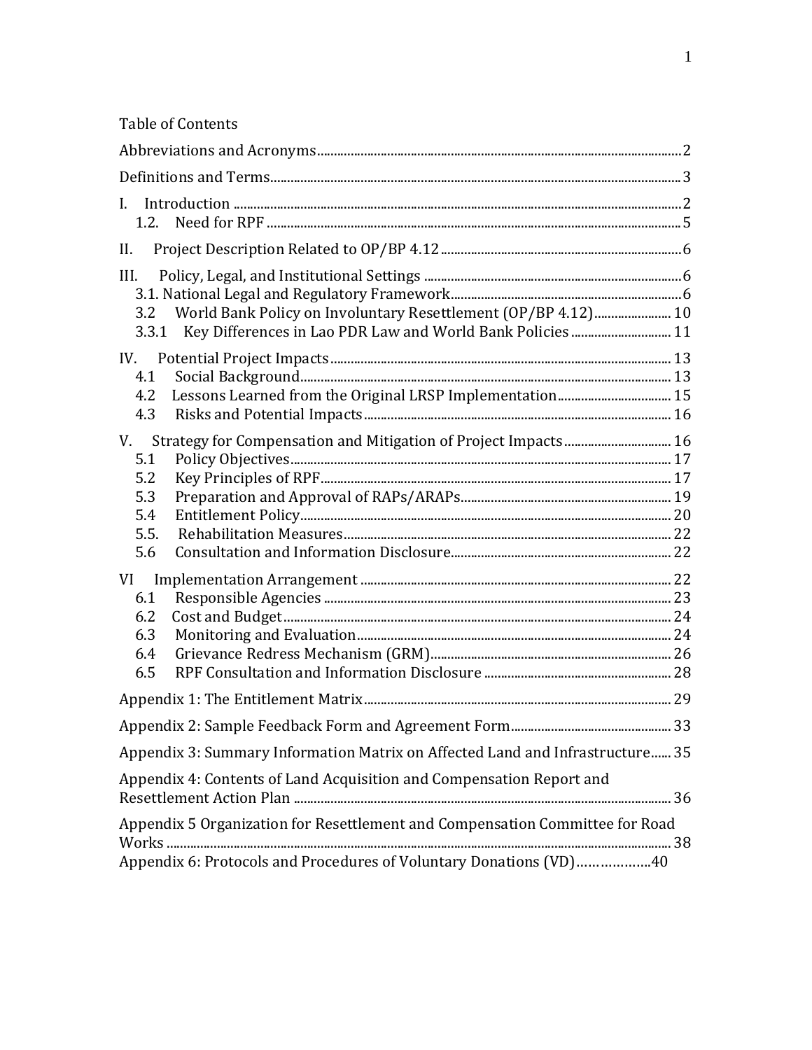Table of Contents

Abbreviations and Acronyms........................................................................................................2

Definitions and Terms....................................................................................................................3

I. Introduction ..................................................................................................................................2
   1.2. Need for RPF .........................................................................................................................5

II. Project Description Related to OP/BP 4.12 .......................................................................6

III. Policy, Legal, and Institutional Settings ...........................................................................6
   3.1. National Legal and Regulatory Framework...................................................................6
   3.2 World Bank Policy on Involuntary Resettlement (OP/BP 4.12)...................... 10
   3.3.1 Key Differences in Lao PDR Law and World Bank Policies ............................ 11

IV. Potential Project Impacts ..................................................................................................... 13
   4.1 Social Background.............................................................................................................. 13
   4.2 Lessons Learned from the Original LRSP Implementation................................. 15
   4.3 Risks and Potential Impacts ........................................................................................... 16

V. Strategy for Compensation and Mitigation of Project Impacts ............................... 16
   5.1 Policy Objectives................................................................................................................ 17
   5.2 Key Principles of RPF...................................................................................................... 17
   5.3 Preparation and Approval of RAPs/ARAPs............................................................. 19
   5.4 Entitlement Policy............................................................................................................. 20
   5.5. Rehabilitation Measures................................................................................................ 22
   5.6 Consultation and Information Disclosure................................................................ 22

VI Implementation Arrangement ........................................................................................... 22
   6.1 Responsible Agencies ...................................................................................................... 23
   6.2 Cost and Budget.................................................................................................................. 24
   6.3 Monitoring and Evaluation............................................................................................ 24
   6.4 Grievance Redress Mechanism (GRM)...................................................................... 26
   6.5 RPF Consultation and Information Disclosure ...................................................... 28

Appendix 1: The Entitlement Matrix........................................................................................... 29

Appendix 2: Sample Feedback Form and Agreement Form............................................... 33

Appendix 3: Summary Information Matrix on Affected Land and Infrastructure...... 35

Appendix 4: Contents of Land Acquisition and Compensation Report and Resettlement Action Plan ............................................................................................................... 36

Appendix 5 Organization for Resettlement and Compensation Committee for Road Works ..................................................................................................................................................... 38
Appendix 6: Protocols and Procedures of Voluntary Donations (VD)……………….40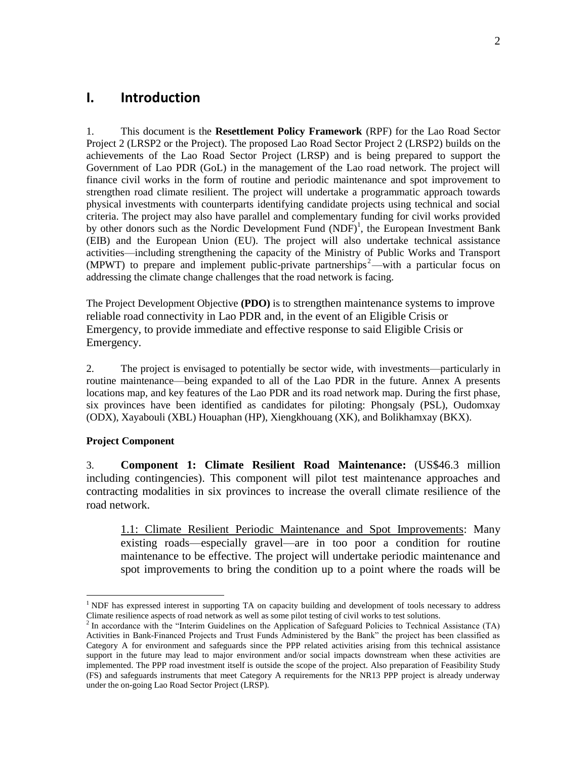# I. Introduction

1. This document is the **Resettlement Policy Framework** (RPF) for the Lao Road Sector Project 2 (LRSP2 or the Project). The proposed Lao Road Sector Project 2 (LRSP2) builds on the achievements of the Lao Road Sector Project (LRSP) and is being prepared to support the Government of Lao PDR (GoL) in the management of the Lao road network. The project will finance civil works in the form of routine and periodic maintenance and spot improvement to strengthen road climate resilient. The project will undertake a programmatic approach towards physical investments with counterparts identifying candidate projects using technical and social criteria. The project may also have parallel and complementary funding for civil works provided by other donors such as the Nordic Development Fund (NDF)[1], the European Investment Bank (EIB) and the European Union (EU). The project will also undertake technical assistance activities—including strengthening the capacity of the Ministry of Public Works and Transport (MPWT) to prepare and implement public-private partnerships[2]—with a particular focus on addressing the climate change challenges that the road network is facing.

The Project Development Objective **(PDO)** is to strengthen maintenance systems to improve reliable road connectivity in Lao PDR and, in the event of an Eligible Crisis or Emergency, to provide immediate and effective response to said Eligible Crisis or Emergency.

2. The project is envisaged to potentially be sector wide, with investments—particularly in routine maintenance—being expanded to all of the Lao PDR in the future. Annex A presents locations map, and key features of the Lao PDR and its road network map. During the first phase, six provinces have been identified as candidates for piloting: Phongsaly (PSL), Oudomxay (ODX), Xayabouli (XBL) Houaphan (HP), Xiengkhouang (XK), and Bolikhamxay (BKX).

**Project Component**

3. **Component 1: Climate Resilient Road Maintenance:** (US$46.3 million including contingencies). This component will pilot test maintenance approaches and contracting modalities in six provinces to increase the overall climate resilience of the road network.

> <u>1.1: Climate Resilient Periodic Maintenance and Spot Improvements</u>: Many existing roads—especially gravel—are in too poor a condition for routine maintenance to be effective. The project will undertake periodic maintenance and spot improvements to bring the condition up to a point where the roads will be

---

[1] NDF has expressed interest in supporting TA on capacity building and development of tools necessary to address Climate resilience aspects of road network as well as some pilot testing of civil works to test solutions.

[2] In accordance with the "Interim Guidelines on the Application of Safeguard Policies to Technical Assistance (TA) Activities in Bank-Financed Projects and Trust Funds Administered by the Bank" the project has been classified as Category A for environment and safeguards since the PPP related activities arising from this technical assistance support in the future may lead to major environment and/or social impacts downstream when these activities are implemented. The PPP road investment itself is outside the scope of the project. Also preparation of Feasibility Study (FS) and safeguards instruments that meet Category A requirements for the NR13 PPP project is already underway under the on-going Lao Road Sector Project (LRSP).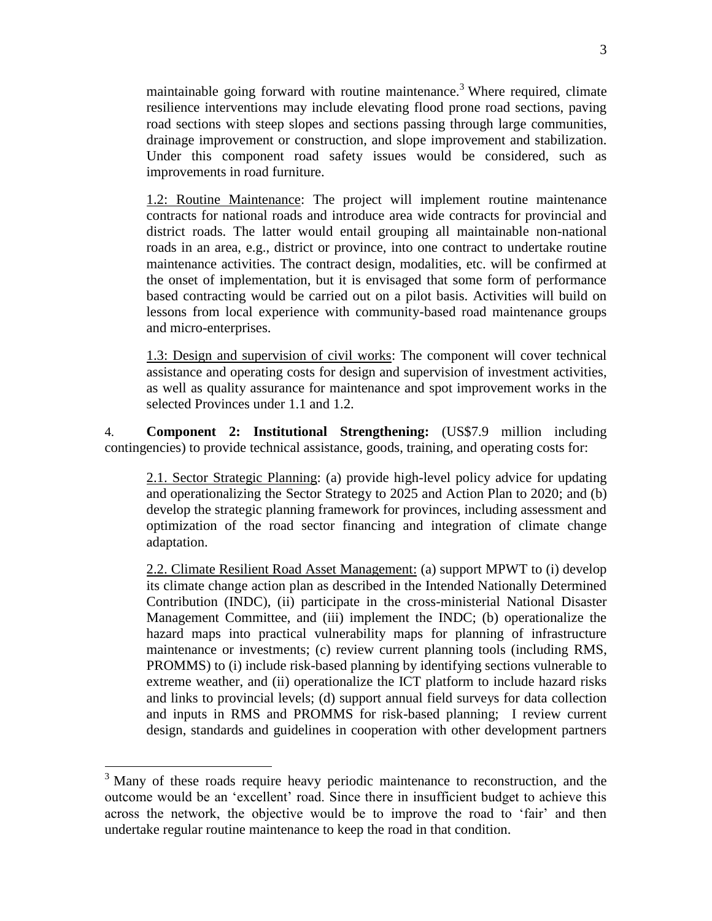maintainable going forward with routine maintenance.[3] Where required, climate resilience interventions may include elevating flood prone road sections, paving road sections with steep slopes and sections passing through large communities, drainage improvement or construction, and slope improvement and stabilization. Under this component road safety issues would be considered, such as improvements in road furniture.

1.2: Routine Maintenance: The project will implement routine maintenance contracts for national roads and introduce area wide contracts for provincial and district roads. The latter would entail grouping all maintainable non-national roads in an area, e.g., district or province, into one contract to undertake routine maintenance activities. The contract design, modalities, etc. will be confirmed at the onset of implementation, but it is envisaged that some form of performance based contracting would be carried out on a pilot basis. Activities will build on lessons from local experience with community-based road maintenance groups and micro-enterprises.

1.3: Design and supervision of civil works: The component will cover technical assistance and operating costs for design and supervision of investment activities, as well as quality assurance for maintenance and spot improvement works in the selected Provinces under 1.1 and 1.2.

4. **Component 2: Institutional Strengthening:** (US$7.9 million including contingencies) to provide technical assistance, goods, training, and operating costs for:

2.1. Sector Strategic Planning: (a) provide high-level policy advice for updating and operationalizing the Sector Strategy to 2025 and Action Plan to 2020; and (b) develop the strategic planning framework for provinces, including assessment and optimization of the road sector financing and integration of climate change adaptation.

2.2. Climate Resilient Road Asset Management: (a) support MPWT to (i) develop its climate change action plan as described in the Intended Nationally Determined Contribution (INDC), (ii) participate in the cross-ministerial National Disaster Management Committee, and (iii) implement the INDC; (b) operationalize the hazard maps into practical vulnerability maps for planning of infrastructure maintenance or investments; (c) review current planning tools (including RMS, PROMMS) to (i) include risk-based planning by identifying sections vulnerable to extreme weather, and (ii) operationalize the ICT platform to include hazard risks and links to provincial levels; (d) support annual field surveys for data collection and inputs in RMS and PROMMS for risk-based planning; I review current design, standards and guidelines in cooperation with other development partners

[3] Many of these roads require heavy periodic maintenance to reconstruction, and the outcome would be an 'excellent' road. Since there in insufficient budget to achieve this across the network, the objective would be to improve the road to 'fair' and then undertake regular routine maintenance to keep the road in that condition.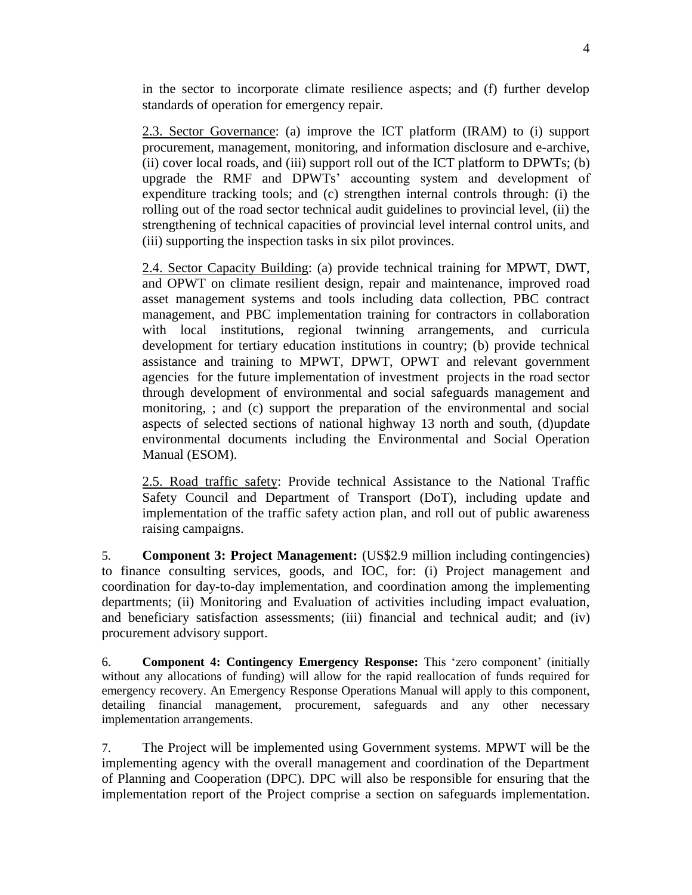in the sector to incorporate climate resilience aspects; and (f) further develop standards of operation for emergency repair.

2.3. Sector Governance: (a) improve the ICT platform (IRAM) to (i) support procurement, management, monitoring, and information disclosure and e-archive, (ii) cover local roads, and (iii) support roll out of the ICT platform to DPWTs; (b) upgrade the RMF and DPWTs' accounting system and development of expenditure tracking tools; and (c) strengthen internal controls through: (i) the rolling out of the road sector technical audit guidelines to provincial level, (ii) the strengthening of technical capacities of provincial level internal control units, and (iii) supporting the inspection tasks in six pilot provinces.

2.4. Sector Capacity Building: (a) provide technical training for MPWT, DWT, and OPWT on climate resilient design, repair and maintenance, improved road asset management systems and tools including data collection, PBC contract management, and PBC implementation training for contractors in collaboration with local institutions, regional twinning arrangements, and curricula development for tertiary education institutions in country; (b) provide technical assistance and training to MPWT, DPWT, OPWT and relevant government agencies for the future implementation of investment projects in the road sector through development of environmental and social safeguards management and monitoring, ; and (c) support the preparation of the environmental and social aspects of selected sections of national highway 13 north and south, (d)update environmental documents including the Environmental and Social Operation Manual (ESOM).

2.5. Road traffic safety: Provide technical Assistance to the National Traffic Safety Council and Department of Transport (DoT), including update and implementation of the traffic safety action plan, and roll out of public awareness raising campaigns.

5. **Component 3: Project Management:** (US$2.9 million including contingencies) to finance consulting services, goods, and IOC, for: (i) Project management and coordination for day-to-day implementation, and coordination among the implementing departments; (ii) Monitoring and Evaluation of activities including impact evaluation, and beneficiary satisfaction assessments; (iii) financial and technical audit; and (iv) procurement advisory support.

6. **Component 4: Contingency Emergency Response:** This 'zero component' (initially without any allocations of funding) will allow for the rapid reallocation of funds required for emergency recovery. An Emergency Response Operations Manual will apply to this component, detailing financial management, procurement, safeguards and any other necessary implementation arrangements.

7. The Project will be implemented using Government systems. MPWT will be the implementing agency with the overall management and coordination of the Department of Planning and Cooperation (DPC). DPC will also be responsible for ensuring that the implementation report of the Project comprise a section on safeguards implementation.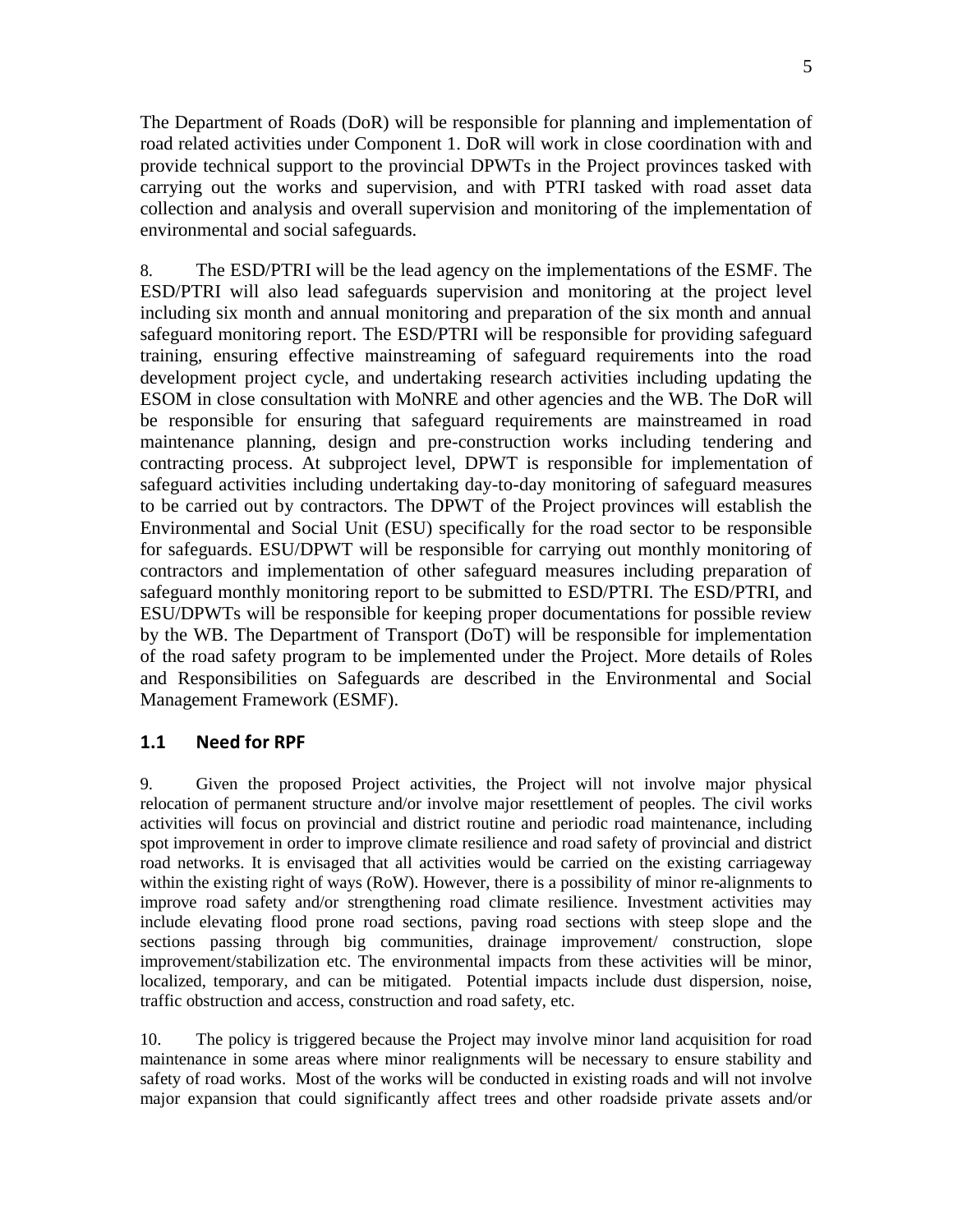The Department of Roads (DoR) will be responsible for planning and implementation of road related activities under Component 1. DoR will work in close coordination with and provide technical support to the provincial DPWTs in the Project provinces tasked with carrying out the works and supervision, and with PTRI tasked with road asset data collection and analysis and overall supervision and monitoring of the implementation of environmental and social safeguards.

8. The ESD/PTRI will be the lead agency on the implementations of the ESMF. The ESD/PTRI will also lead safeguards supervision and monitoring at the project level including six month and annual monitoring and preparation of the six month and annual safeguard monitoring report. The ESD/PTRI will be responsible for providing safeguard training, ensuring effective mainstreaming of safeguard requirements into the road development project cycle, and undertaking research activities including updating the ESOM in close consultation with MoNRE and other agencies and the WB. The DoR will be responsible for ensuring that safeguard requirements are mainstreamed in road maintenance planning, design and pre-construction works including tendering and contracting process. At subproject level, DPWT is responsible for implementation of safeguard activities including undertaking day-to-day monitoring of safeguard measures to be carried out by contractors. The DPWT of the Project provinces will establish the Environmental and Social Unit (ESU) specifically for the road sector to be responsible for safeguards. ESU/DPWT will be responsible for carrying out monthly monitoring of contractors and implementation of other safeguard measures including preparation of safeguard monthly monitoring report to be submitted to ESD/PTRI. The ESD/PTRI, and ESU/DPWTs will be responsible for keeping proper documentations for possible review by the WB. The Department of Transport (DoT) will be responsible for implementation of the road safety program to be implemented under the Project. More details of Roles and Responsibilities on Safeguards are described in the Environmental and Social Management Framework (ESMF).

## 1.1 Need for RPF

9. Given the proposed Project activities, the Project will not involve major physical relocation of permanent structure and/or involve major resettlement of peoples. The civil works activities will focus on provincial and district routine and periodic road maintenance, including spot improvement in order to improve climate resilience and road safety of provincial and district road networks. It is envisaged that all activities would be carried on the existing carriageway within the existing right of ways (RoW). However, there is a possibility of minor re-alignments to improve road safety and/or strengthening road climate resilience. Investment activities may include elevating flood prone road sections, paving road sections with steep slope and the sections passing through big communities, drainage improvement/ construction, slope improvement/stabilization etc. The environmental impacts from these activities will be minor, localized, temporary, and can be mitigated. Potential impacts include dust dispersion, noise, traffic obstruction and access, construction and road safety, etc.

10. The policy is triggered because the Project may involve minor land acquisition for road maintenance in some areas where minor realignments will be necessary to ensure stability and safety of road works. Most of the works will be conducted in existing roads and will not involve major expansion that could significantly affect trees and other roadside private assets and/or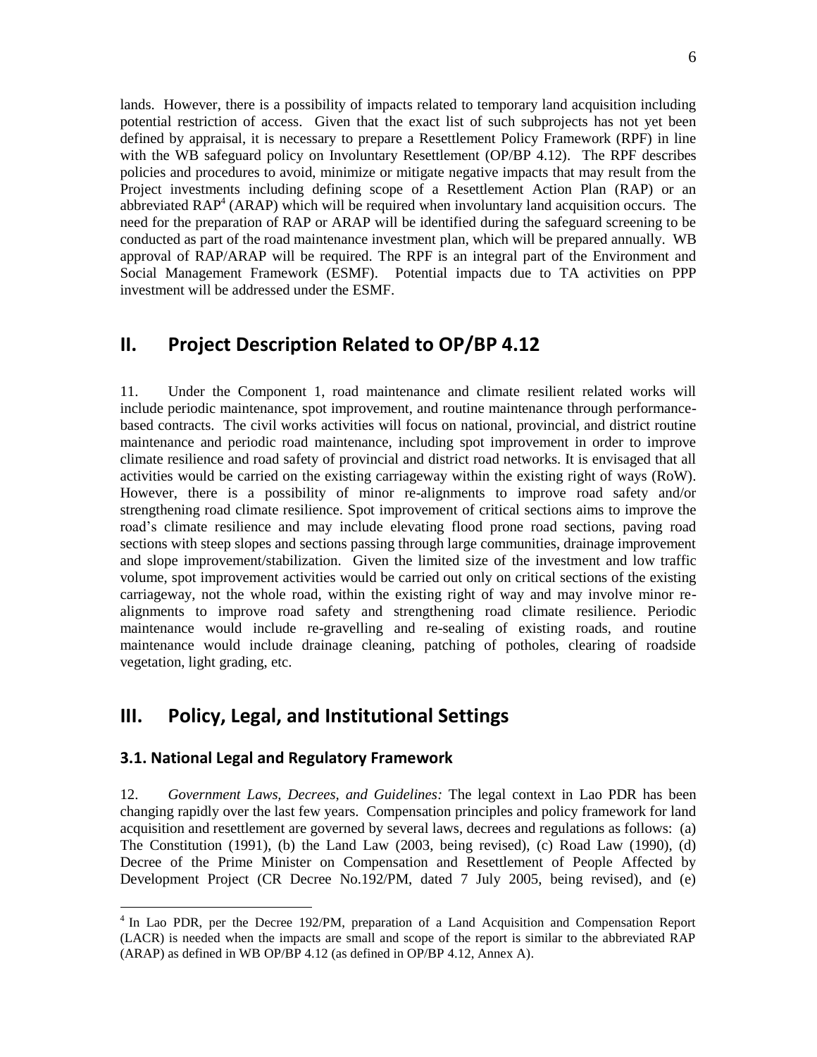lands. However, there is a possibility of impacts related to temporary land acquisition including potential restriction of access. Given that the exact list of such subprojects has not yet been defined by appraisal, it is necessary to prepare a Resettlement Policy Framework (RPF) in line with the WB safeguard policy on Involuntary Resettlement (OP/BP 4.12). The RPF describes policies and procedures to avoid, minimize or mitigate negative impacts that may result from the Project investments including defining scope of a Resettlement Action Plan (RAP) or an abbreviated RAP[4] (ARAP) which will be required when involuntary land acquisition occurs. The need for the preparation of RAP or ARAP will be identified during the safeguard screening to be conducted as part of the road maintenance investment plan, which will be prepared annually. WB approval of RAP/ARAP will be required. The RPF is an integral part of the Environment and Social Management Framework (ESMF). Potential impacts due to TA activities on PPP investment will be addressed under the ESMF.

## II. Project Description Related to OP/BP 4.12

11. Under the Component 1, road maintenance and climate resilient related works will include periodic maintenance, spot improvement, and routine maintenance through performance-based contracts. The civil works activities will focus on national, provincial, and district routine maintenance and periodic road maintenance, including spot improvement in order to improve climate resilience and road safety of provincial and district road networks. It is envisaged that all activities would be carried on the existing carriageway within the existing right of ways (RoW). However, there is a possibility of minor re-alignments to improve road safety and/or strengthening road climate resilience. Spot improvement of critical sections aims to improve the road's climate resilience and may include elevating flood prone road sections, paving road sections with steep slopes and sections passing through large communities, drainage improvement and slope improvement/stabilization. Given the limited size of the investment and low traffic volume, spot improvement activities would be carried out only on critical sections of the existing carriageway, not the whole road, within the existing right of way and may involve minor re-alignments to improve road safety and strengthening road climate resilience. Periodic maintenance would include re-gravelling and re-sealing of existing roads, and routine maintenance would include drainage cleaning, patching of potholes, clearing of roadside vegetation, light grading, etc.

## III. Policy, Legal, and Institutional Settings

### 3.1. National Legal and Regulatory Framework

12. *Government Laws, Decrees, and Guidelines:* The legal context in Lao PDR has been changing rapidly over the last few years. Compensation principles and policy framework for land acquisition and resettlement are governed by several laws, decrees and regulations as follows: (a) The Constitution (1991), (b) the Land Law (2003, being revised), (c) Road Law (1990), (d) Decree of the Prime Minister on Compensation and Resettlement of People Affected by Development Project (CR Decree No.192/PM, dated 7 July 2005, being revised), and (e)

---

[4] In Lao PDR, per the Decree 192/PM, preparation of a Land Acquisition and Compensation Report (LACR) is needed when the impacts are small and scope of the report is similar to the abbreviated RAP (ARAP) as defined in WB OP/BP 4.12 (as defined in OP/BP 4.12, Annex A).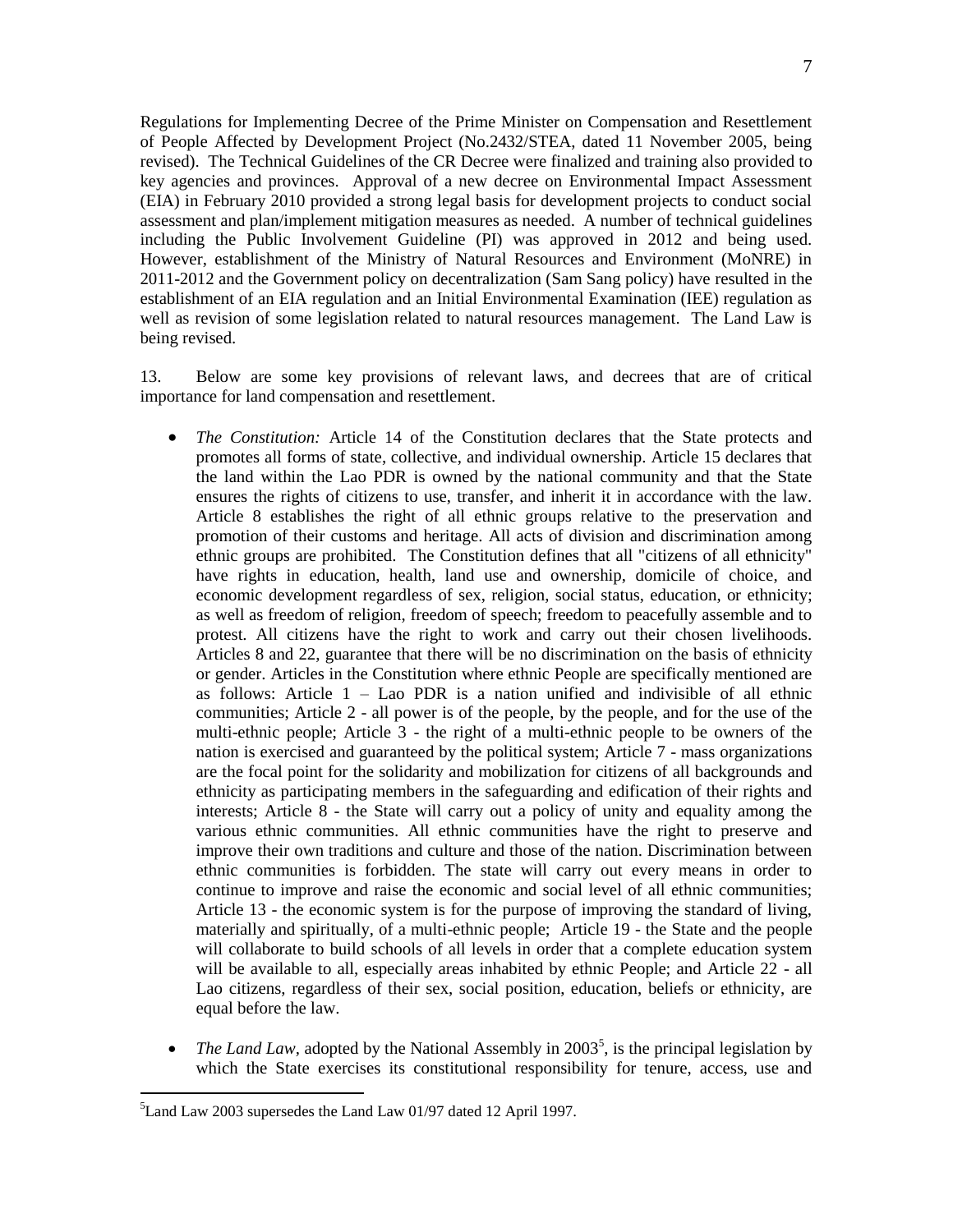Regulations for Implementing Decree of the Prime Minister on Compensation and Resettlement of People Affected by Development Project (No.2432/STEA, dated 11 November 2005, being revised). The Technical Guidelines of the CR Decree were finalized and training also provided to key agencies and provinces. Approval of a new decree on Environmental Impact Assessment (EIA) in February 2010 provided a strong legal basis for development projects to conduct social assessment and plan/implement mitigation measures as needed. A number of technical guidelines including the Public Involvement Guideline (PI) was approved in 2012 and being used. However, establishment of the Ministry of Natural Resources and Environment (MoNRE) in 2011-2012 and the Government policy on decentralization (Sam Sang policy) have resulted in the establishment of an EIA regulation and an Initial Environmental Examination (IEE) regulation as well as revision of some legislation related to natural resources management. The Land Law is being revised.

13. Below are some key provisions of relevant laws, and decrees that are of critical importance for land compensation and resettlement.

- *The Constitution:* Article 14 of the Constitution declares that the State protects and promotes all forms of state, collective, and individual ownership. Article 15 declares that the land within the Lao PDR is owned by the national community and that the State ensures the rights of citizens to use, transfer, and inherit it in accordance with the law. Article 8 establishes the right of all ethnic groups relative to the preservation and promotion of their customs and heritage. All acts of division and discrimination among ethnic groups are prohibited. The Constitution defines that all "citizens of all ethnicity" have rights in education, health, land use and ownership, domicile of choice, and economic development regardless of sex, religion, social status, education, or ethnicity; as well as freedom of religion, freedom of speech; freedom to peacefully assemble and to protest. All citizens have the right to work and carry out their chosen livelihoods. Articles 8 and 22, guarantee that there will be no discrimination on the basis of ethnicity or gender. Articles in the Constitution where ethnic People are specifically mentioned are as follows: Article 1 – Lao PDR is a nation unified and indivisible of all ethnic communities; Article 2 - all power is of the people, by the people, and for the use of the multi-ethnic people; Article 3 - the right of a multi-ethnic people to be owners of the nation is exercised and guaranteed by the political system; Article 7 - mass organizations are the focal point for the solidarity and mobilization for citizens of all backgrounds and ethnicity as participating members in the safeguarding and edification of their rights and interests; Article 8 - the State will carry out a policy of unity and equality among the various ethnic communities. All ethnic communities have the right to preserve and improve their own traditions and culture and those of the nation. Discrimination between ethnic communities is forbidden. The state will carry out every means in order to continue to improve and raise the economic and social level of all ethnic communities; Article 13 - the economic system is for the purpose of improving the standard of living, materially and spiritually, of a multi-ethnic people; Article 19 - the State and the people will collaborate to build schools of all levels in order that a complete education system will be available to all, especially areas inhabited by ethnic People; and Article 22 - all Lao citizens, regardless of their sex, social position, education, beliefs or ethnicity, are equal before the law.

- *The Land Law,* adopted by the National Assembly in 2003[5], is the principal legislation by which the State exercises its constitutional responsibility for tenure, access, use and

[5] Land Law 2003 supersedes the Land Law 01/97 dated 12 April 1997.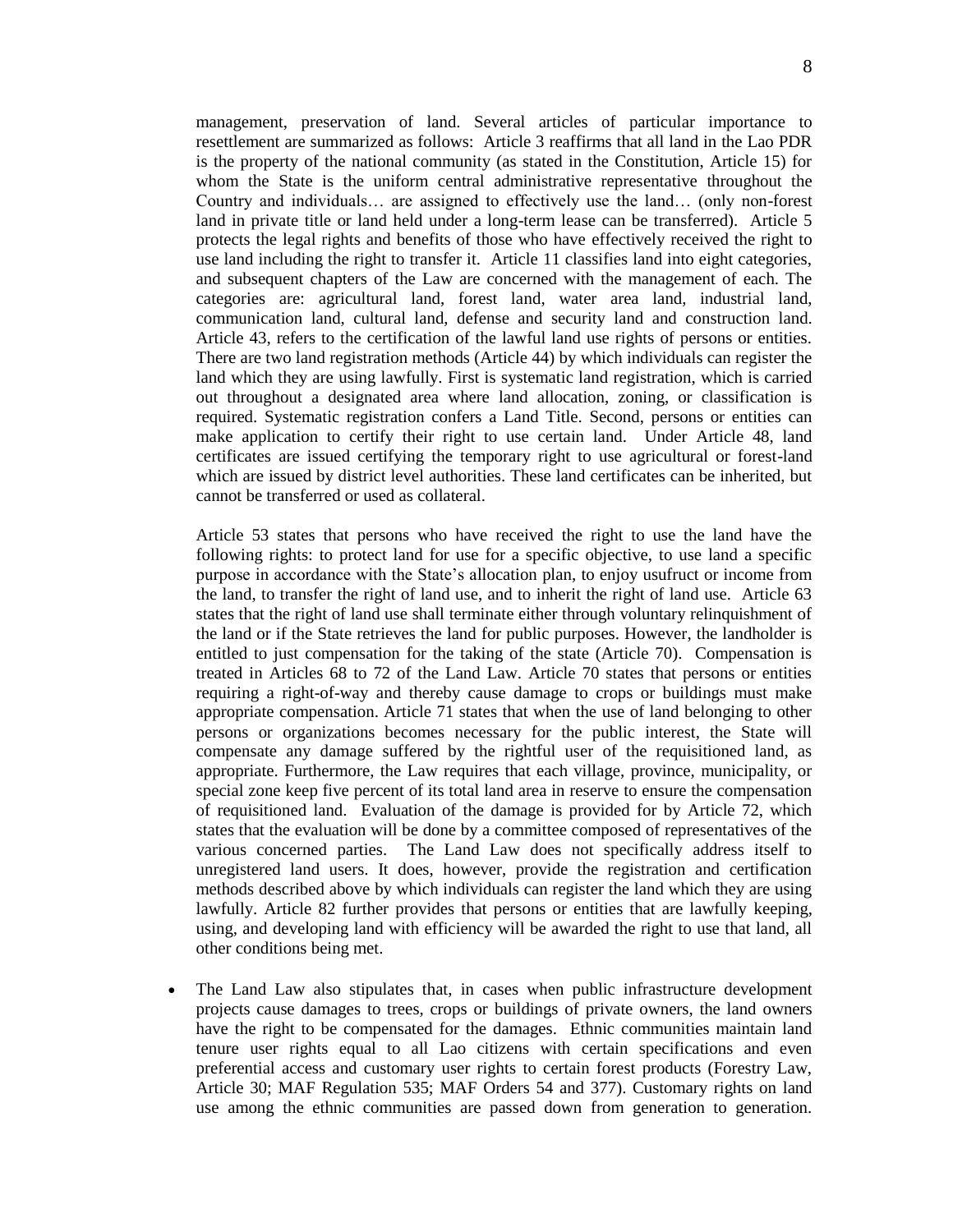management, preservation of land. Several articles of particular importance to resettlement are summarized as follows: Article 3 reaffirms that all land in the Lao PDR is the property of the national community (as stated in the Constitution, Article 15) for whom the State is the uniform central administrative representative throughout the Country and individuals… are assigned to effectively use the land… (only non-forest land in private title or land held under a long-term lease can be transferred). Article 5 protects the legal rights and benefits of those who have effectively received the right to use land including the right to transfer it. Article 11 classifies land into eight categories, and subsequent chapters of the Law are concerned with the management of each. The categories are: agricultural land, forest land, water area land, industrial land, communication land, cultural land, defense and security land and construction land. Article 43, refers to the certification of the lawful land use rights of persons or entities. There are two land registration methods (Article 44) by which individuals can register the land which they are using lawfully. First is systematic land registration, which is carried out throughout a designated area where land allocation, zoning, or classification is required. Systematic registration confers a Land Title. Second, persons or entities can make application to certify their right to use certain land. Under Article 48, land certificates are issued certifying the temporary right to use agricultural or forest-land which are issued by district level authorities. These land certificates can be inherited, but cannot be transferred or used as collateral.

Article 53 states that persons who have received the right to use the land have the following rights: to protect land for use for a specific objective, to use land a specific purpose in accordance with the State's allocation plan, to enjoy usufruct or income from the land, to transfer the right of land use, and to inherit the right of land use. Article 63 states that the right of land use shall terminate either through voluntary relinquishment of the land or if the State retrieves the land for public purposes. However, the landholder is entitled to just compensation for the taking of the state (Article 70). Compensation is treated in Articles 68 to 72 of the Land Law. Article 70 states that persons or entities requiring a right-of-way and thereby cause damage to crops or buildings must make appropriate compensation. Article 71 states that when the use of land belonging to other persons or organizations becomes necessary for the public interest, the State will compensate any damage suffered by the rightful user of the requisitioned land, as appropriate. Furthermore, the Law requires that each village, province, municipality, or special zone keep five percent of its total land area in reserve to ensure the compensation of requisitioned land. Evaluation of the damage is provided for by Article 72, which states that the evaluation will be done by a committee composed of representatives of the various concerned parties. The Land Law does not specifically address itself to unregistered land users. It does, however, provide the registration and certification methods described above by which individuals can register the land which they are using lawfully. Article 82 further provides that persons or entities that are lawfully keeping, using, and developing land with efficiency will be awarded the right to use that land, all other conditions being met.

- The Land Law also stipulates that, in cases when public infrastructure development projects cause damages to trees, crops or buildings of private owners, the land owners have the right to be compensated for the damages. Ethnic communities maintain land tenure user rights equal to all Lao citizens with certain specifications and even preferential access and customary user rights to certain forest products (Forestry Law, Article 30; MAF Regulation 535; MAF Orders 54 and 377). Customary rights on land use among the ethnic communities are passed down from generation to generation.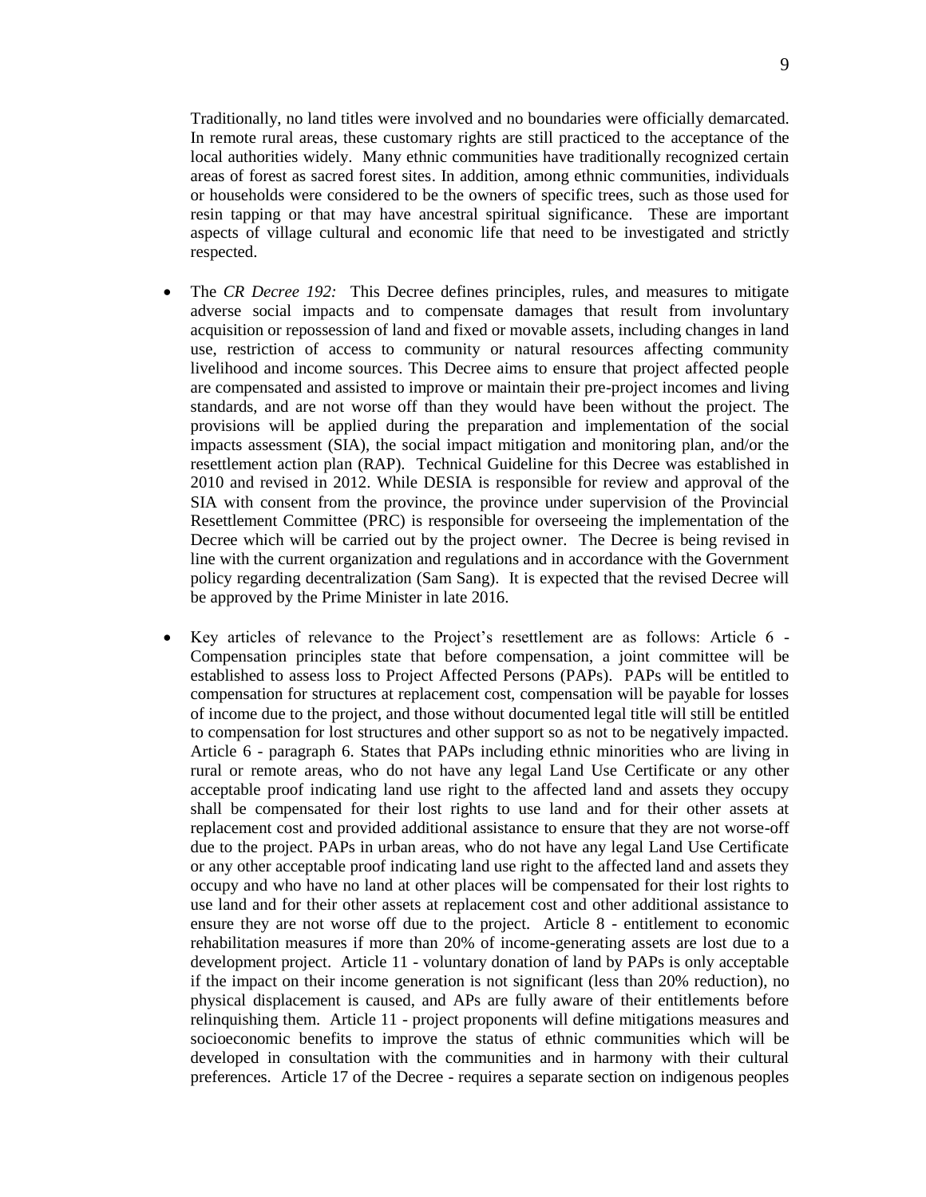Traditionally, no land titles were involved and no boundaries were officially demarcated. In remote rural areas, these customary rights are still practiced to the acceptance of the local authorities widely. Many ethnic communities have traditionally recognized certain areas of forest as sacred forest sites. In addition, among ethnic communities, individuals or households were considered to be the owners of specific trees, such as those used for resin tapping or that may have ancestral spiritual significance. These are important aspects of village cultural and economic life that need to be investigated and strictly respected.

- The *CR Decree 192:* This Decree defines principles, rules, and measures to mitigate adverse social impacts and to compensate damages that result from involuntary acquisition or repossession of land and fixed or movable assets, including changes in land use, restriction of access to community or natural resources affecting community livelihood and income sources. This Decree aims to ensure that project affected people are compensated and assisted to improve or maintain their pre-project incomes and living standards, and are not worse off than they would have been without the project. The provisions will be applied during the preparation and implementation of the social impacts assessment (SIA), the social impact mitigation and monitoring plan, and/or the resettlement action plan (RAP). Technical Guideline for this Decree was established in 2010 and revised in 2012. While DESIA is responsible for review and approval of the SIA with consent from the province, the province under supervision of the Provincial Resettlement Committee (PRC) is responsible for overseeing the implementation of the Decree which will be carried out by the project owner. The Decree is being revised in line with the current organization and regulations and in accordance with the Government policy regarding decentralization (Sam Sang). It is expected that the revised Decree will be approved by the Prime Minister in late 2016.

- Key articles of relevance to the Project's resettlement are as follows: Article 6 - Compensation principles state that before compensation, a joint committee will be established to assess loss to Project Affected Persons (PAPs). PAPs will be entitled to compensation for structures at replacement cost, compensation will be payable for losses of income due to the project, and those without documented legal title will still be entitled to compensation for lost structures and other support so as not to be negatively impacted. Article 6 - paragraph 6. States that PAPs including ethnic minorities who are living in rural or remote areas, who do not have any legal Land Use Certificate or any other acceptable proof indicating land use right to the affected land and assets they occupy shall be compensated for their lost rights to use land and for their other assets at replacement cost and provided additional assistance to ensure that they are not worse-off due to the project. PAPs in urban areas, who do not have any legal Land Use Certificate or any other acceptable proof indicating land use right to the affected land and assets they occupy and who have no land at other places will be compensated for their lost rights to use land and for their other assets at replacement cost and other additional assistance to ensure they are not worse off due to the project. Article 8 - entitlement to economic rehabilitation measures if more than 20% of income-generating assets are lost due to a development project. Article 11 - voluntary donation of land by PAPs is only acceptable if the impact on their income generation is not significant (less than 20% reduction), no physical displacement is caused, and APs are fully aware of their entitlements before relinquishing them. Article 11 - project proponents will define mitigations measures and socioeconomic benefits to improve the status of ethnic communities which will be developed in consultation with the communities and in harmony with their cultural preferences. Article 17 of the Decree - requires a separate section on indigenous peoples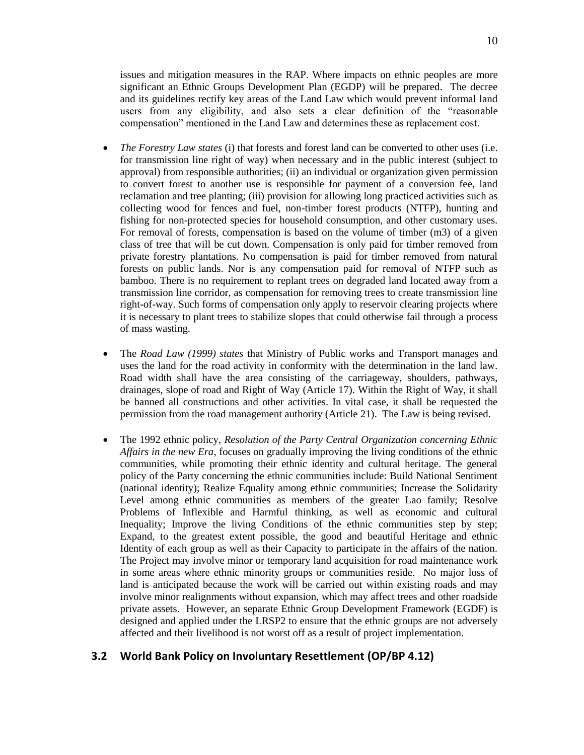issues and mitigation measures in the RAP. Where impacts on ethnic peoples are more significant an Ethnic Groups Development Plan (EGDP) will be prepared. The decree and its guidelines rectify key areas of the Land Law which would prevent informal land users from any eligibility, and also sets a clear definition of the "reasonable compensation" mentioned in the Land Law and determines these as replacement cost.

- *The Forestry Law states* (i) that forests and forest land can be converted to other uses (i.e. for transmission line right of way) when necessary and in the public interest (subject to approval) from responsible authorities; (ii) an individual or organization given permission to convert forest to another use is responsible for payment of a conversion fee, land reclamation and tree planting; (iii) provision for allowing long practiced activities such as collecting wood for fences and fuel, non-timber forest products (NTFP), hunting and fishing for non-protected species for household consumption, and other customary uses. For removal of forests, compensation is based on the volume of timber (m3) of a given class of tree that will be cut down. Compensation is only paid for timber removed from private forestry plantations. No compensation is paid for timber removed from natural forests on public lands. Nor is any compensation paid for removal of NTFP such as bamboo. There is no requirement to replant trees on degraded land located away from a transmission line corridor, as compensation for removing trees to create transmission line right-of-way. Such forms of compensation only apply to reservoir clearing projects where it is necessary to plant trees to stabilize slopes that could otherwise fail through a process of mass wasting.

- The *Road Law (1999) states* that Ministry of Public works and Transport manages and uses the land for the road activity in conformity with the determination in the land law. Road width shall have the area consisting of the carriageway, shoulders, pathways, drainages, slope of road and Right of Way (Article 17). Within the Right of Way, it shall be banned all constructions and other activities. In vital case, it shall be requested the permission from the road management authority (Article 21). The Law is being revised.

- The 1992 ethnic policy, *Resolution of the Party Central Organization concerning Ethnic Affairs in the new Era*, focuses on gradually improving the living conditions of the ethnic communities, while promoting their ethnic identity and cultural heritage. The general policy of the Party concerning the ethnic communities include: Build National Sentiment (national identity); Realize Equality among ethnic communities; Increase the Solidarity Level among ethnic communities as members of the greater Lao family; Resolve Problems of Inflexible and Harmful thinking, as well as economic and cultural Inequality; Improve the living Conditions of the ethnic communities step by step; Expand, to the greatest extent possible, the good and beautiful Heritage and ethnic Identity of each group as well as their Capacity to participate in the affairs of the nation. The Project may involve minor or temporary land acquisition for road maintenance work in some areas where ethnic minority groups or communities reside. No major loss of land is anticipated because the work will be carried out within existing roads and may involve minor realignments without expansion, which may affect trees and other roadside private assets. However, an separate Ethnic Group Development Framework (EGDF) is designed and applied under the LRSP2 to ensure that the ethnic groups are not adversely affected and their livelihood is not worst off as a result of project implementation.

## 3.2 World Bank Policy on Involuntary Resettlement (OP/BP 4.12)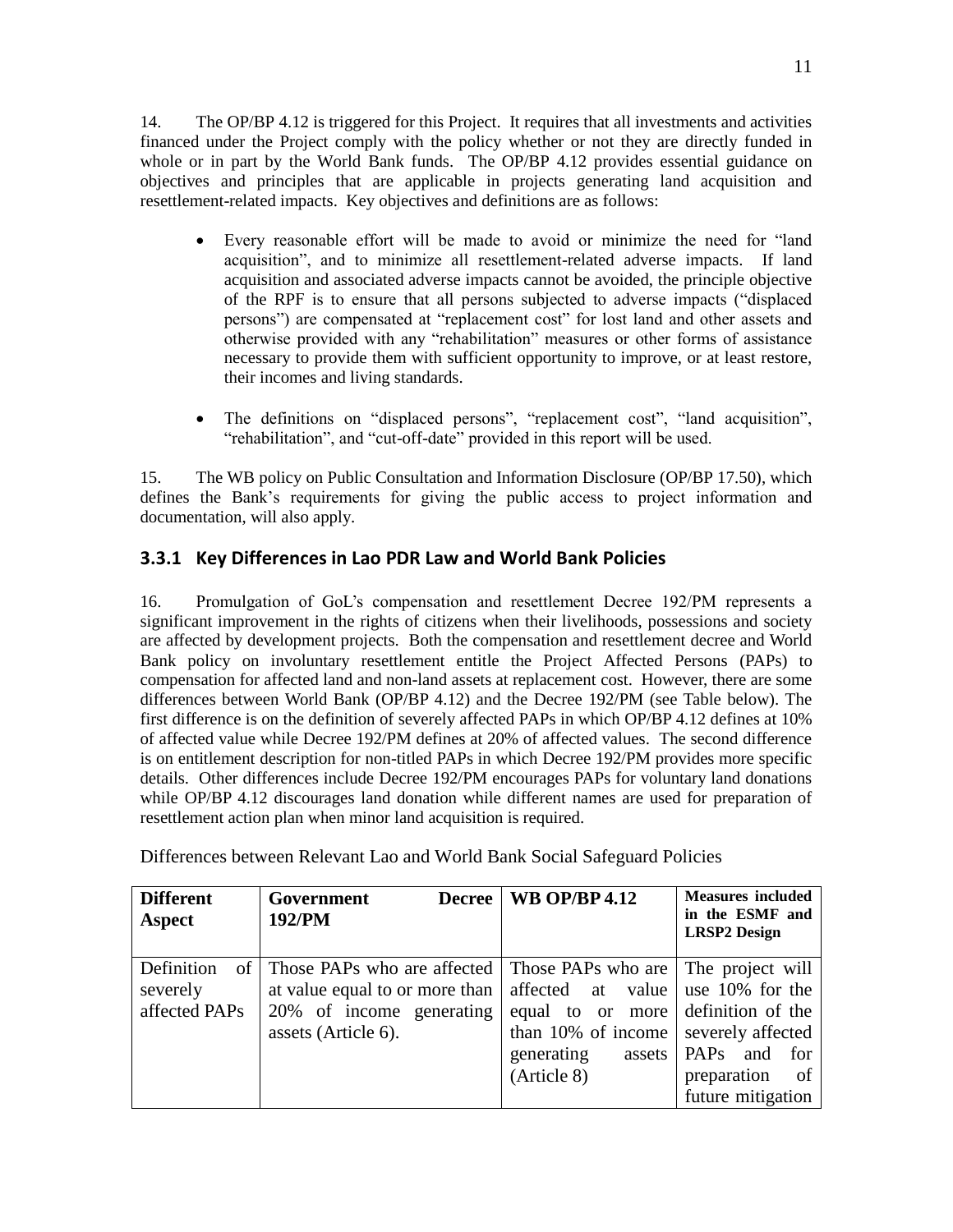14. The OP/BP 4.12 is triggered for this Project. It requires that all investments and activities financed under the Project comply with the policy whether or not they are directly funded in whole or in part by the World Bank funds. The OP/BP 4.12 provides essential guidance on objectives and principles that are applicable in projects generating land acquisition and resettlement-related impacts. Key objectives and definitions are as follows:

- Every reasonable effort will be made to avoid or minimize the need for "land acquisition", and to minimize all resettlement-related adverse impacts. If land acquisition and associated adverse impacts cannot be avoided, the principle objective of the RPF is to ensure that all persons subjected to adverse impacts ("displaced persons") are compensated at "replacement cost" for lost land and other assets and otherwise provided with any "rehabilitation" measures or other forms of assistance necessary to provide them with sufficient opportunity to improve, or at least restore, their incomes and living standards.

- The definitions on "displaced persons", "replacement cost", "land acquisition", "rehabilitation", and "cut-off-date" provided in this report will be used.

15. The WB policy on Public Consultation and Information Disclosure (OP/BP 17.50), which defines the Bank's requirements for giving the public access to project information and documentation, will also apply.

### 3.3.1 Key Differences in Lao PDR Law and World Bank Policies

16. Promulgation of GoL's compensation and resettlement Decree 192/PM represents a significant improvement in the rights of citizens when their livelihoods, possessions and society are affected by development projects. Both the compensation and resettlement decree and World Bank policy on involuntary resettlement entitle the Project Affected Persons (PAPs) to compensation for affected land and non-land assets at replacement cost. However, there are some differences between World Bank (OP/BP 4.12) and the Decree 192/PM (see Table below). The first difference is on the definition of severely affected PAPs in which OP/BP 4.12 defines at 10% of affected value while Decree 192/PM defines at 20% of affected values. The second difference is on entitlement description for non-titled PAPs in which Decree 192/PM provides more specific details. Other differences include Decree 192/PM encourages PAPs for voluntary land donations while OP/BP 4.12 discourages land donation while different names are used for preparation of resettlement action plan when minor land acquisition is required.

Differences between Relevant Lao and World Bank Social Safeguard Policies

| **Different Aspect** | **Government Decree 192/PM** | **WB OP/BP 4.12** | **Measures included in the ESMF and LRSP2 Design** |
|---|---|---|---|
| Definition of severely affected PAPs | Those PAPs who are affected at value equal to or more than 20% of income generating assets (Article 6). | Those PAPs who are affected at value equal to or more than 10% of income generating assets (Article 8) | The project will use 10% for the definition of the severely affected PAPs and for preparation of future mitigation |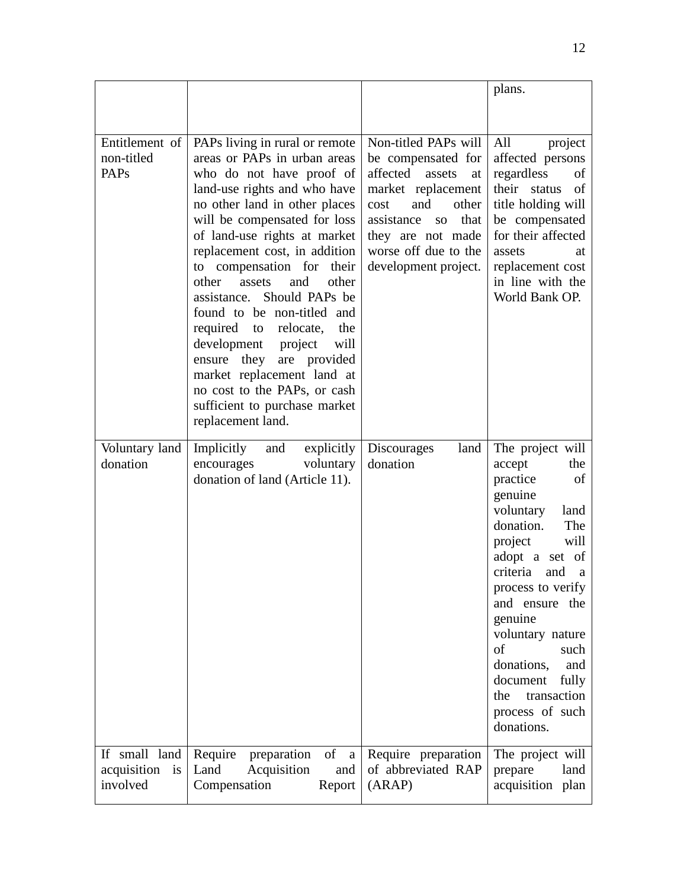| | | | plans. |
|---|---|---|---|
| Entitlement of non-titled PAPs | PAPs living in rural or remote areas or PAPs in urban areas who do not have proof of land-use rights and who have no other land in other places will be compensated for loss of land-use rights at market replacement cost, in addition to compensation for their other assets and other assistance. Should PAPs be found to be non-titled and required to relocate, the development project will ensure they are provided market replacement land at no cost to the PAPs, or cash sufficient to purchase market replacement land. | Non-titled PAPs will be compensated for affected assets at market replacement cost and other assistance so that they are not made worse off due to the development project. | All project affected persons regardless of their status of title holding will be compensated for their affected assets at replacement cost in line with the World Bank OP. |
| Voluntary land donation | Implicitly and explicitly encourages voluntary donation of land (Article 11). | Discourages land donation | The project will accept the practice of genuine voluntary land donation. The project will adopt a set of criteria and a process to verify and ensure the genuine voluntary nature of such donations, and document fully the transaction process of such donations. |
| If small land acquisition is involved | Require preparation of a Land Acquisition and Compensation Report | Require preparation of abbreviated RAP (ARAP) | The project will prepare land acquisition plan |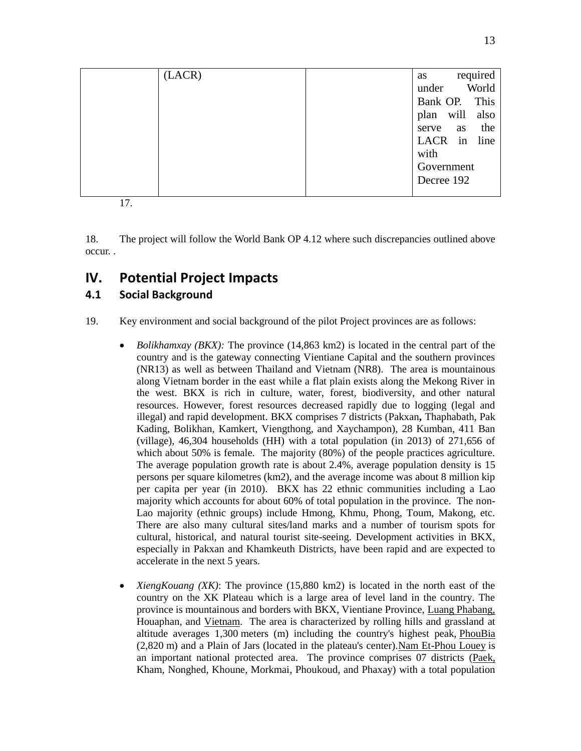| | (LACR) | | as required under World Bank OP. This plan will also serve as the LACR in line with Government Decree 192 |
|---|---|---|---|

17.

18. The project will follow the World Bank OP 4.12 where such discrepancies outlined above occur. .

# IV. Potential Project Impacts

## 4.1 Social Background

19. Key environment and social background of the pilot Project provinces are as follows:

- *Bolikhamxay (BKX):* The province (14,863 km2) is located in the central part of the country and is the gateway connecting Vientiane Capital and the southern provinces (NR13) as well as between Thailand and Vietnam (NR8). The area is mountainous along Vietnam border in the east while a flat plain exists along the Mekong River in the west. BKX is rich in culture, water, forest, biodiversity, and other natural resources. However, forest resources decreased rapidly due to logging (legal and illegal) and rapid development. BKX comprises 7 districts (Pakxan**,** Thaphabath, Pak Kading, Bolikhan, Kamkert, Viengthong, and Xaychampon), 28 Kumban, 411 Ban (village), 46,304 households (HH) with a total population (in 2013) of 271,656 of which about 50% is female. The majority (80%) of the people practices agriculture. The average population growth rate is about 2.4%, average population density is 15 persons per square kilometres (km2), and the average income was about 8 million kip per capita per year (in 2010). BKX has 22 ethnic communities including a Lao majority which accounts for about 60% of total population in the province. The non-Lao majority (ethnic groups) include Hmong, Khmu, Phong, Toum, Makong, etc. There are also many cultural sites/land marks and a number of tourism spots for cultural, historical, and natural tourist site-seeing. Development activities in BKX, especially in Pakxan and Khamkeuth Districts, have been rapid and are expected to accelerate in the next 5 years.

- *XiengKouang (XK)*: The province (15,880 km2) is located in the north east of the country on the XK Plateau which is a large area of level land in the country. The province is mountainous and borders with BKX, Vientiane Province, Luang Phabang, Houaphan, and Vietnam. The area is characterized by rolling hills and grassland at altitude averages 1,300 meters (m) including the country's highest peak, PhouBia (2,820 m) and a Plain of Jars (located in the plateau's center). Nam Et-Phou Louey is an important national protected area. The province comprises 07 districts (Paek, Kham, Nonghed, Khoune, Morkmai, Phoukoud, and Phaxay) with a total population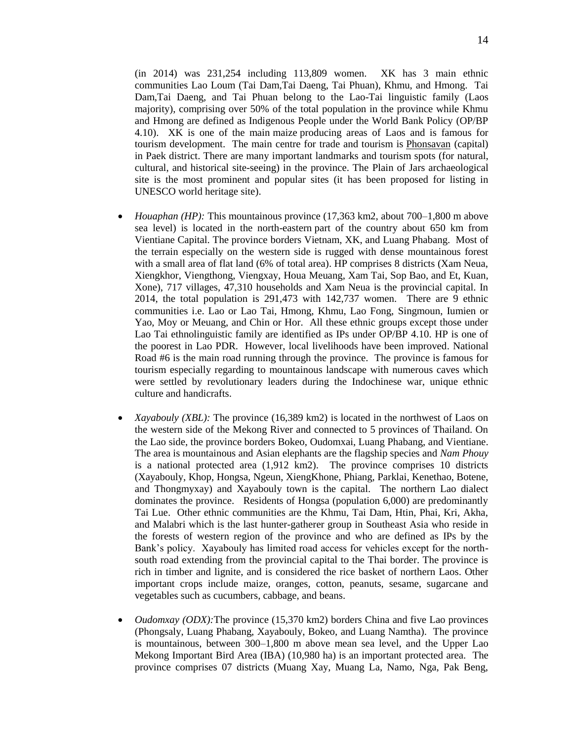(in 2014) was 231,254 including 113,809 women. XK has 3 main ethnic communities Lao Loum (Tai Dam,Tai Daeng, Tai Phuan), Khmu, and Hmong. Tai Dam,Tai Daeng, and Tai Phuan belong to the Lao-Tai linguistic family (Laos majority), comprising over 50% of the total population in the province while Khmu and Hmong are defined as Indigenous People under the World Bank Policy (OP/BP 4.10). XK is one of the main maize producing areas of Laos and is famous for tourism development. The main centre for trade and tourism is Phonsavan (capital) in Paek district. There are many important landmarks and tourism spots (for natural, cultural, and historical site-seeing) in the province. The Plain of Jars archaeological site is the most prominent and popular sites (it has been proposed for listing in UNESCO world heritage site).

- *Houaphan (HP):* This mountainous province (17,363 km2, about 700–1,800 m above sea level) is located in the north-eastern part of the country about 650 km from Vientiane Capital. The province borders Vietnam, XK, and Luang Phabang. Most of the terrain especially on the western side is rugged with dense mountainous forest with a small area of flat land (6% of total area). HP comprises 8 districts (Xam Neua, Xiengkhor, Viengthong, Viengxay, Houa Meuang, Xam Tai, Sop Bao, and Et, Kuan, Xone), 717 villages, 47,310 households and Xam Neua is the provincial capital. In 2014, the total population is 291,473 with 142,737 women. There are 9 ethnic communities i.e. Lao or Lao Tai, Hmong, Khmu, Lao Fong, Singmoun, Iumien or Yao, Moy or Meuang, and Chin or Hor. All these ethnic groups except those under Lao Tai ethnolinguistic family are identified as IPs under OP/BP 4.10. HP is one of the poorest in Lao PDR. However, local livelihoods have been improved. National Road #6 is the main road running through the province. The province is famous for tourism especially regarding to mountainous landscape with numerous caves which were settled by revolutionary leaders during the Indochinese war, unique ethnic culture and handicrafts.

- *Xayabouly (XBL):* The province (16,389 km2) is located in the northwest of Laos on the western side of the Mekong River and connected to 5 provinces of Thailand. On the Lao side, the province borders Bokeo, Oudomxai, Luang Phabang, and Vientiane. The area is mountainous and Asian elephants are the flagship species and *Nam Phouy* is a national protected area (1,912 km2). The province comprises 10 districts (Xayabouly, Khop, Hongsa, Ngeun, XiengKhone, Phiang, Parklai, Kenethao, Botene, and Thongmyxay) and Xayabouly town is the capital. The northern Lao dialect dominates the province. Residents of Hongsa (population 6,000) are predominantly Tai Lue. Other ethnic communities are the Khmu, Tai Dam, Htin, Phai, Kri, Akha, and Malabri which is the last hunter-gatherer group in Southeast Asia who reside in the forests of western region of the province and who are defined as IPs by the Bank's policy. Xayabouly has limited road access for vehicles except for the north-south road extending from the provincial capital to the Thai border. The province is rich in timber and lignite, and is considered the rice basket of northern Laos. Other important crops include maize, oranges, cotton, peanuts, sesame, sugarcane and vegetables such as cucumbers, cabbage, and beans.

- *Oudomxay (ODX):* The province (15,370 km2) borders China and five Lao provinces (Phongsaly, Luang Phabang, Xayabouly, Bokeo, and Luang Namtha). The province is mountainous, between 300–1,800 m above mean sea level, and the Upper Lao Mekong Important Bird Area (IBA) (10,980 ha) is an important protected area. The province comprises 07 districts (Muang Xay, Muang La, Namo, Nga, Pak Beng,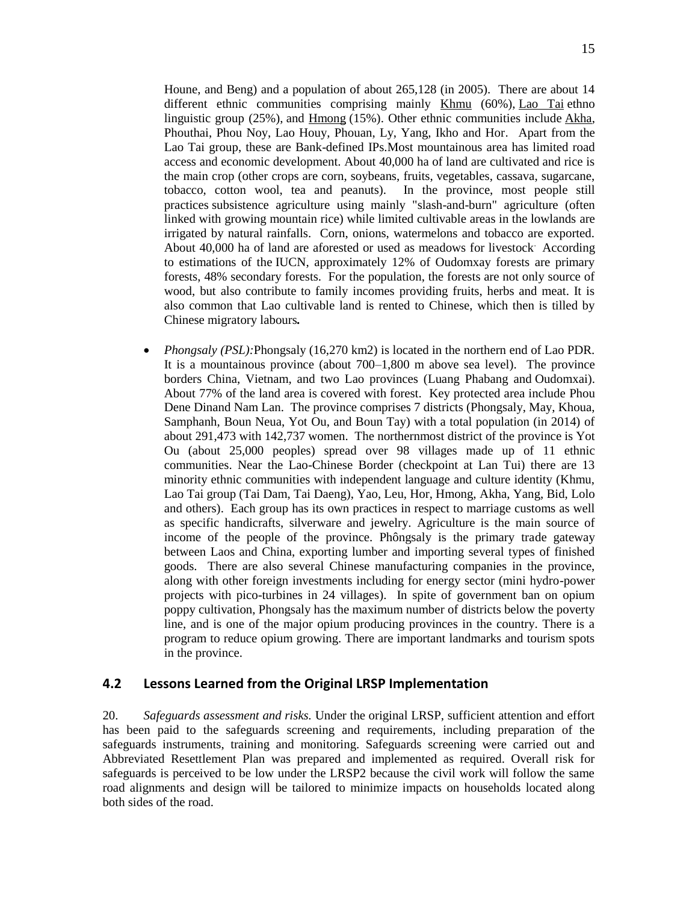Houne, and Beng) and a population of about 265,128 (in 2005). There are about 14 different ethnic communities comprising mainly Khmu (60%), Lao Tai ethno linguistic group (25%), and Hmong (15%). Other ethnic communities include Akha, Phouthai, Phou Noy, Lao Houy, Phouan, Ly, Yang, Ikho and Hor. Apart from the Lao Tai group, these are Bank-defined IPs.Most mountainous area has limited road access and economic development. About 40,000 ha of land are cultivated and rice is the main crop (other crops are corn, soybeans, fruits, vegetables, cassava, sugarcane, tobacco, cotton wool, tea and peanuts). In the province, most people still practices subsistence agriculture using mainly "slash-and-burn" agriculture (often linked with growing mountain rice) while limited cultivable areas in the lowlands are irrigated by natural rainfalls. Corn, onions, watermelons and tobacco are exported. About 40,000 ha of land are aforested or used as meadows for livestock. According to estimations of the IUCN, approximately 12% of Oudomxay forests are primary forests, 48% secondary forests. For the population, the forests are not only source of wood, but also contribute to family incomes providing fruits, herbs and meat. It is also common that Lao cultivable land is rented to Chinese, which then is tilled by Chinese migratory labours**.**

- *Phongsaly (PSL):*Phongsaly (16,270 km2) is located in the northern end of Lao PDR. It is a mountainous province (about 700–1,800 m above sea level). The province borders China, Vietnam, and two Lao provinces (Luang Phabang and Oudomxai). About 77% of the land area is covered with forest. Key protected area include Phou Dene Dinand Nam Lan. The province comprises 7 districts (Phongsaly, May, Khoua, Samphanh, Boun Neua, Yot Ou, and Boun Tay) with a total population (in 2014) of about 291,473 with 142,737 women. The northernmost district of the province is Yot Ou (about 25,000 peoples) spread over 98 villages made up of 11 ethnic communities. Near the Lao-Chinese Border (checkpoint at Lan Tui) there are 13 minority ethnic communities with independent language and culture identity (Khmu, Lao Tai group (Tai Dam, Tai Daeng), Yao, Leu, Hor, Hmong, Akha, Yang, Bid, Lolo and others). Each group has its own practices in respect to marriage customs as well as specific handicrafts, silverware and jewelry. Agriculture is the main source of income of the people of the province. Phôngsaly is the primary trade gateway between Laos and China, exporting lumber and importing several types of finished goods. There are also several Chinese manufacturing companies in the province, along with other foreign investments including for energy sector (mini hydro-power projects with pico-turbines in 24 villages). In spite of government ban on opium poppy cultivation, Phongsaly has the maximum number of districts below the poverty line, and is one of the major opium producing provinces in the country. There is a program to reduce opium growing. There are important landmarks and tourism spots in the province.

## 4.2 Lessons Learned from the Original LRSP Implementation

20. *Safeguards assessment and risks.* Under the original LRSP, sufficient attention and effort has been paid to the safeguards screening and requirements, including preparation of the safeguards instruments, training and monitoring. Safeguards screening were carried out and Abbreviated Resettlement Plan was prepared and implemented as required. Overall risk for safeguards is perceived to be low under the LRSP2 because the civil work will follow the same road alignments and design will be tailored to minimize impacts on households located along both sides of the road.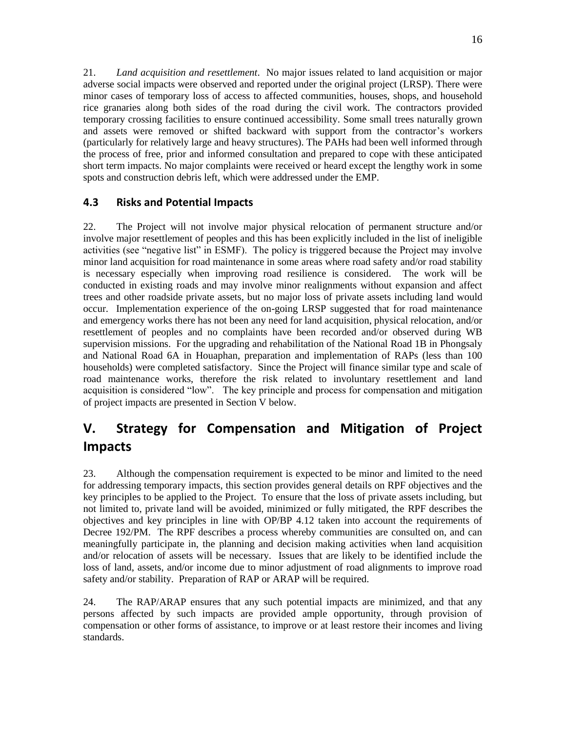21. *Land acquisition and resettlement*. No major issues related to land acquisition or major adverse social impacts were observed and reported under the original project (LRSP). There were minor cases of temporary loss of access to affected communities, houses, shops, and household rice granaries along both sides of the road during the civil work. The contractors provided temporary crossing facilities to ensure continued accessibility. Some small trees naturally grown and assets were removed or shifted backward with support from the contractor's workers (particularly for relatively large and heavy structures). The PAHs had been well informed through the process of free, prior and informed consultation and prepared to cope with these anticipated short term impacts. No major complaints were received or heard except the lengthy work in some spots and construction debris left, which were addressed under the EMP.

### 4.3 Risks and Potential Impacts

22. The Project will not involve major physical relocation of permanent structure and/or involve major resettlement of peoples and this has been explicitly included in the list of ineligible activities (see "negative list" in ESMF). The policy is triggered because the Project may involve minor land acquisition for road maintenance in some areas where road safety and/or road stability is necessary especially when improving road resilience is considered. The work will be conducted in existing roads and may involve minor realignments without expansion and affect trees and other roadside private assets, but no major loss of private assets including land would occur. Implementation experience of the on-going LRSP suggested that for road maintenance and emergency works there has not been any need for land acquisition, physical relocation, and/or resettlement of peoples and no complaints have been recorded and/or observed during WB supervision missions. For the upgrading and rehabilitation of the National Road 1B in Phongsaly and National Road 6A in Houaphan, preparation and implementation of RAPs (less than 100 households) were completed satisfactory. Since the Project will finance similar type and scale of road maintenance works, therefore the risk related to involuntary resettlement and land acquisition is considered "low". The key principle and process for compensation and mitigation of project impacts are presented in Section V below.

## V. Strategy for Compensation and Mitigation of Project Impacts

23. Although the compensation requirement is expected to be minor and limited to the need for addressing temporary impacts, this section provides general details on RPF objectives and the key principles to be applied to the Project. To ensure that the loss of private assets including, but not limited to, private land will be avoided, minimized or fully mitigated, the RPF describes the objectives and key principles in line with OP/BP 4.12 taken into account the requirements of Decree 192/PM. The RPF describes a process whereby communities are consulted on, and can meaningfully participate in, the planning and decision making activities when land acquisition and/or relocation of assets will be necessary. Issues that are likely to be identified include the loss of land, assets, and/or income due to minor adjustment of road alignments to improve road safety and/or stability. Preparation of RAP or ARAP will be required.

24. The RAP/ARAP ensures that any such potential impacts are minimized, and that any persons affected by such impacts are provided ample opportunity, through provision of compensation or other forms of assistance, to improve or at least restore their incomes and living standards.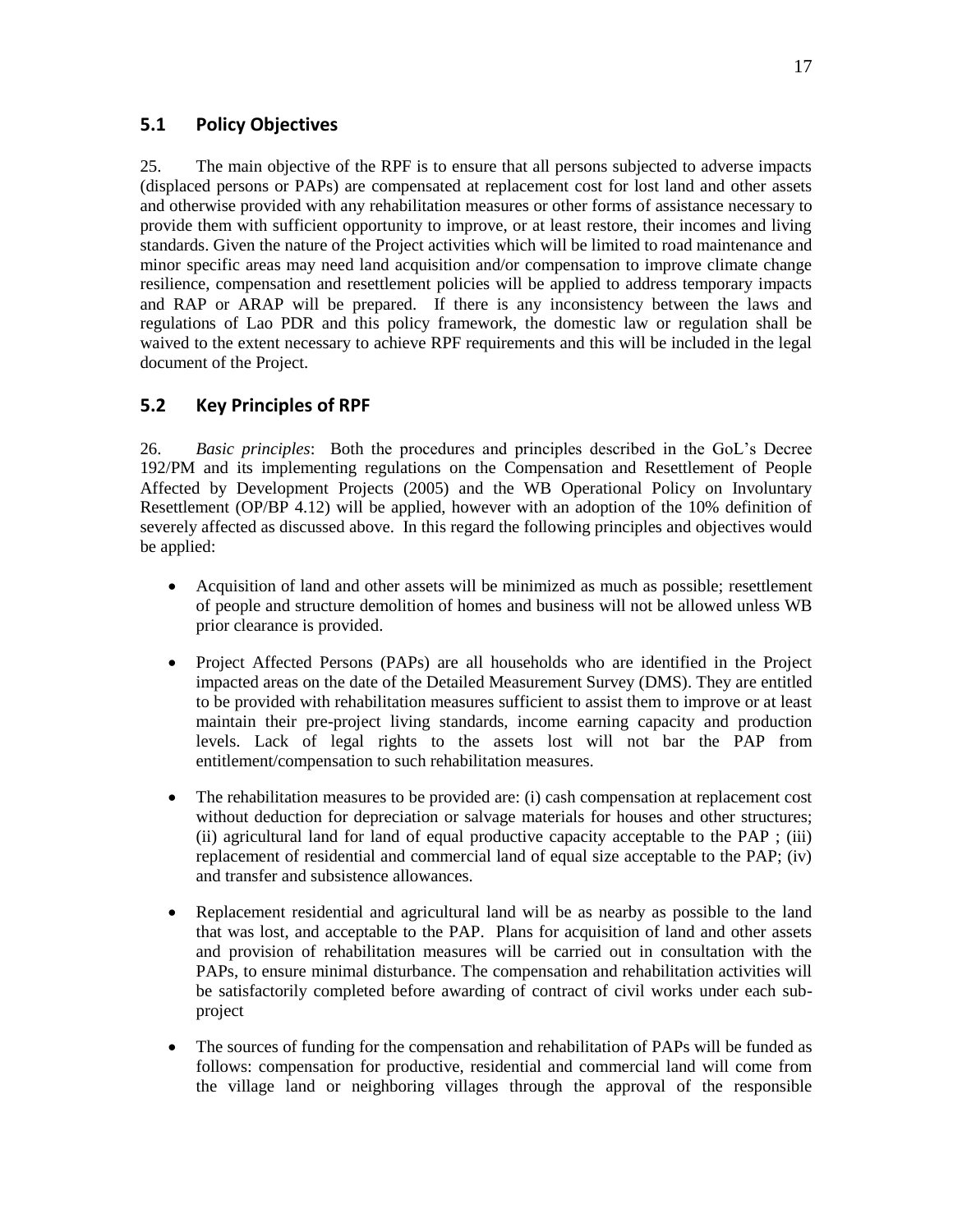## 5.1 Policy Objectives

25. The main objective of the RPF is to ensure that all persons subjected to adverse impacts (displaced persons or PAPs) are compensated at replacement cost for lost land and other assets and otherwise provided with any rehabilitation measures or other forms of assistance necessary to provide them with sufficient opportunity to improve, or at least restore, their incomes and living standards. Given the nature of the Project activities which will be limited to road maintenance and minor specific areas may need land acquisition and/or compensation to improve climate change resilience, compensation and resettlement policies will be applied to address temporary impacts and RAP or ARAP will be prepared. If there is any inconsistency between the laws and regulations of Lao PDR and this policy framework, the domestic law or regulation shall be waived to the extent necessary to achieve RPF requirements and this will be included in the legal document of the Project.

## 5.2 Key Principles of RPF

26. *Basic principles*: Both the procedures and principles described in the GoL's Decree 192/PM and its implementing regulations on the Compensation and Resettlement of People Affected by Development Projects (2005) and the WB Operational Policy on Involuntary Resettlement (OP/BP 4.12) will be applied, however with an adoption of the 10% definition of severely affected as discussed above. In this regard the following principles and objectives would be applied:

- Acquisition of land and other assets will be minimized as much as possible; resettlement of people and structure demolition of homes and business will not be allowed unless WB prior clearance is provided.

- Project Affected Persons (PAPs) are all households who are identified in the Project impacted areas on the date of the Detailed Measurement Survey (DMS). They are entitled to be provided with rehabilitation measures sufficient to assist them to improve or at least maintain their pre-project living standards, income earning capacity and production levels. Lack of legal rights to the assets lost will not bar the PAP from entitlement/compensation to such rehabilitation measures.

- The rehabilitation measures to be provided are: (i) cash compensation at replacement cost without deduction for depreciation or salvage materials for houses and other structures; (ii) agricultural land for land of equal productive capacity acceptable to the PAP ; (iii) replacement of residential and commercial land of equal size acceptable to the PAP; (iv) and transfer and subsistence allowances.

- Replacement residential and agricultural land will be as nearby as possible to the land that was lost, and acceptable to the PAP. Plans for acquisition of land and other assets and provision of rehabilitation measures will be carried out in consultation with the PAPs, to ensure minimal disturbance. The compensation and rehabilitation activities will be satisfactorily completed before awarding of contract of civil works under each sub-project

- The sources of funding for the compensation and rehabilitation of PAPs will be funded as follows: compensation for productive, residential and commercial land will come from the village land or neighboring villages through the approval of the responsible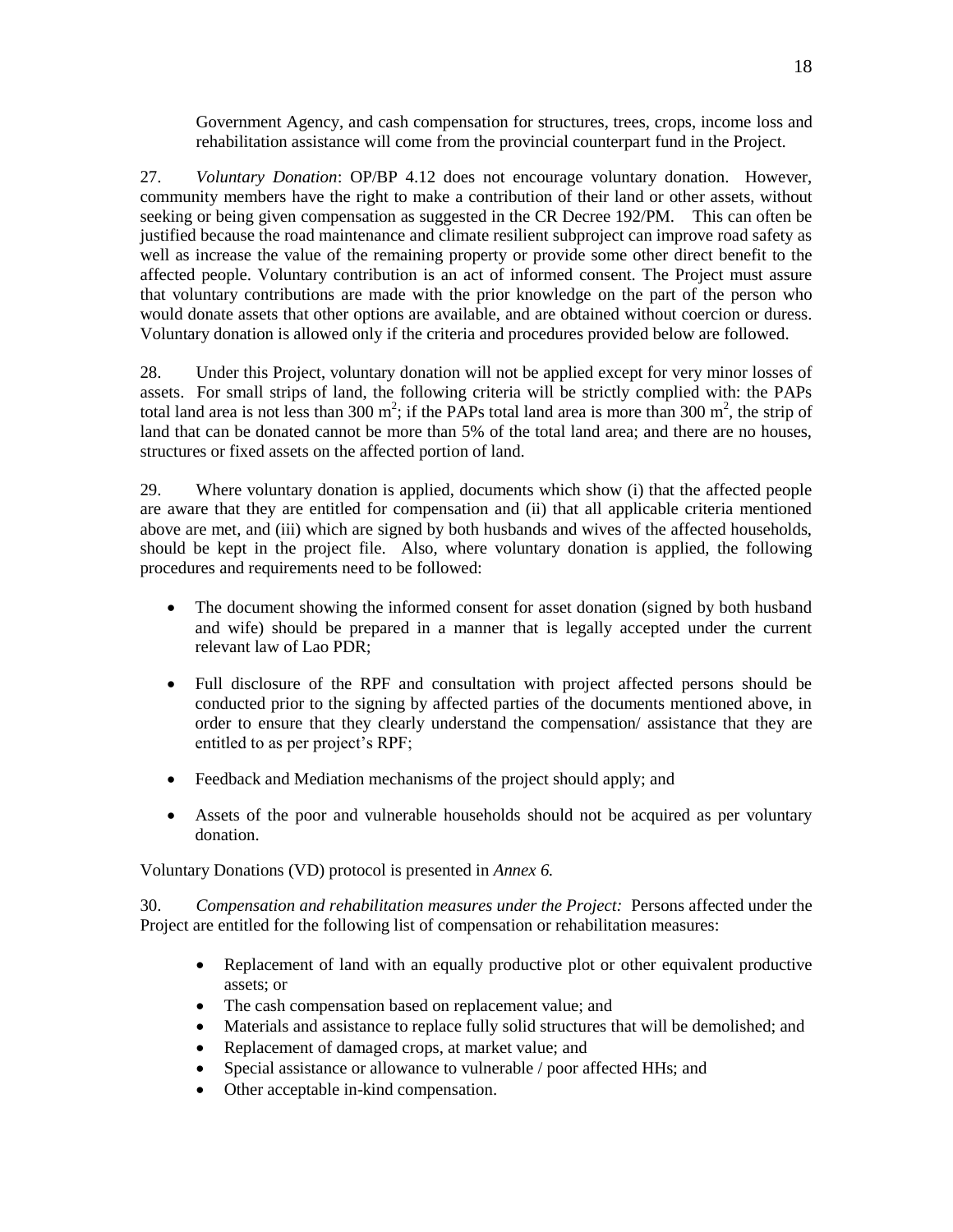Government Agency, and cash compensation for structures, trees, crops, income loss and rehabilitation assistance will come from the provincial counterpart fund in the Project.

27. *Voluntary Donation*: OP/BP 4.12 does not encourage voluntary donation. However, community members have the right to make a contribution of their land or other assets, without seeking or being given compensation as suggested in the CR Decree 192/PM. This can often be justified because the road maintenance and climate resilient subproject can improve road safety as well as increase the value of the remaining property or provide some other direct benefit to the affected people. Voluntary contribution is an act of informed consent. The Project must assure that voluntary contributions are made with the prior knowledge on the part of the person who would donate assets that other options are available, and are obtained without coercion or duress. Voluntary donation is allowed only if the criteria and procedures provided below are followed.

28. Under this Project, voluntary donation will not be applied except for very minor losses of assets. For small strips of land, the following criteria will be strictly complied with: the PAPs total land area is not less than 300 $m^2$; if the PAPs total land area is more than 300 $m^2$, the strip of land that can be donated cannot be more than 5% of the total land area; and there are no houses, structures or fixed assets on the affected portion of land.

29. Where voluntary donation is applied, documents which show (i) that the affected people are aware that they are entitled for compensation and (ii) that all applicable criteria mentioned above are met, and (iii) which are signed by both husbands and wives of the affected households, should be kept in the project file. Also, where voluntary donation is applied, the following procedures and requirements need to be followed:

- The document showing the informed consent for asset donation (signed by both husband and wife) should be prepared in a manner that is legally accepted under the current relevant law of Lao PDR;
- Full disclosure of the RPF and consultation with project affected persons should be conducted prior to the signing by affected parties of the documents mentioned above, in order to ensure that they clearly understand the compensation/ assistance that they are entitled to as per project's RPF;
- Feedback and Mediation mechanisms of the project should apply; and
- Assets of the poor and vulnerable households should not be acquired as per voluntary donation.

Voluntary Donations (VD) protocol is presented in *Annex 6.*

30. *Compensation and rehabilitation measures under the Project:* Persons affected under the Project are entitled for the following list of compensation or rehabilitation measures:

- Replacement of land with an equally productive plot or other equivalent productive assets; or
- The cash compensation based on replacement value; and
- Materials and assistance to replace fully solid structures that will be demolished; and
- Replacement of damaged crops, at market value; and
- Special assistance or allowance to vulnerable / poor affected HHs; and
- Other acceptable in-kind compensation.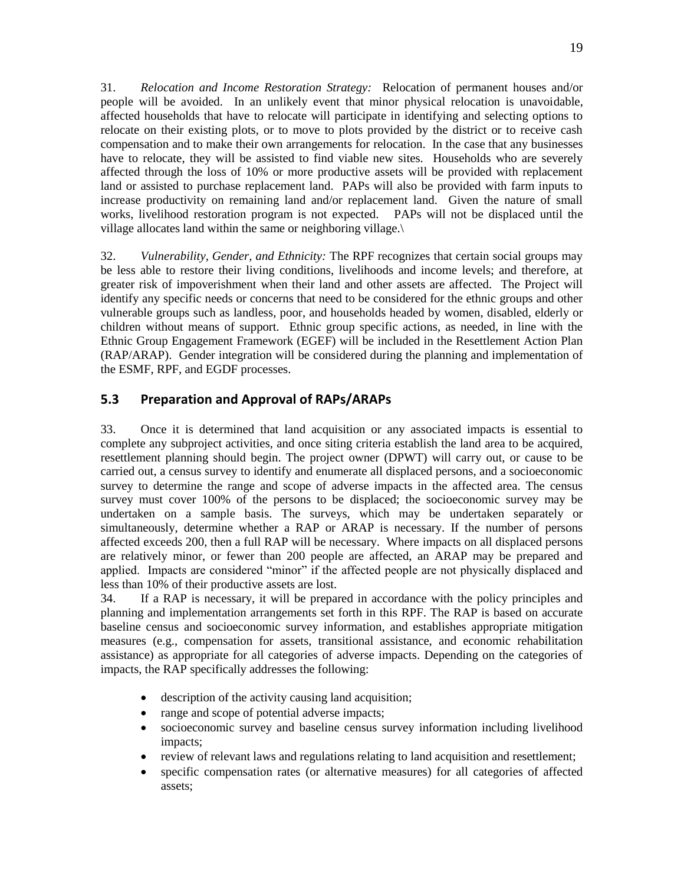31. *Relocation and Income Restoration Strategy:* Relocation of permanent houses and/or people will be avoided. In an unlikely event that minor physical relocation is unavoidable, affected households that have to relocate will participate in identifying and selecting options to relocate on their existing plots, or to move to plots provided by the district or to receive cash compensation and to make their own arrangements for relocation. In the case that any businesses have to relocate, they will be assisted to find viable new sites. Households who are severely affected through the loss of 10% or more productive assets will be provided with replacement land or assisted to purchase replacement land. PAPs will also be provided with farm inputs to increase productivity on remaining land and/or replacement land. Given the nature of small works, livelihood restoration program is not expected. PAPs will not be displaced until the village allocates land within the same or neighboring village.\

32. *Vulnerability, Gender, and Ethnicity:* The RPF recognizes that certain social groups may be less able to restore their living conditions, livelihoods and income levels; and therefore, at greater risk of impoverishment when their land and other assets are affected. The Project will identify any specific needs or concerns that need to be considered for the ethnic groups and other vulnerable groups such as landless, poor, and households headed by women, disabled, elderly or children without means of support. Ethnic group specific actions, as needed, in line with the Ethnic Group Engagement Framework (EGEF) will be included in the Resettlement Action Plan (RAP/ARAP). Gender integration will be considered during the planning and implementation of the ESMF, RPF, and EGDF processes.

## 5.3 Preparation and Approval of RAPs/ARAPs

33. Once it is determined that land acquisition or any associated impacts is essential to complete any subproject activities, and once siting criteria establish the land area to be acquired, resettlement planning should begin. The project owner (DPWT) will carry out, or cause to be carried out, a census survey to identify and enumerate all displaced persons, and a socioeconomic survey to determine the range and scope of adverse impacts in the affected area. The census survey must cover 100% of the persons to be displaced; the socioeconomic survey may be undertaken on a sample basis. The surveys, which may be undertaken separately or simultaneously, determine whether a RAP or ARAP is necessary. If the number of persons affected exceeds 200, then a full RAP will be necessary. Where impacts on all displaced persons are relatively minor, or fewer than 200 people are affected, an ARAP may be prepared and applied. Impacts are considered "minor" if the affected people are not physically displaced and less than 10% of their productive assets are lost.

34. If a RAP is necessary, it will be prepared in accordance with the policy principles and planning and implementation arrangements set forth in this RPF. The RAP is based on accurate baseline census and socioeconomic survey information, and establishes appropriate mitigation measures (e.g., compensation for assets, transitional assistance, and economic rehabilitation assistance) as appropriate for all categories of adverse impacts. Depending on the categories of impacts, the RAP specifically addresses the following:

- description of the activity causing land acquisition;
- range and scope of potential adverse impacts;
- socioeconomic survey and baseline census survey information including livelihood impacts;
- review of relevant laws and regulations relating to land acquisition and resettlement;
- specific compensation rates (or alternative measures) for all categories of affected assets;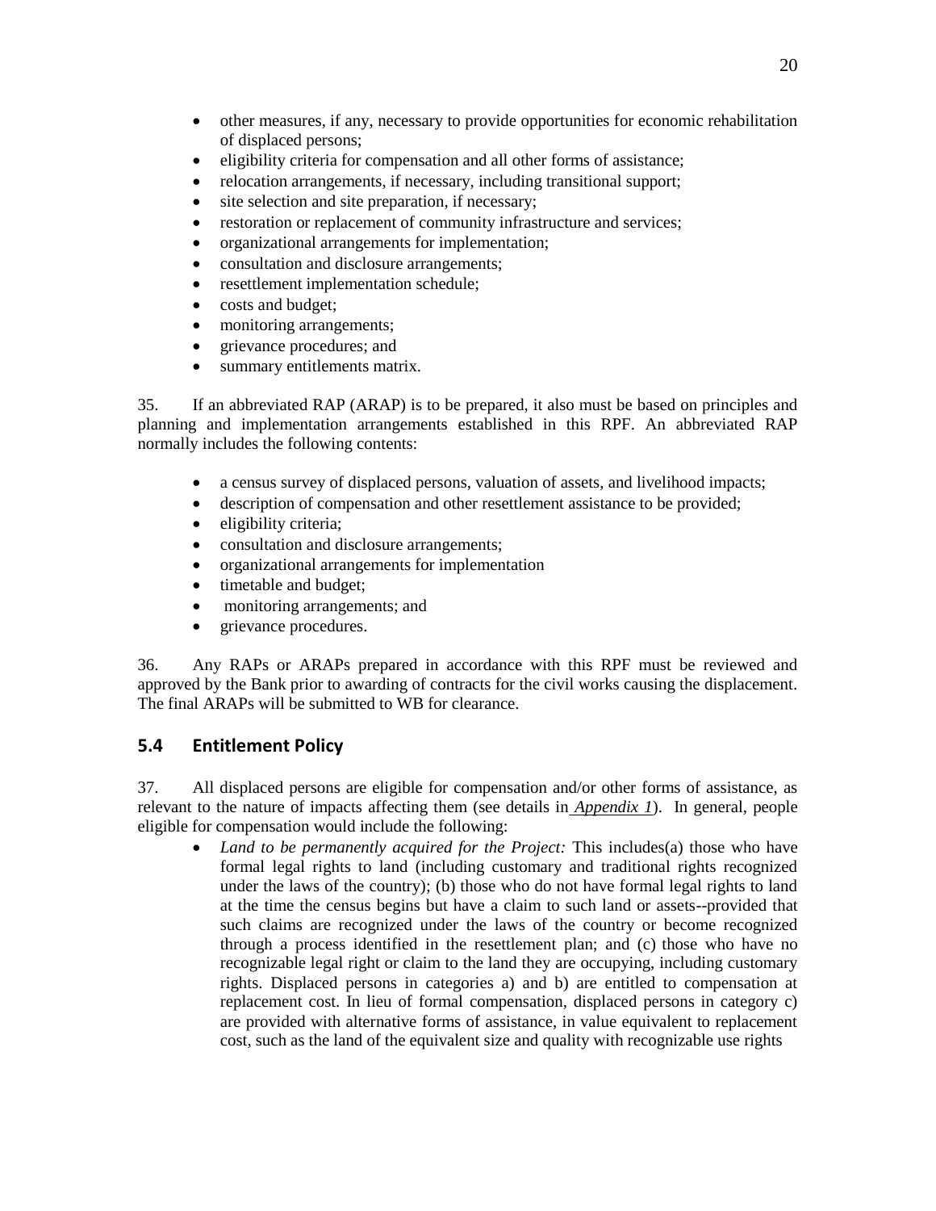- other measures, if any, necessary to provide opportunities for economic rehabilitation of displaced persons;
- eligibility criteria for compensation and all other forms of assistance;
- relocation arrangements, if necessary, including transitional support;
- site selection and site preparation, if necessary;
- restoration or replacement of community infrastructure and services;
- organizational arrangements for implementation;
- consultation and disclosure arrangements;
- resettlement implementation schedule;
- costs and budget;
- monitoring arrangements;
- grievance procedures; and
- summary entitlements matrix.

35. If an abbreviated RAP (ARAP) is to be prepared, it also must be based on principles and planning and implementation arrangements established in this RPF. An abbreviated RAP normally includes the following contents:

- a census survey of displaced persons, valuation of assets, and livelihood impacts;
- description of compensation and other resettlement assistance to be provided;
- eligibility criteria;
- consultation and disclosure arrangements;
- organizational arrangements for implementation
- timetable and budget;
- monitoring arrangements; and
- grievance procedures.

36. Any RAPs or ARAPs prepared in accordance with this RPF must be reviewed and approved by the Bank prior to awarding of contracts for the civil works causing the displacement. The final ARAPs will be submitted to WB for clearance.

## 5.4 Entitlement Policy

37. All displaced persons are eligible for compensation and/or other forms of assistance, as relevant to the nature of impacts affecting them (see details in *Appendix 1*). In general, people eligible for compensation would include the following:

- *Land to be permanently acquired for the Project:* This includes(a) those who have formal legal rights to land (including customary and traditional rights recognized under the laws of the country); (b) those who do not have formal legal rights to land at the time the census begins but have a claim to such land or assets--provided that such claims are recognized under the laws of the country or become recognized through a process identified in the resettlement plan; and (c) those who have no recognizable legal right or claim to the land they are occupying, including customary rights. Displaced persons in categories a) and b) are entitled to compensation at replacement cost. In lieu of formal compensation, displaced persons in category c) are provided with alternative forms of assistance, in value equivalent to replacement cost, such as the land of the equivalent size and quality with recognizable use rights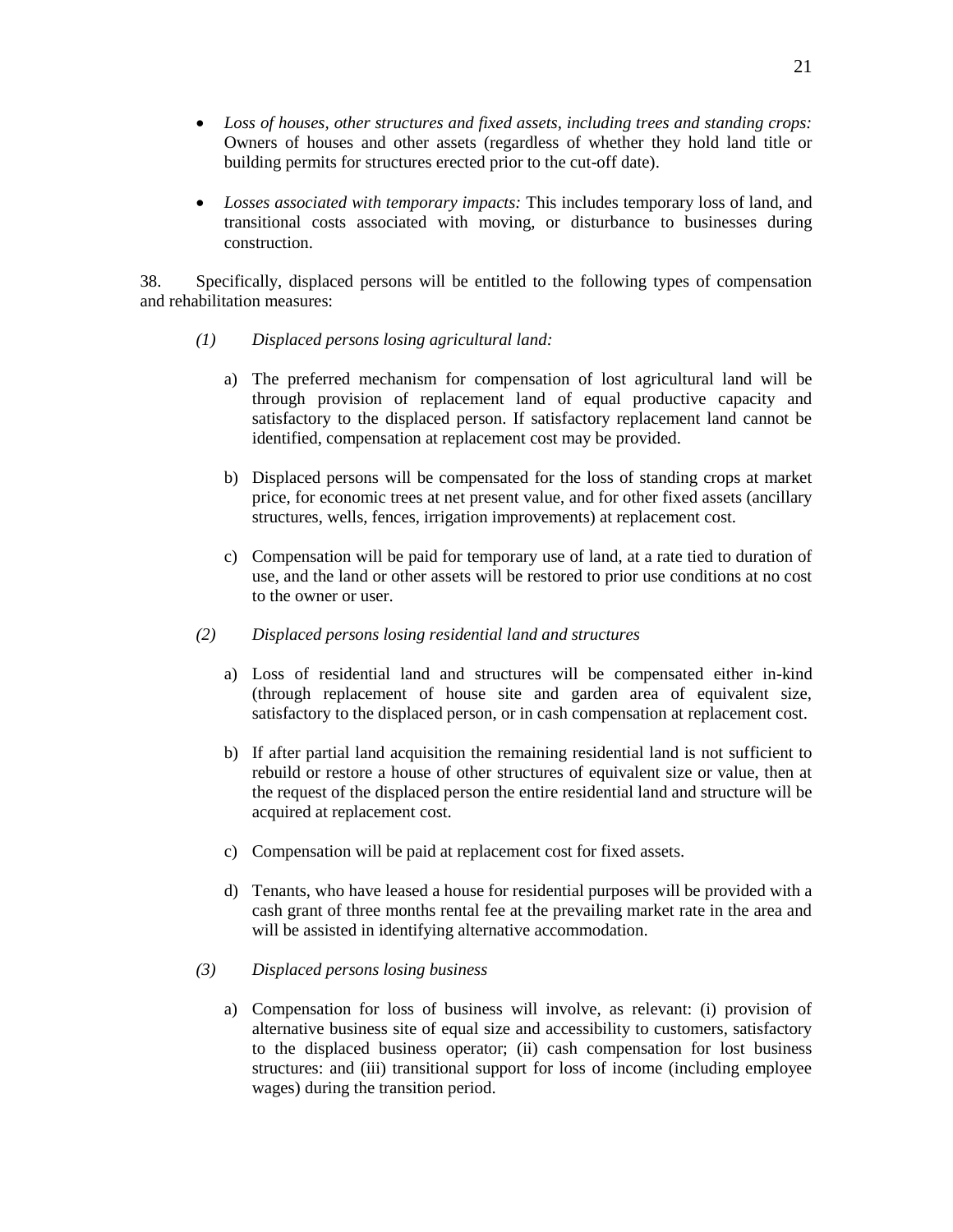- *Loss of houses, other structures and fixed assets, including trees and standing crops:* Owners of houses and other assets (regardless of whether they hold land title or building permits for structures erected prior to the cut-off date).

- *Losses associated with temporary impacts:* This includes temporary loss of land, and transitional costs associated with moving, or disturbance to businesses during construction.

38. Specifically, displaced persons will be entitled to the following types of compensation and rehabilitation measures:

*(1) Displaced persons losing agricultural land:*

a) The preferred mechanism for compensation of lost agricultural land will be through provision of replacement land of equal productive capacity and satisfactory to the displaced person. If satisfactory replacement land cannot be identified, compensation at replacement cost may be provided.

b) Displaced persons will be compensated for the loss of standing crops at market price, for economic trees at net present value, and for other fixed assets (ancillary structures, wells, fences, irrigation improvements) at replacement cost.

c) Compensation will be paid for temporary use of land, at a rate tied to duration of use, and the land or other assets will be restored to prior use conditions at no cost to the owner or user.

*(2) Displaced persons losing residential land and structures*

a) Loss of residential land and structures will be compensated either in-kind (through replacement of house site and garden area of equivalent size, satisfactory to the displaced person, or in cash compensation at replacement cost.

b) If after partial land acquisition the remaining residential land is not sufficient to rebuild or restore a house of other structures of equivalent size or value, then at the request of the displaced person the entire residential land and structure will be acquired at replacement cost.

c) Compensation will be paid at replacement cost for fixed assets.

d) Tenants, who have leased a house for residential purposes will be provided with a cash grant of three months rental fee at the prevailing market rate in the area and will be assisted in identifying alternative accommodation.

*(3) Displaced persons losing business*

a) Compensation for loss of business will involve, as relevant: (i) provision of alternative business site of equal size and accessibility to customers, satisfactory to the displaced business operator; (ii) cash compensation for lost business structures: and (iii) transitional support for loss of income (including employee wages) during the transition period.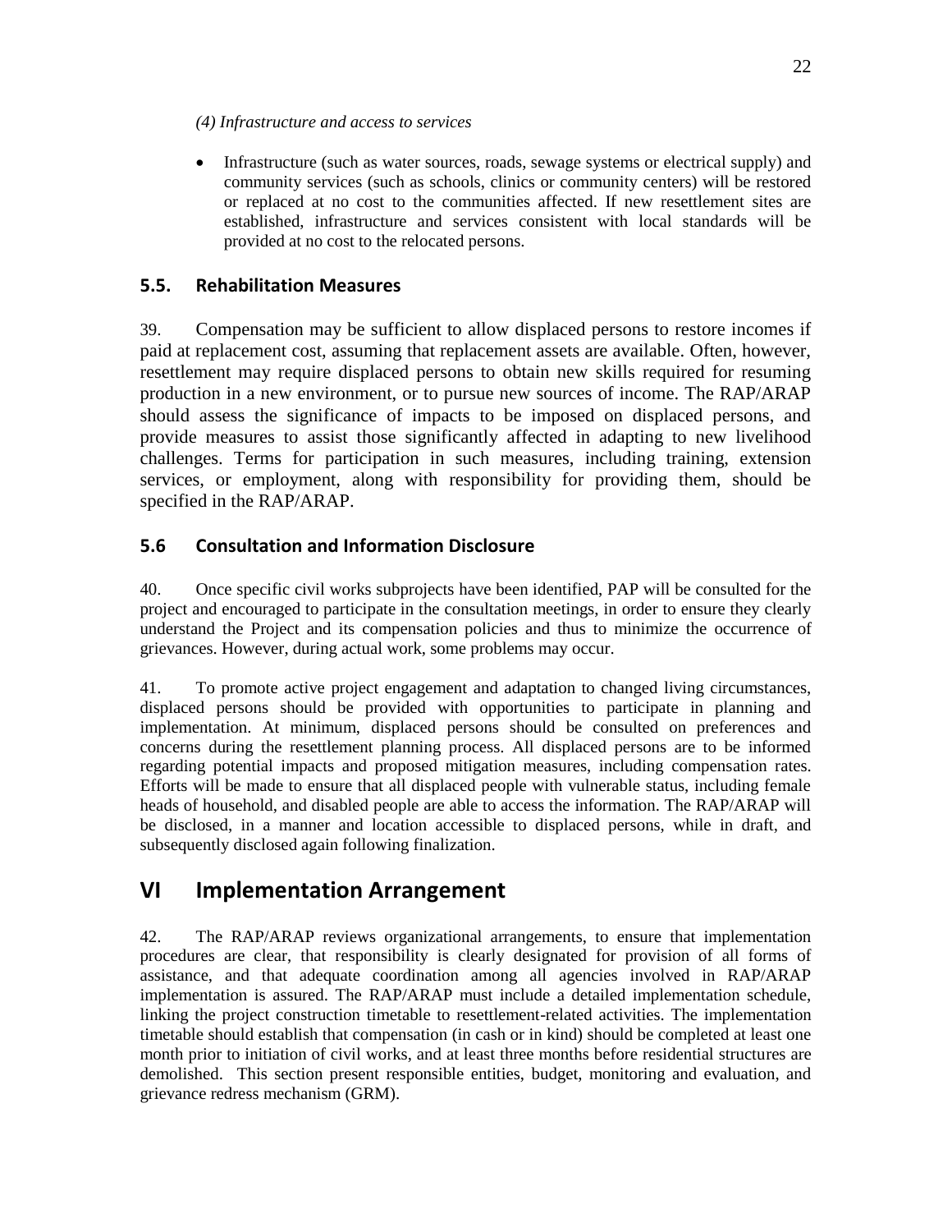*(4) Infrastructure and access to services*

- Infrastructure (such as water sources, roads, sewage systems or electrical supply) and community services (such as schools, clinics or community centers) will be restored or replaced at no cost to the communities affected. If new resettlement sites are established, infrastructure and services consistent with local standards will be provided at no cost to the relocated persons.

### 5.5. Rehabilitation Measures

39. Compensation may be sufficient to allow displaced persons to restore incomes if paid at replacement cost, assuming that replacement assets are available. Often, however, resettlement may require displaced persons to obtain new skills required for resuming production in a new environment, or to pursue new sources of income. The RAP/ARAP should assess the significance of impacts to be imposed on displaced persons, and provide measures to assist those significantly affected in adapting to new livelihood challenges. Terms for participation in such measures, including training, extension services, or employment, along with responsibility for providing them, should be specified in the RAP/ARAP.

### 5.6 Consultation and Information Disclosure

40. Once specific civil works subprojects have been identified, PAP will be consulted for the project and encouraged to participate in the consultation meetings, in order to ensure they clearly understand the Project and its compensation policies and thus to minimize the occurrence of grievances. However, during actual work, some problems may occur.

41. To promote active project engagement and adaptation to changed living circumstances, displaced persons should be provided with opportunities to participate in planning and implementation. At minimum, displaced persons should be consulted on preferences and concerns during the resettlement planning process. All displaced persons are to be informed regarding potential impacts and proposed mitigation measures, including compensation rates. Efforts will be made to ensure that all displaced people with vulnerable status, including female heads of household, and disabled people are able to access the information. The RAP/ARAP will be disclosed, in a manner and location accessible to displaced persons, while in draft, and subsequently disclosed again following finalization.

## VI Implementation Arrangement

42. The RAP/ARAP reviews organizational arrangements, to ensure that implementation procedures are clear, that responsibility is clearly designated for provision of all forms of assistance, and that adequate coordination among all agencies involved in RAP/ARAP implementation is assured. The RAP/ARAP must include a detailed implementation schedule, linking the project construction timetable to resettlement-related activities. The implementation timetable should establish that compensation (in cash or in kind) should be completed at least one month prior to initiation of civil works, and at least three months before residential structures are demolished. This section present responsible entities, budget, monitoring and evaluation, and grievance redress mechanism (GRM).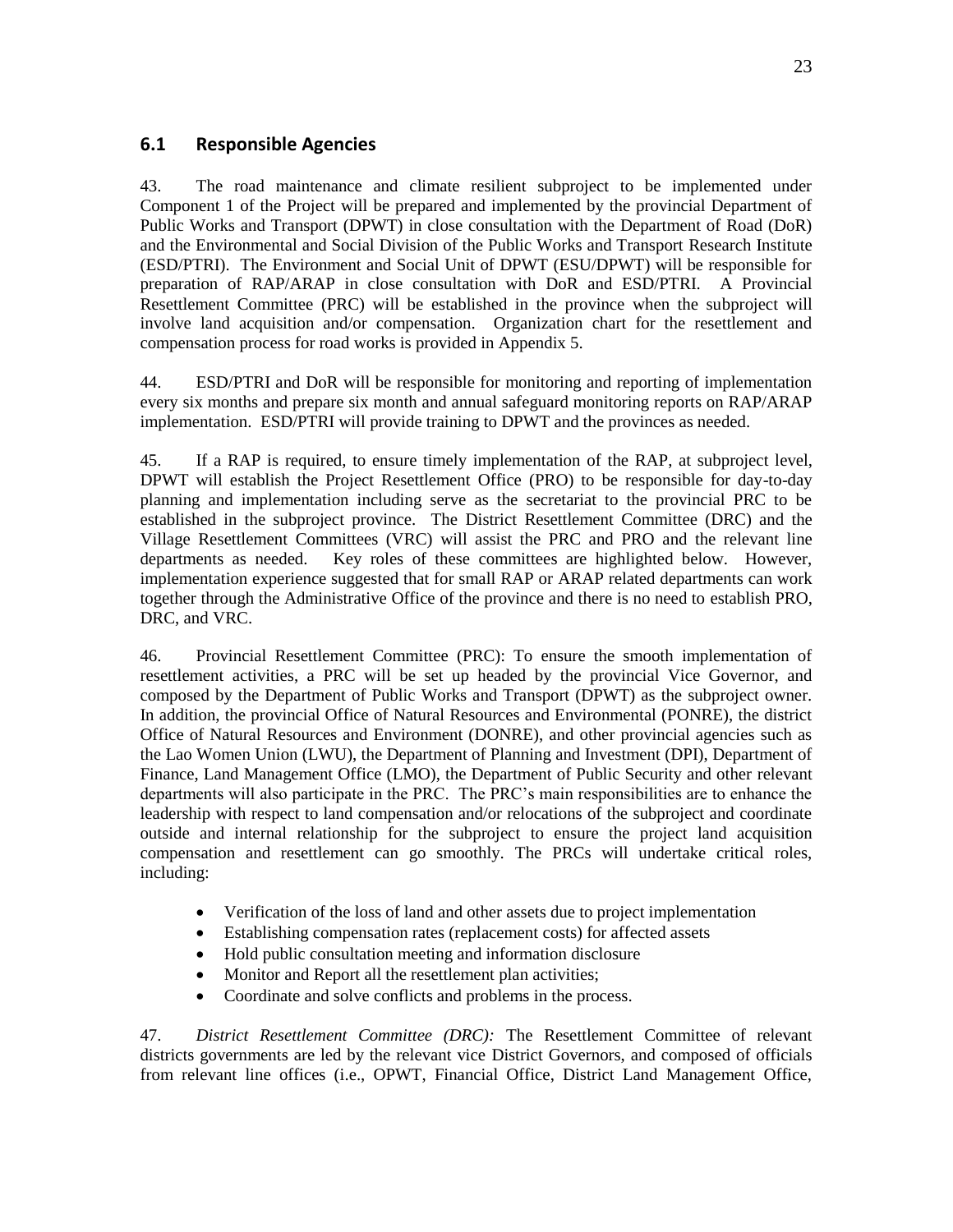## 6.1 Responsible Agencies

43. The road maintenance and climate resilient subproject to be implemented under Component 1 of the Project will be prepared and implemented by the provincial Department of Public Works and Transport (DPWT) in close consultation with the Department of Road (DoR) and the Environmental and Social Division of the Public Works and Transport Research Institute (ESD/PTRI). The Environment and Social Unit of DPWT (ESU/DPWT) will be responsible for preparation of RAP/ARAP in close consultation with DoR and ESD/PTRI. A Provincial Resettlement Committee (PRC) will be established in the province when the subproject will involve land acquisition and/or compensation. Organization chart for the resettlement and compensation process for road works is provided in Appendix 5.

44. ESD/PTRI and DoR will be responsible for monitoring and reporting of implementation every six months and prepare six month and annual safeguard monitoring reports on RAP/ARAP implementation. ESD/PTRI will provide training to DPWT and the provinces as needed.

45. If a RAP is required, to ensure timely implementation of the RAP, at subproject level, DPWT will establish the Project Resettlement Office (PRO) to be responsible for day-to-day planning and implementation including serve as the secretariat to the provincial PRC to be established in the subproject province. The District Resettlement Committee (DRC) and the Village Resettlement Committees (VRC) will assist the PRC and PRO and the relevant line departments as needed. Key roles of these committees are highlighted below. However, implementation experience suggested that for small RAP or ARAP related departments can work together through the Administrative Office of the province and there is no need to establish PRO, DRC, and VRC.

46. Provincial Resettlement Committee (PRC): To ensure the smooth implementation of resettlement activities, a PRC will be set up headed by the provincial Vice Governor, and composed by the Department of Public Works and Transport (DPWT) as the subproject owner. In addition, the provincial Office of Natural Resources and Environmental (PONRE), the district Office of Natural Resources and Environment (DONRE), and other provincial agencies such as the Lao Women Union (LWU), the Department of Planning and Investment (DPI), Department of Finance, Land Management Office (LMO), the Department of Public Security and other relevant departments will also participate in the PRC. The PRC's main responsibilities are to enhance the leadership with respect to land compensation and/or relocations of the subproject and coordinate outside and internal relationship for the subproject to ensure the project land acquisition compensation and resettlement can go smoothly. The PRCs will undertake critical roles, including:

- Verification of the loss of land and other assets due to project implementation
- Establishing compensation rates (replacement costs) for affected assets
- Hold public consultation meeting and information disclosure
- Monitor and Report all the resettlement plan activities;
- Coordinate and solve conflicts and problems in the process.

47. *District Resettlement Committee (DRC):* The Resettlement Committee of relevant districts governments are led by the relevant vice District Governors, and composed of officials from relevant line offices (i.e., OPWT, Financial Office, District Land Management Office,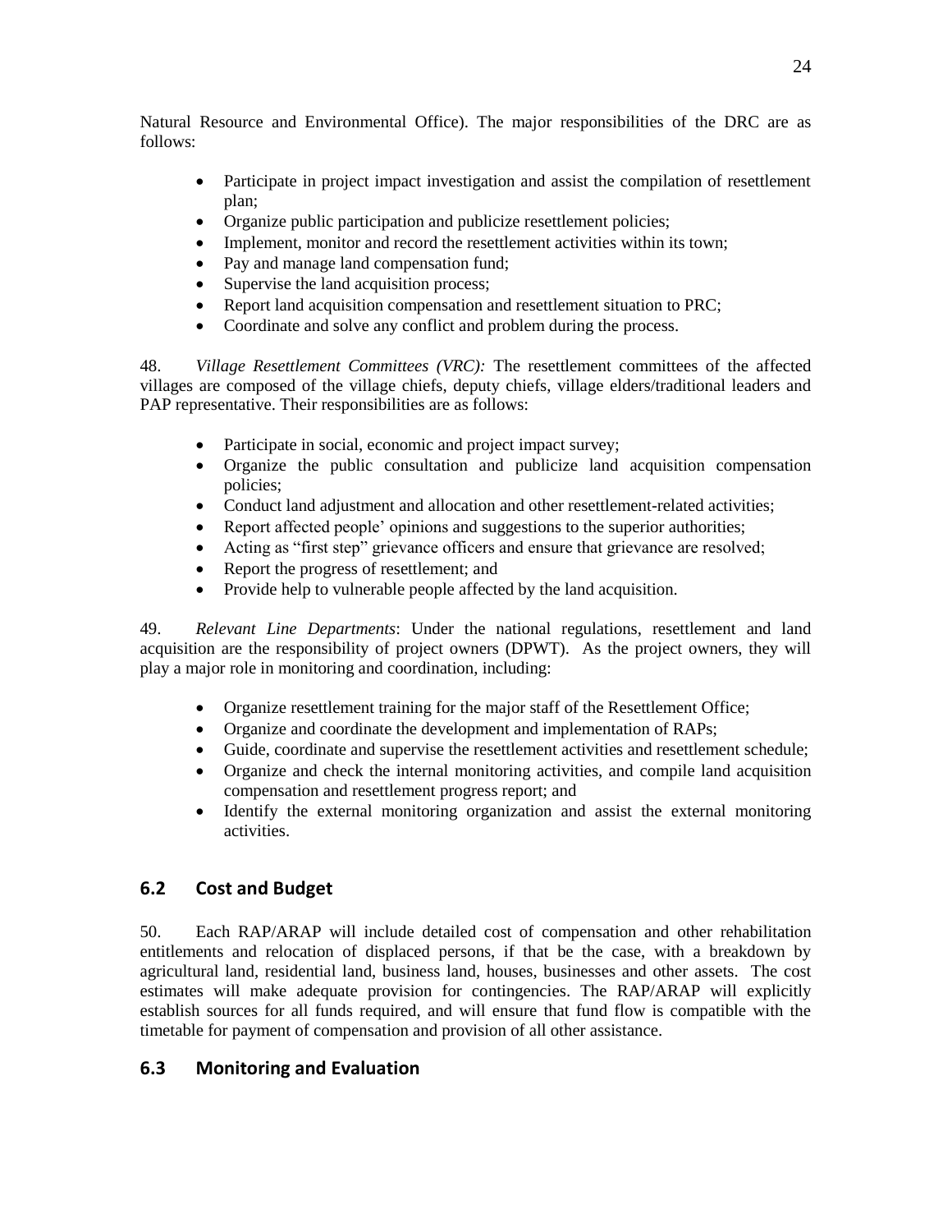Natural Resource and Environmental Office). The major responsibilities of the DRC are as follows:

- Participate in project impact investigation and assist the compilation of resettlement plan;
- Organize public participation and publicize resettlement policies;
- Implement, monitor and record the resettlement activities within its town;
- Pay and manage land compensation fund;
- Supervise the land acquisition process;
- Report land acquisition compensation and resettlement situation to PRC;
- Coordinate and solve any conflict and problem during the process.

48. *Village Resettlement Committees (VRC):* The resettlement committees of the affected villages are composed of the village chiefs, deputy chiefs, village elders/traditional leaders and PAP representative. Their responsibilities are as follows:

- Participate in social, economic and project impact survey;
- Organize the public consultation and publicize land acquisition compensation policies;
- Conduct land adjustment and allocation and other resettlement-related activities;
- Report affected people' opinions and suggestions to the superior authorities;
- Acting as "first step" grievance officers and ensure that grievance are resolved;
- Report the progress of resettlement; and
- Provide help to vulnerable people affected by the land acquisition.

49. *Relevant Line Departments*: Under the national regulations, resettlement and land acquisition are the responsibility of project owners (DPWT). As the project owners, they will play a major role in monitoring and coordination, including:

- Organize resettlement training for the major staff of the Resettlement Office;
- Organize and coordinate the development and implementation of RAPs;
- Guide, coordinate and supervise the resettlement activities and resettlement schedule;
- Organize and check the internal monitoring activities, and compile land acquisition compensation and resettlement progress report; and
- Identify the external monitoring organization and assist the external monitoring activities.

## 6.2 Cost and Budget

50. Each RAP/ARAP will include detailed cost of compensation and other rehabilitation entitlements and relocation of displaced persons, if that be the case, with a breakdown by agricultural land, residential land, business land, houses, businesses and other assets. The cost estimates will make adequate provision for contingencies. The RAP/ARAP will explicitly establish sources for all funds required, and will ensure that fund flow is compatible with the timetable for payment of compensation and provision of all other assistance.

## 6.3 Monitoring and Evaluation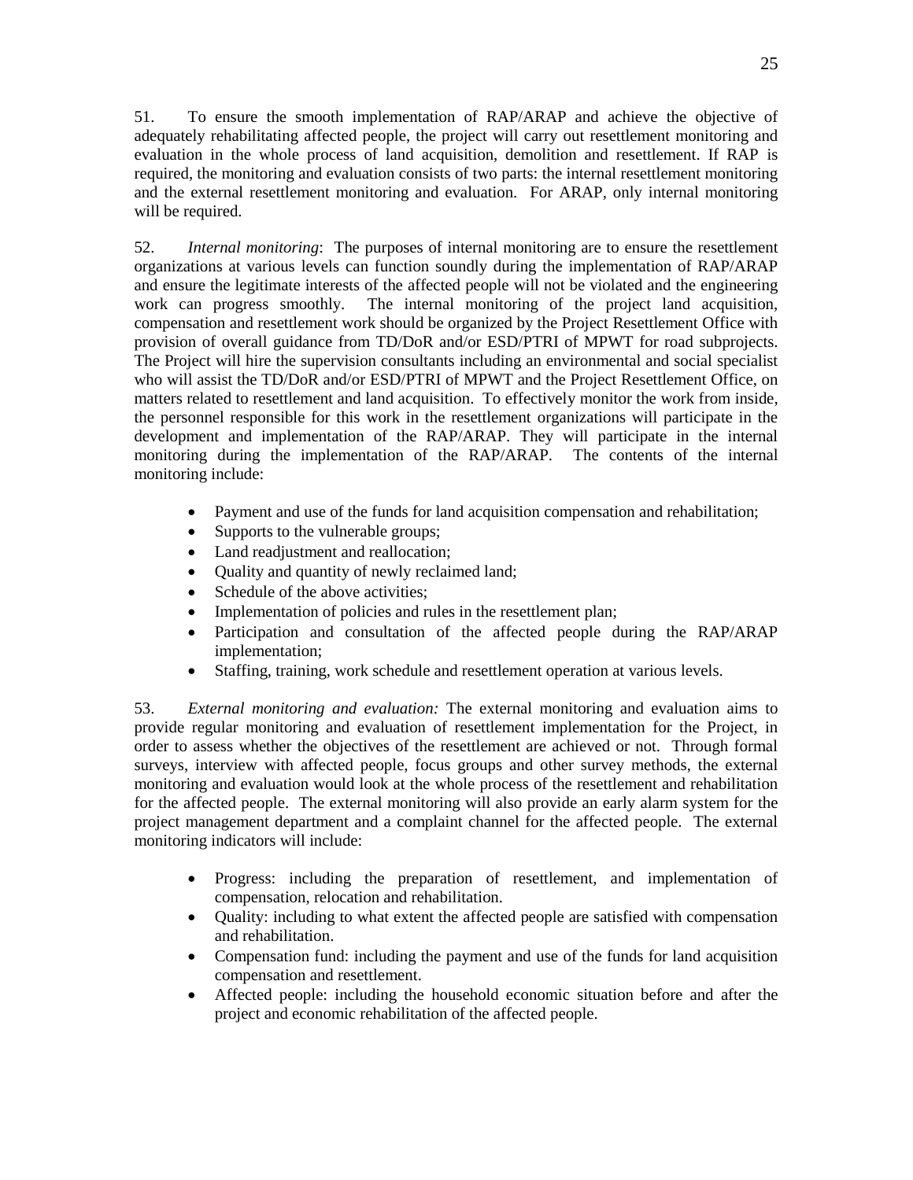51. To ensure the smooth implementation of RAP/ARAP and achieve the objective of adequately rehabilitating affected people, the project will carry out resettlement monitoring and evaluation in the whole process of land acquisition, demolition and resettlement. If RAP is required, the monitoring and evaluation consists of two parts: the internal resettlement monitoring and the external resettlement monitoring and evaluation. For ARAP, only internal monitoring will be required.

52. *Internal monitoring*: The purposes of internal monitoring are to ensure the resettlement organizations at various levels can function soundly during the implementation of RAP/ARAP and ensure the legitimate interests of the affected people will not be violated and the engineering work can progress smoothly. The internal monitoring of the project land acquisition, compensation and resettlement work should be organized by the Project Resettlement Office with provision of overall guidance from TD/DoR and/or ESD/PTRI of MPWT for road subprojects. The Project will hire the supervision consultants including an environmental and social specialist who will assist the TD/DoR and/or ESD/PTRI of MPWT and the Project Resettlement Office, on matters related to resettlement and land acquisition. To effectively monitor the work from inside, the personnel responsible for this work in the resettlement organizations will participate in the development and implementation of the RAP/ARAP. They will participate in the internal monitoring during the implementation of the RAP/ARAP. The contents of the internal monitoring include:

- Payment and use of the funds for land acquisition compensation and rehabilitation;
- Supports to the vulnerable groups;
- Land readjustment and reallocation;
- Quality and quantity of newly reclaimed land;
- Schedule of the above activities;
- Implementation of policies and rules in the resettlement plan;
- Participation and consultation of the affected people during the RAP/ARAP implementation;
- Staffing, training, work schedule and resettlement operation at various levels.

53. *External monitoring and evaluation:* The external monitoring and evaluation aims to provide regular monitoring and evaluation of resettlement implementation for the Project, in order to assess whether the objectives of the resettlement are achieved or not. Through formal surveys, interview with affected people, focus groups and other survey methods, the external monitoring and evaluation would look at the whole process of the resettlement and rehabilitation for the affected people. The external monitoring will also provide an early alarm system for the project management department and a complaint channel for the affected people. The external monitoring indicators will include:

- Progress: including the preparation of resettlement, and implementation of compensation, relocation and rehabilitation.
- Quality: including to what extent the affected people are satisfied with compensation and rehabilitation.
- Compensation fund: including the payment and use of the funds for land acquisition compensation and resettlement.
- Affected people: including the household economic situation before and after the project and economic rehabilitation of the affected people.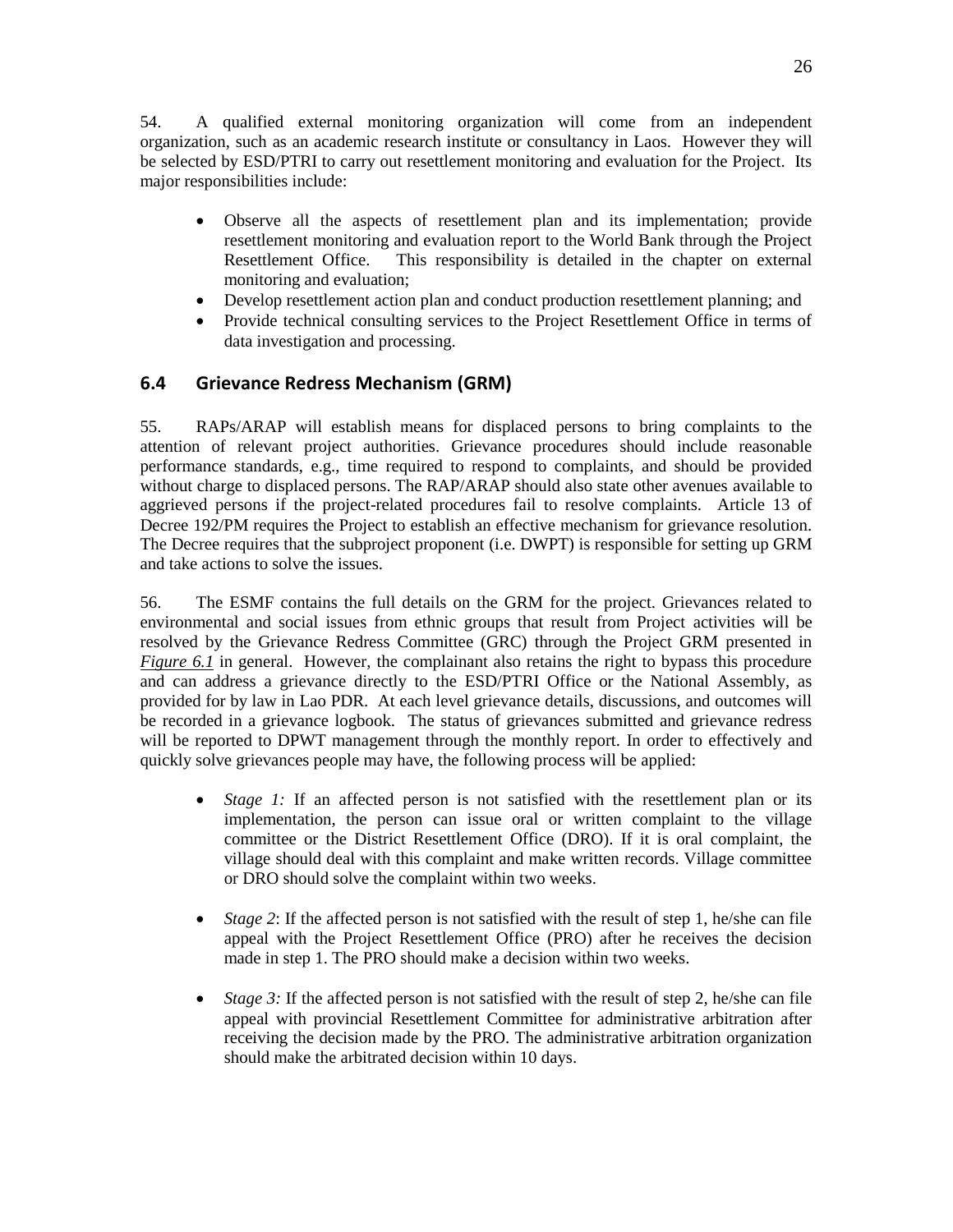54. A qualified external monitoring organization will come from an independent organization, such as an academic research institute or consultancy in Laos. However they will be selected by ESD/PTRI to carry out resettlement monitoring and evaluation for the Project. Its major responsibilities include:

- Observe all the aspects of resettlement plan and its implementation; provide resettlement monitoring and evaluation report to the World Bank through the Project Resettlement Office. This responsibility is detailed in the chapter on external monitoring and evaluation;
- Develop resettlement action plan and conduct production resettlement planning; and
- Provide technical consulting services to the Project Resettlement Office in terms of data investigation and processing.

## 6.4 Grievance Redress Mechanism (GRM)

55. RAPs/ARAP will establish means for displaced persons to bring complaints to the attention of relevant project authorities. Grievance procedures should include reasonable performance standards, e.g., time required to respond to complaints, and should be provided without charge to displaced persons. The RAP/ARAP should also state other avenues available to aggrieved persons if the project-related procedures fail to resolve complaints. Article 13 of Decree 192/PM requires the Project to establish an effective mechanism for grievance resolution. The Decree requires that the subproject proponent (i.e. DWPT) is responsible for setting up GRM and take actions to solve the issues.

56. The ESMF contains the full details on the GRM for the project. Grievances related to environmental and social issues from ethnic groups that result from Project activities will be resolved by the Grievance Redress Committee (GRC) through the Project GRM presented in ***Figure 6.1*** in general. However, the complainant also retains the right to bypass this procedure and can address a grievance directly to the ESD/PTRI Office or the National Assembly, as provided for by law in Lao PDR. At each level grievance details, discussions, and outcomes will be recorded in a grievance logbook. The status of grievances submitted and grievance redress will be reported to DPWT management through the monthly report. In order to effectively and quickly solve grievances people may have, the following process will be applied:

- *Stage 1:* If an affected person is not satisfied with the resettlement plan or its implementation, the person can issue oral or written complaint to the village committee or the District Resettlement Office (DRO). If it is oral complaint, the village should deal with this complaint and make written records. Village committee or DRO should solve the complaint within two weeks.

- *Stage 2*: If the affected person is not satisfied with the result of step 1, he/she can file appeal with the Project Resettlement Office (PRO) after he receives the decision made in step 1. The PRO should make a decision within two weeks.

- *Stage 3:* If the affected person is not satisfied with the result of step 2, he/she can file appeal with provincial Resettlement Committee for administrative arbitration after receiving the decision made by the PRO. The administrative arbitration organization should make the arbitrated decision within 10 days.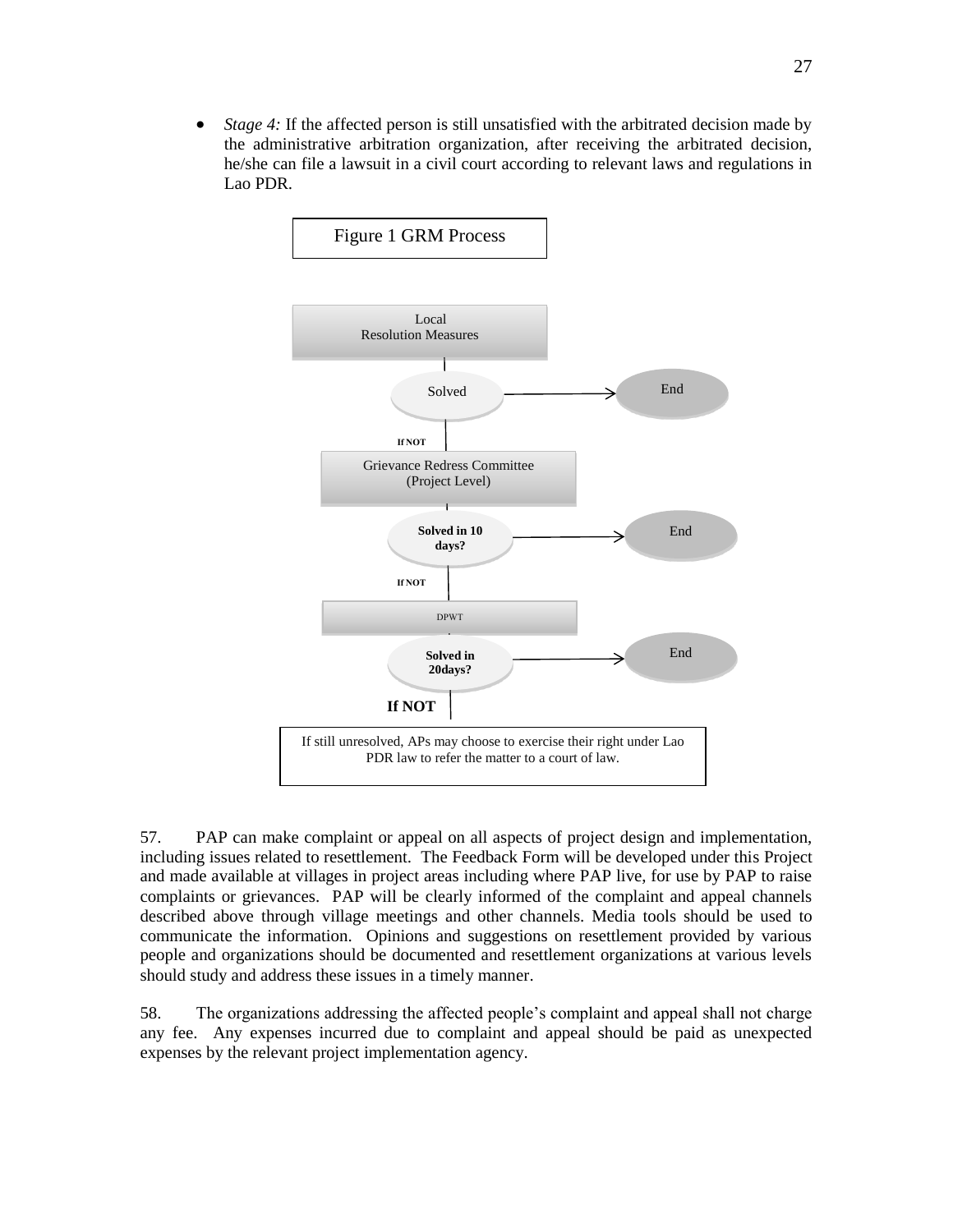- *Stage 4:* If the affected person is still unsatisfied with the arbitrated decision made by the administrative arbitration organization, after receiving the arbitrated decision, he/she can file a lawsuit in a civil court according to relevant laws and regulations in Lao PDR.

Figure 1 GRM Process

Local Resolution Measures

Solved → End

If NOT

Grievance Redress Committee (Project Level)

**Solved in 10 days?** → End

If NOT

DPWT

**Solved in 20days?** → End

**If NOT**

If still unresolved, APs may choose to exercise their right under Lao PDR law to refer the matter to a court of law.

57. PAP can make complaint or appeal on all aspects of project design and implementation, including issues related to resettlement. The Feedback Form will be developed under this Project and made available at villages in project areas including where PAP live, for use by PAP to raise complaints or grievances. PAP will be clearly informed of the complaint and appeal channels described above through village meetings and other channels. Media tools should be used to communicate the information. Opinions and suggestions on resettlement provided by various people and organizations should be documented and resettlement organizations at various levels should study and address these issues in a timely manner.

58. The organizations addressing the affected people's complaint and appeal shall not charge any fee. Any expenses incurred due to complaint and appeal should be paid as unexpected expenses by the relevant project implementation agency.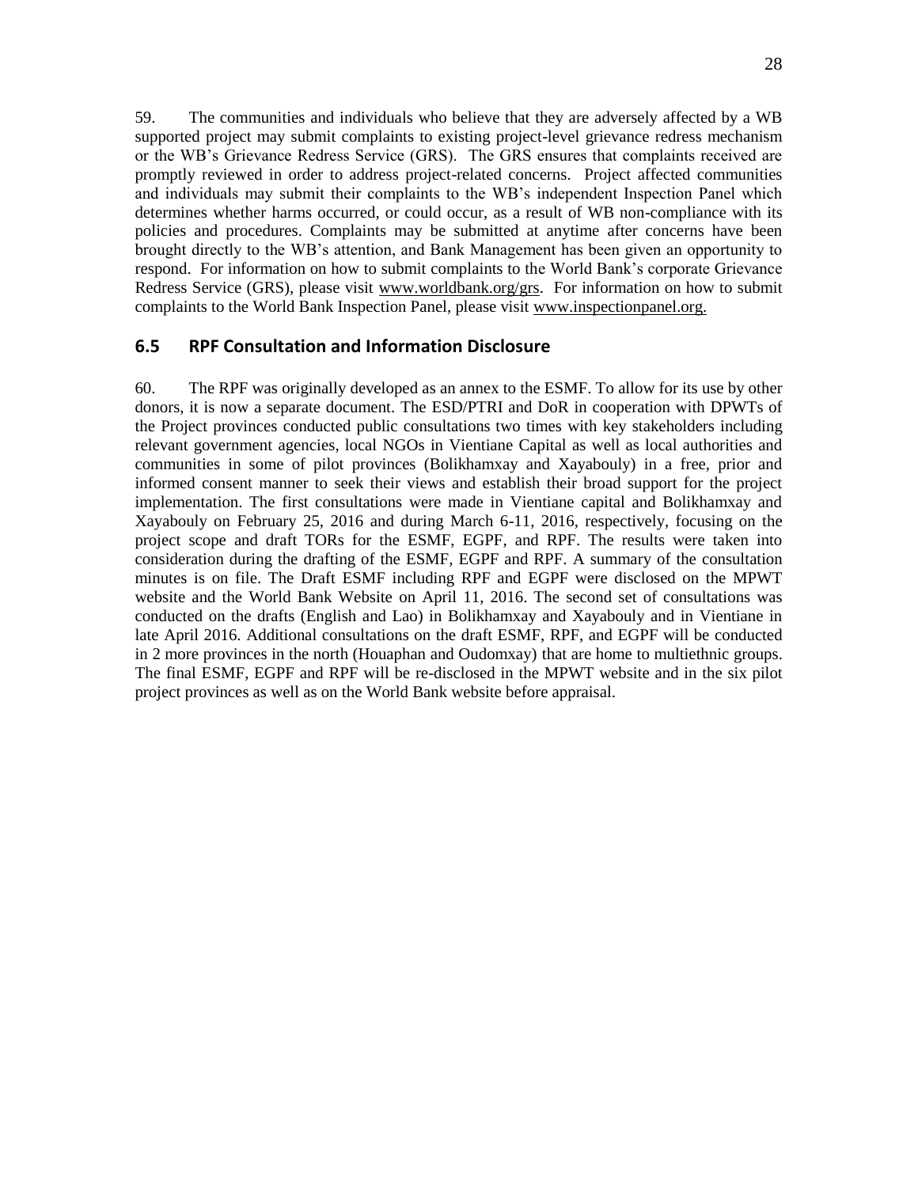59. The communities and individuals who believe that they are adversely affected by a WB supported project may submit complaints to existing project-level grievance redress mechanism or the WB's Grievance Redress Service (GRS). The GRS ensures that complaints received are promptly reviewed in order to address project-related concerns. Project affected communities and individuals may submit their complaints to the WB's independent Inspection Panel which determines whether harms occurred, or could occur, as a result of WB non-compliance with its policies and procedures. Complaints may be submitted at anytime after concerns have been brought directly to the WB's attention, and Bank Management has been given an opportunity to respond. For information on how to submit complaints to the World Bank's corporate Grievance Redress Service (GRS), please visit www.worldbank.org/grs. For information on how to submit complaints to the World Bank Inspection Panel, please visit www.inspectionpanel.org.

## 6.5 RPF Consultation and Information Disclosure

60. The RPF was originally developed as an annex to the ESMF. To allow for its use by other donors, it is now a separate document. The ESD/PTRI and DoR in cooperation with DPWTs of the Project provinces conducted public consultations two times with key stakeholders including relevant government agencies, local NGOs in Vientiane Capital as well as local authorities and communities in some of pilot provinces (Bolikhamxay and Xayabouly) in a free, prior and informed consent manner to seek their views and establish their broad support for the project implementation. The first consultations were made in Vientiane capital and Bolikhamxay and Xayabouly on February 25, 2016 and during March 6-11, 2016, respectively, focusing on the project scope and draft TORs for the ESMF, EGPF, and RPF. The results were taken into consideration during the drafting of the ESMF, EGPF and RPF. A summary of the consultation minutes is on file. The Draft ESMF including RPF and EGPF were disclosed on the MPWT website and the World Bank Website on April 11, 2016. The second set of consultations was conducted on the drafts (English and Lao) in Bolikhamxay and Xayabouly and in Vientiane in late April 2016. Additional consultations on the draft ESMF, RPF, and EGPF will be conducted in 2 more provinces in the north (Houaphan and Oudomxay) that are home to multiethnic groups. The final ESMF, EGPF and RPF will be re-disclosed in the MPWT website and in the six pilot project provinces as well as on the World Bank website before appraisal.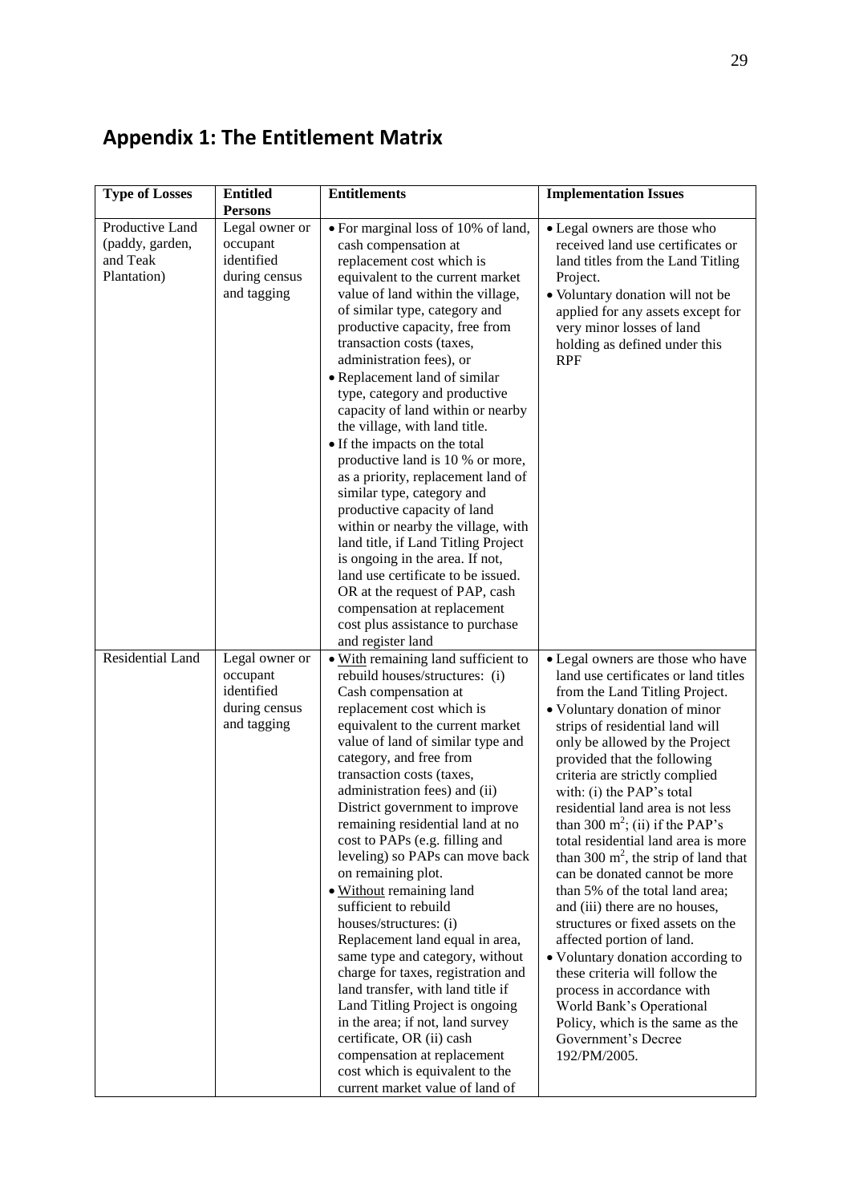## Appendix 1: The Entitlement Matrix

| Type of Losses | Entitled Persons | Entitlements | Implementation Issues |
|---|---|---|---|
| Productive Land (paddy, garden, and Teak Plantation) | Legal owner or occupant identified during census and tagging | • For marginal loss of 10% of land, cash compensation at replacement cost which is equivalent to the current market value of land within the village, of similar type, category and productive capacity, free from transaction costs (taxes, administration fees), or<br>• Replacement land of similar type, category and productive capacity of land within or nearby the village, with land title.<br>• If the impacts on the total productive land is 10 % or more, as a priority, replacement land of similar type, category and productive capacity of land within or nearby the village, with land title, if Land Titling Project is ongoing in the area. If not, land use certificate to be issued. OR at the request of PAP, cash compensation at replacement cost plus assistance to purchase and register land | • Legal owners are those who received land use certificates or land titles from the Land Titling Project.<br>• Voluntary donation will not be applied for any assets except for very minor losses of land holding as defined under this RPF |
| Residential Land | Legal owner or occupant identified during census and tagging | • With remaining land sufficient to rebuild houses/structures: (i) Cash compensation at replacement cost which is equivalent to the current market value of land of similar type and category, and free from transaction costs (taxes, administration fees) and (ii) District government to improve remaining residential land at no cost to PAPs (e.g. filling and leveling) so PAPs can move back on remaining plot.<br>• Without remaining land sufficient to rebuild houses/structures: (i) Replacement land equal in area, same type and category, without charge for taxes, registration and land transfer, with land title if Land Titling Project is ongoing in the area; if not, land survey certificate, OR (ii) cash compensation at replacement cost which is equivalent to the current market value of land of | • Legal owners are those who have land use certificates or land titles from the Land Titling Project.<br>• Voluntary donation of minor strips of residential land will only be allowed by the Project provided that the following criteria are strictly complied with: (i) the PAP's total residential land area is not less than 300 $m^2$; (ii) if the PAP's total residential land area is more than 300 $m^2$, the strip of land that can be donated cannot be more than 5% of the total land area; and (iii) there are no houses, structures or fixed assets on the affected portion of land.<br>• Voluntary donation according to these criteria will follow the process in accordance with World Bank's Operational Policy, which is the same as the Government's Decree 192/PM/2005. |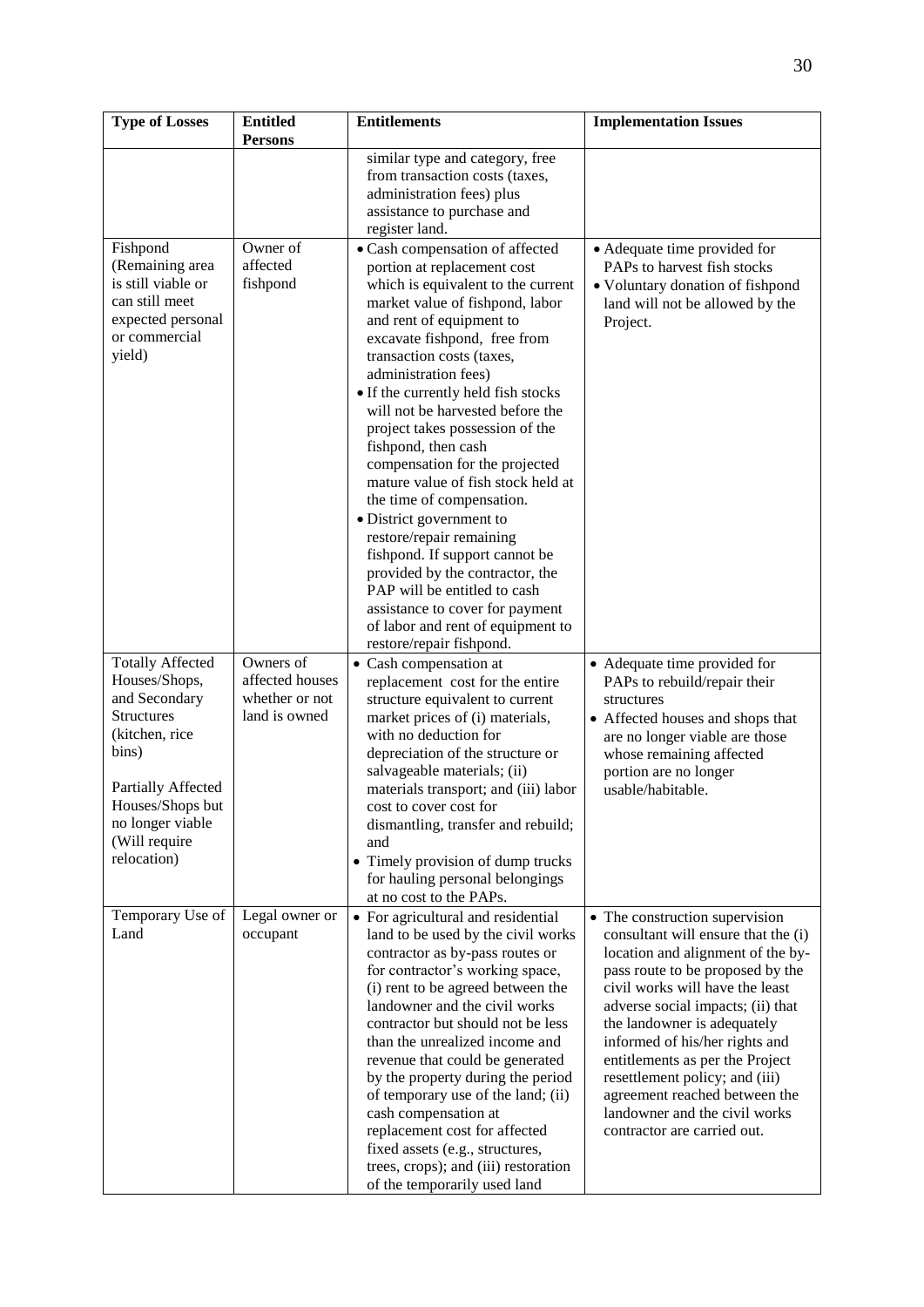| Type of Losses | Entitled Persons | Entitlements | Implementation Issues |
|---|---|---|---|
| | | similar type and category, free from transaction costs (taxes, administration fees) plus assistance to purchase and register land. | |
| Fishpond (Remaining area is still viable or can still meet expected personal or commercial yield) | Owner of affected fishpond | • Cash compensation of affected portion at replacement cost which is equivalent to the current market value of fishpond, labor and rent of equipment to excavate fishpond, free from transaction costs (taxes, administration fees)<br>• If the currently held fish stocks will not be harvested before the project takes possession of the fishpond, then cash compensation for the projected mature value of fish stock held at the time of compensation.<br>• District government to restore/repair remaining fishpond. If support cannot be provided by the contractor, the PAP will be entitled to cash assistance to cover for payment of labor and rent of equipment to restore/repair fishpond. | • Adequate time provided for PAPs to harvest fish stocks<br>• Voluntary donation of fishpond land will not be allowed by the Project. |
| Totally Affected Houses/Shops, and Secondary Structures (kitchen, rice bins)<br><br>Partially Affected Houses/Shops but no longer viable (Will require relocation) | Owners of affected houses whether or not land is owned | • Cash compensation at replacement cost for the entire structure equivalent to current market prices of (i) materials, with no deduction for depreciation of the structure or salvageable materials; (ii) materials transport; and (iii) labor cost to cover cost for dismantling, transfer and rebuild; and<br>• Timely provision of dump trucks for hauling personal belongings at no cost to the PAPs. | • Adequate time provided for PAPs to rebuild/repair their structures<br>• Affected houses and shops that are no longer viable are those whose remaining affected portion are no longer usable/habitable. |
| Temporary Use of Land | Legal owner or occupant | • For agricultural and residential land to be used by the civil works contractor as by-pass routes or for contractor's working space, (i) rent to be agreed between the landowner and the civil works contractor but should not be less than the unrealized income and revenue that could be generated by the property during the period of temporary use of the land; (ii) cash compensation at replacement cost for affected fixed assets (e.g., structures, trees, crops); and (iii) restoration of the temporarily used land | • The construction supervision consultant will ensure that the (i) location and alignment of the by-pass route to be proposed by the civil works will have the least adverse social impacts; (ii) that the landowner is adequately informed of his/her rights and entitlements as per the Project resettlement policy; and (iii) agreement reached between the landowner and the civil works contractor are carried out. |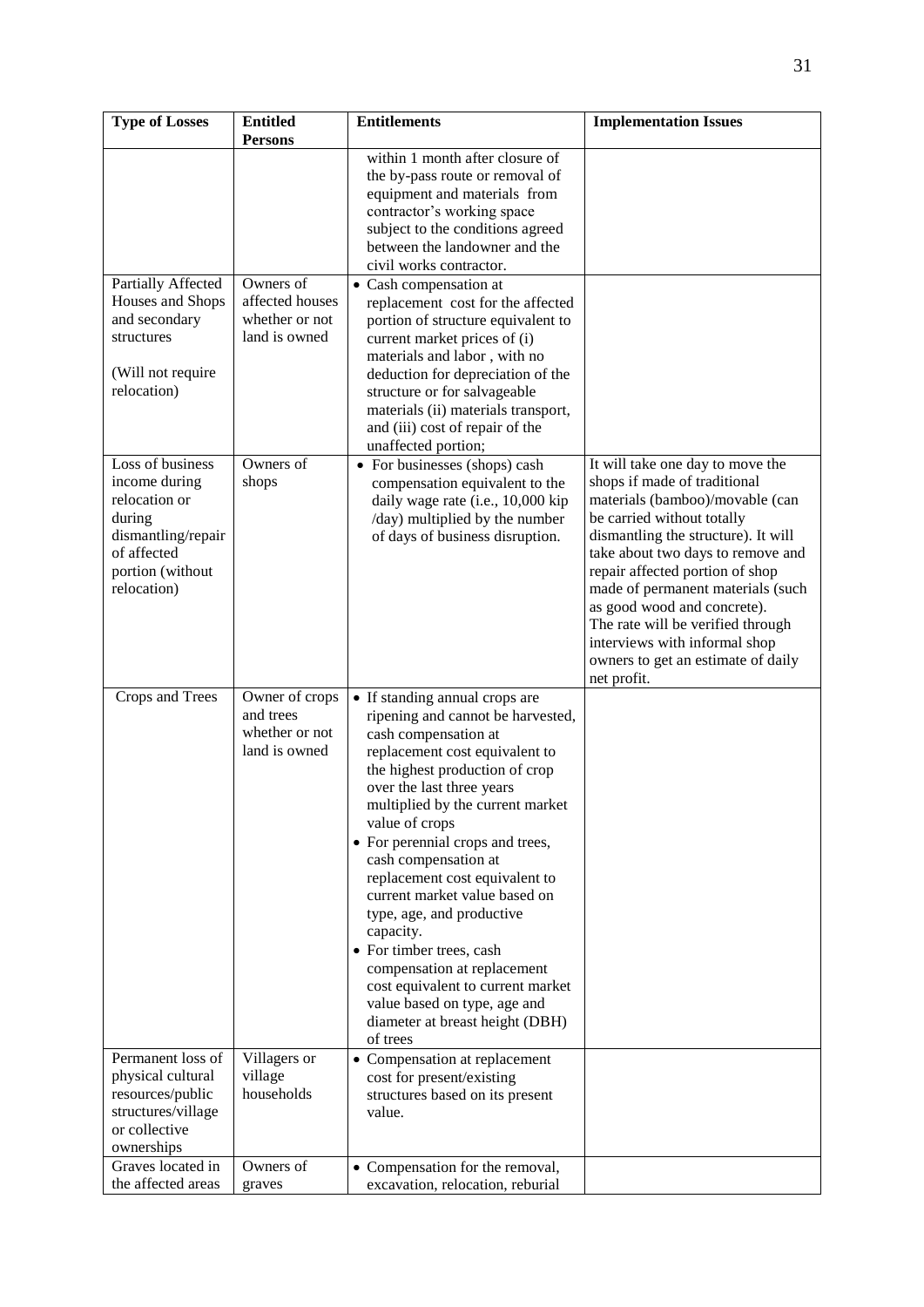| Type of Losses | Entitled Persons | Entitlements | Implementation Issues |
|---|---|---|---|
| | | within 1 month after closure of the by-pass route or removal of equipment and materials from contractor's working space subject to the conditions agreed between the landowner and the civil works contractor. | |
| Partially Affected Houses and Shops and secondary structures<br><br>(Will not require relocation) | Owners of affected houses whether or not land is owned | • Cash compensation at replacement cost for the affected portion of structure equivalent to current market prices of (i) materials and labor , with no deduction for depreciation of the structure or for salvageable materials (ii) materials transport, and (iii) cost of repair of the unaffected portion; | |
| Loss of business income during relocation or during dismantling/repair of affected portion (without relocation) | Owners of shops | • For businesses (shops) cash compensation equivalent to the daily wage rate (i.e., 10,000 kip /day) multiplied by the number of days of business disruption. | It will take one day to move the shops if made of traditional materials (bamboo)/movable (can be carried without totally dismantling the structure). It will take about two days to remove and repair affected portion of shop made of permanent materials (such as good wood and concrete). The rate will be verified through interviews with informal shop owners to get an estimate of daily net profit. |
| Crops and Trees | Owner of crops and trees whether or not land is owned | • If standing annual crops are ripening and cannot be harvested, cash compensation at replacement cost equivalent to the highest production of crop over the last three years multiplied by the current market value of crops<br>• For perennial crops and trees, cash compensation at replacement cost equivalent to current market value based on type, age, and productive capacity.<br>• For timber trees, cash compensation at replacement cost equivalent to current market value based on type, age and diameter at breast height (DBH) of trees | |
| Permanent loss of physical cultural resources/public structures/village or collective ownerships | Villagers or village households | • Compensation at replacement cost for present/existing structures based on its present value. | |
| Graves located in the affected areas | Owners of graves | • Compensation for the removal, excavation, relocation, reburial | |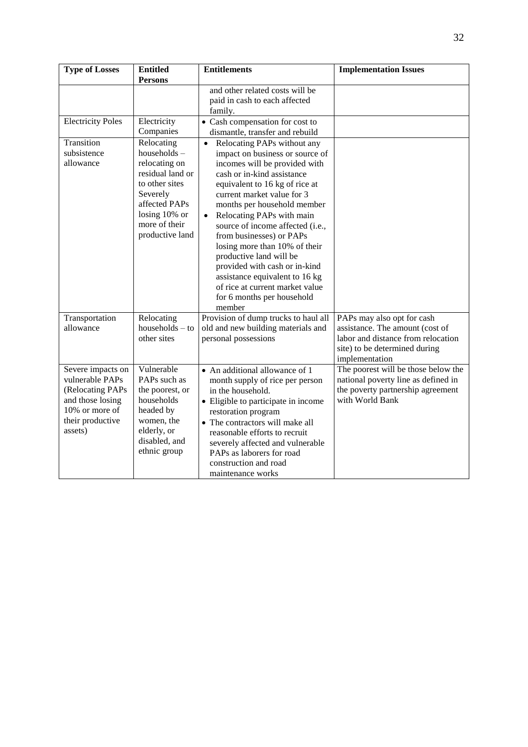| Type of Losses | Entitled Persons | Entitlements | Implementation Issues |
|---|---|---|---|
| | | and other related costs will be paid in cash to each affected family. | |
| Electricity Poles | Electricity Companies | • Cash compensation for cost to dismantle, transfer and rebuild | |
| Transition subsistence allowance | Relocating households – relocating on residual land or to other sites Severely affected PAPs losing 10% or more of their productive land | • Relocating PAPs without any impact on business or source of incomes will be provided with cash or in-kind assistance equivalent to 16 kg of rice at current market value for 3 months per household member<br>• Relocating PAPs with main source of income affected (i.e., from businesses) or PAPs losing more than 10% of their productive land will be provided with cash or in-kind assistance equivalent to 16 kg of rice at current market value for 6 months per household member | |
| Transportation allowance | Relocating households – to other sites | Provision of dump trucks to haul all old and new building materials and personal possessions | PAPs may also opt for cash assistance. The amount (cost of labor and distance from relocation site) to be determined during implementation |
| Severe impacts on vulnerable PAPs (Relocating PAPs and those losing 10% or more of their productive assets) | Vulnerable PAPs such as the poorest, or households headed by women, the elderly, or disabled, and ethnic group | • An additional allowance of 1 month supply of rice per person in the household.<br>• Eligible to participate in income restoration program<br>• The contractors will make all reasonable efforts to recruit severely affected and vulnerable PAPs as laborers for road construction and road maintenance works | The poorest will be those below the national poverty line as defined in the poverty partnership agreement with World Bank |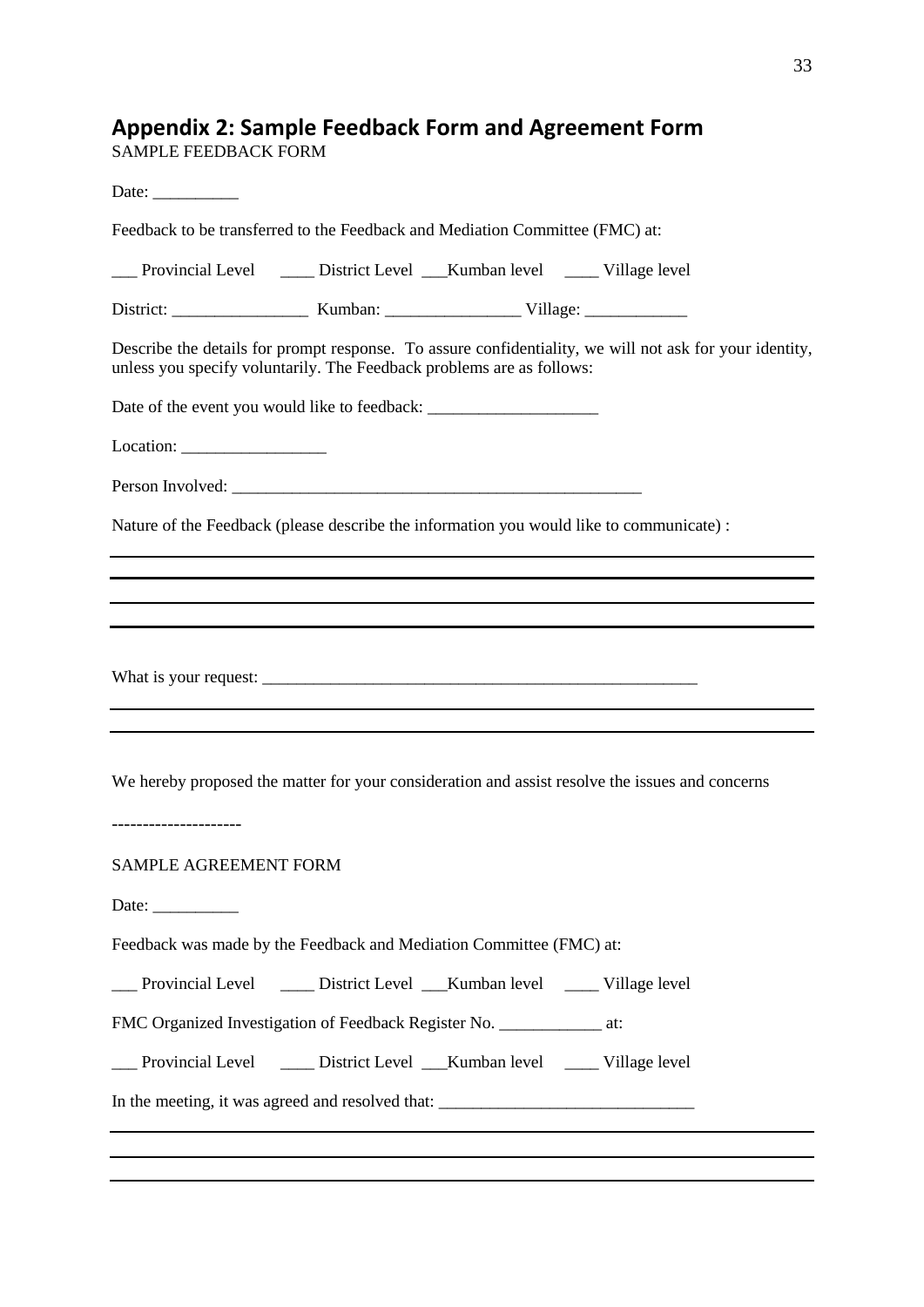## Appendix 2: Sample Feedback Form and Agreement Form

SAMPLE FEEDBACK FORM

Date: __________

Feedback to be transferred to the Feedback and Mediation Committee (FMC) at:

___ Provincial Level ____ District Level ___Kumban level ____ Village level

District: ________________ Kumban: ________________ Village: ____________

Describe the details for prompt response. To assure confidentiality, we will not ask for your identity, unless you specify voluntarily. The Feedback problems are as follows:

Date of the event you would like to feedback: ____________________

Location: _________________

Person Involved: __________________________________________________

Nature of the Feedback (please describe the information you would like to communicate) :

______________________________________________________________________________

______________________________________________________________________________

______________________________________________________________________________

______________________________________________________________________________

What is your request: ______________________________________________________

______________________________________________________________________________

______________________________________________________________________________

We hereby proposed the matter for your consideration and assist resolve the issues and concerns

---------------------

SAMPLE AGREEMENT FORM

Date: __________

Feedback was made by the Feedback and Mediation Committee (FMC) at:

___ Provincial Level ____ District Level ___Kumban level ____ Village level

FMC Organized Investigation of Feedback Register No. ____________ at:

___ Provincial Level ____ District Level ___Kumban level ____ Village level

In the meeting, it was agreed and resolved that: ______________________________

______________________________________________________________________________

______________________________________________________________________________

______________________________________________________________________________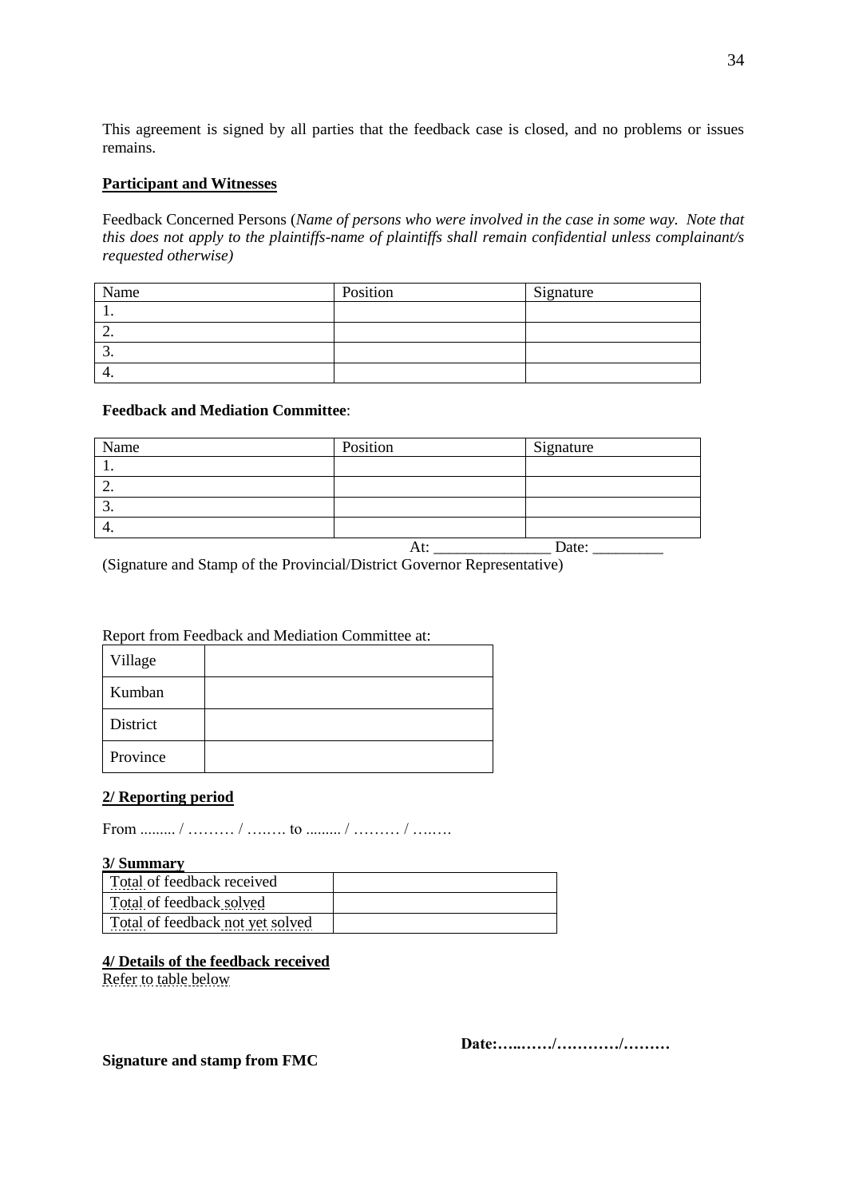This agreement is signed by all parties that the feedback case is closed, and no problems or issues remains.

**Participant and Witnesses**

Feedback Concerned Persons (*Name of persons who were involved in the case in some way. Note that this does not apply to the plaintiffs-name of plaintiffs shall remain confidential unless complainant/s requested otherwise)*

| Name | Position | Signature |
|---|---|---|
| 1. | | |
| 2. | | |
| 3. | | |
| 4. | | |

**Feedback and Mediation Committee**:

| Name | Position | Signature |
|---|---|---|
| 1. | | |
| 2. | | |
| 3. | | |
| 4. | | |

At: _______________ Date: _________

(Signature and Stamp of the Provincial/District Governor Representative)

Report from Feedback and Mediation Committee at:

| | |
|---|---|
| Village | |
| Kumban | |
| District | |
| Province | |

**2/ Reporting period**

From ......... / ……… / ….…. to ......... / ……… / ….….

**3/ Summary**

| | |
|---|---|
| Total of feedback received | |
| Total of feedback solved | |
| Total of feedback not yet solved | |

**4/ Details of the feedback received**

Refer to table below

**Date:…..……/…………/………**

**Signature and stamp from FMC**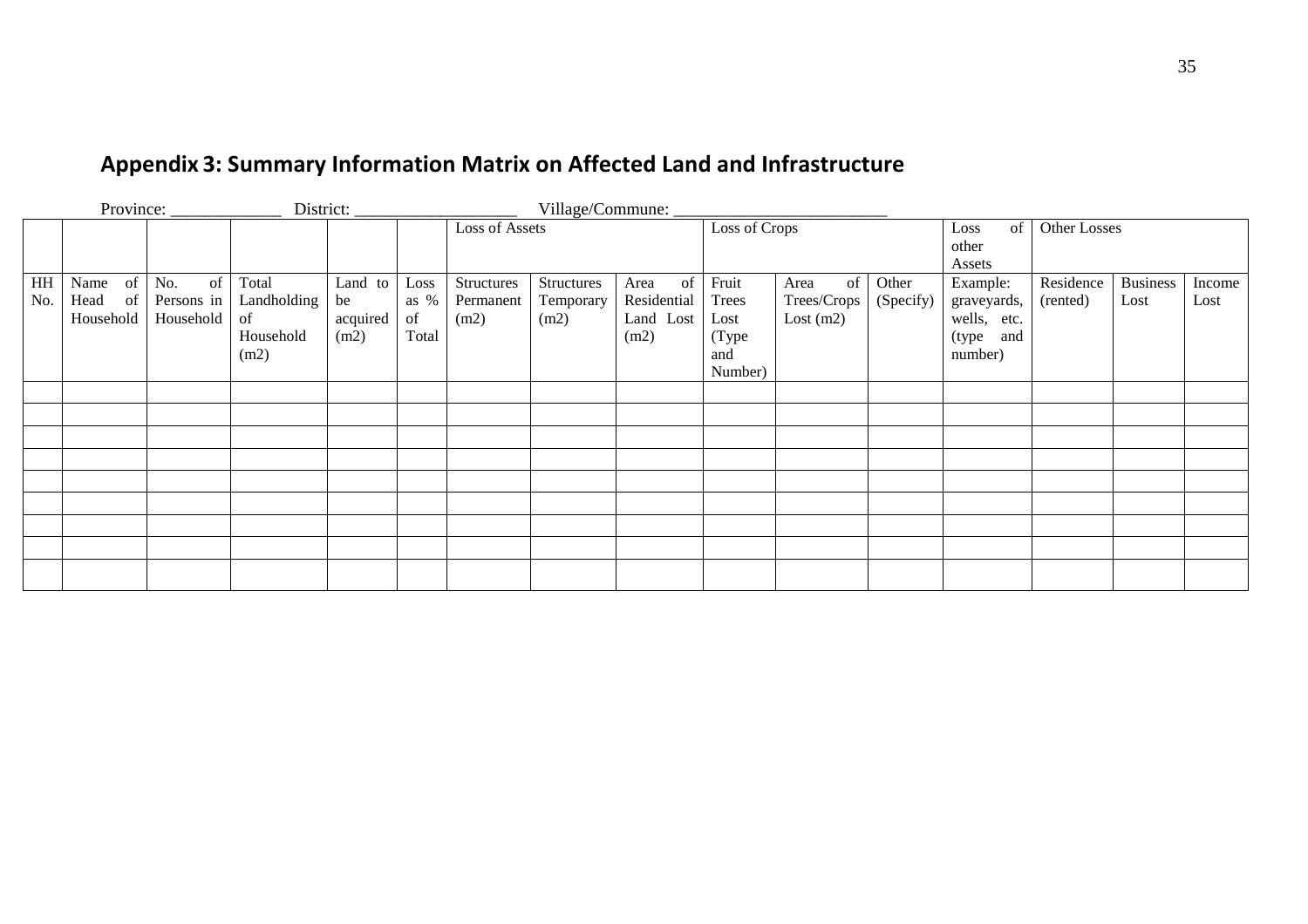## Appendix 3: Summary Information Matrix on Affected Land and Infrastructure

Province: _____________ District: ___________________ Village/Commune: _________________________

| | | | | | | Loss of Assets | | | Loss of Crops | | | Loss of other Assets | Other Losses | | |
|---|---|---|---|---|---|---|---|---|---|---|---|---|---|---|---|
| HH No. | Name of Head of Household | No. of Persons in Household | Total Landholding of Household (m2) | Land to be acquired (m2) | Loss as % of Total | Structures Permanent (m2) | Structures Temporary (m2) | Area of Residential Land Lost (m2) | Fruit Trees Lost (Type and Number) | Area of Trees/Crops Lost (m2) | Other (Specify) | Example: graveyards, wells, etc. (type and number) | Residence (rented) | Business Lost | Income Lost |
| | | | | | | | | | | | | | | | |
| | | | | | | | | | | | | | | | |
| | | | | | | | | | | | | | | | |
| | | | | | | | | | | | | | | | |
| | | | | | | | | | | | | | | | |
| | | | | | | | | | | | | | | | |
| | | | | | | | | | | | | | | | |
| | | | | | | | | | | | | | | | |
| | | | | | | | | | | | | | | | |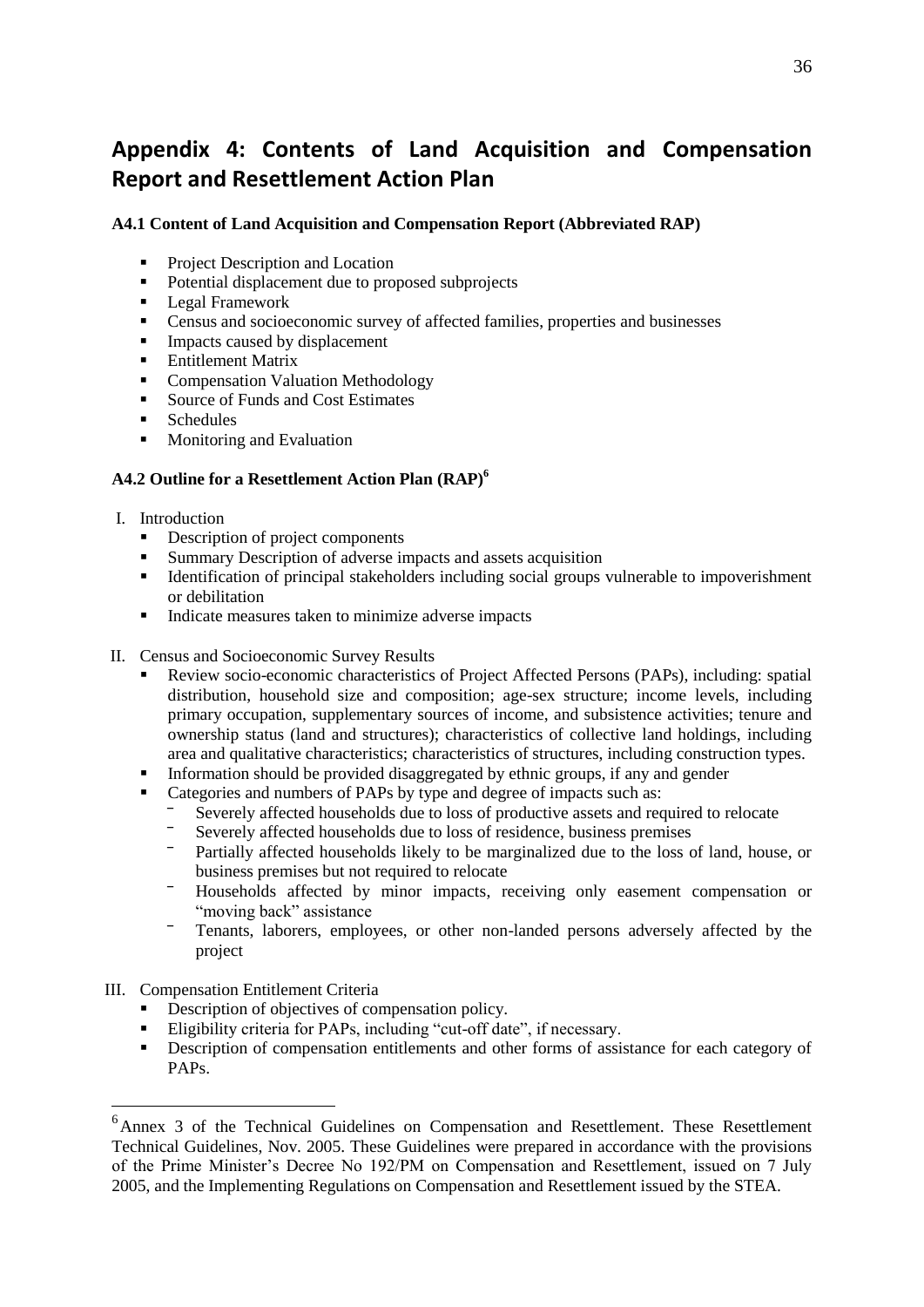# Appendix 4: Contents of Land Acquisition and Compensation Report and Resettlement Action Plan

### A4.1 Content of Land Acquisition and Compensation Report (Abbreviated RAP)

- Project Description and Location
- Potential displacement due to proposed subprojects
- Legal Framework
- Census and socioeconomic survey of affected families, properties and businesses
- Impacts caused by displacement
- Entitlement Matrix
- Compensation Valuation Methodology
- Source of Funds and Cost Estimates
- Schedules
- Monitoring and Evaluation

### A4.2 Outline for a Resettlement Action Plan (RAP)[6]

I. Introduction
   - Description of project components
   - Summary Description of adverse impacts and assets acquisition
   - Identification of principal stakeholders including social groups vulnerable to impoverishment or debilitation
   - Indicate measures taken to minimize adverse impacts

II. Census and Socioeconomic Survey Results
   - Review socio-economic characteristics of Project Affected Persons (PAPs), including: spatial distribution, household size and composition; age-sex structure; income levels, including primary occupation, supplementary sources of income, and subsistence activities; tenure and ownership status (land and structures); characteristics of collective land holdings, including area and qualitative characteristics; characteristics of structures, including construction types.
   - Information should be provided disaggregated by ethnic groups, if any and gender
   - Categories and numbers of PAPs by type and degree of impacts such as:
     - Severely affected households due to loss of productive assets and required to relocate
     - Severely affected households due to loss of residence, business premises
     - Partially affected households likely to be marginalized due to the loss of land, house, or business premises but not required to relocate
     - Households affected by minor impacts, receiving only easement compensation or "moving back" assistance
     - Tenants, laborers, employees, or other non-landed persons adversely affected by the project

III. Compensation Entitlement Criteria
   - Description of objectives of compensation policy.
   - Eligibility criteria for PAPs, including "cut-off date", if necessary.
   - Description of compensation entitlements and other forms of assistance for each category of PAPs.

---

[6] Annex 3 of the Technical Guidelines on Compensation and Resettlement. These Resettlement Technical Guidelines, Nov. 2005. These Guidelines were prepared in accordance with the provisions of the Prime Minister's Decree No 192/PM on Compensation and Resettlement, issued on 7 July 2005, and the Implementing Regulations on Compensation and Resettlement issued by the STEA.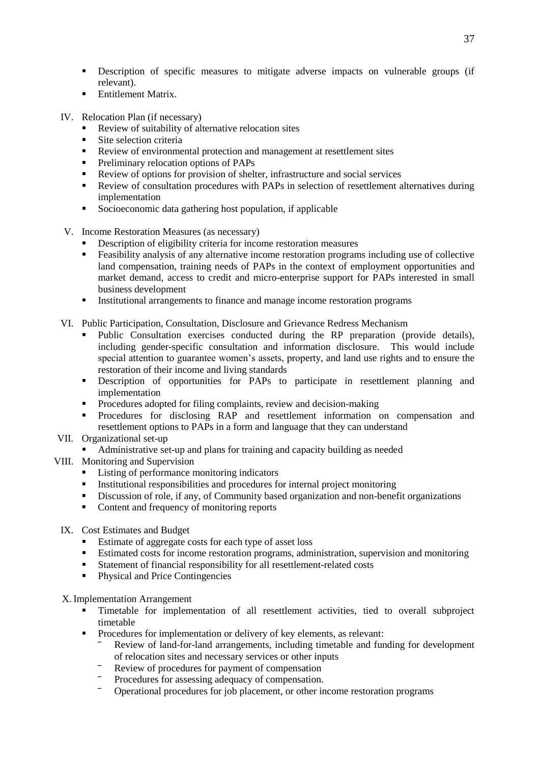- Description of specific measures to mitigate adverse impacts on vulnerable groups (if relevant).
- Entitlement Matrix.

IV. Relocation Plan (if necessary)
- Review of suitability of alternative relocation sites
- Site selection criteria
- Review of environmental protection and management at resettlement sites
- Preliminary relocation options of PAPs
- Review of options for provision of shelter, infrastructure and social services
- Review of consultation procedures with PAPs in selection of resettlement alternatives during implementation
- Socioeconomic data gathering host population, if applicable

V. Income Restoration Measures (as necessary)
- Description of eligibility criteria for income restoration measures
- Feasibility analysis of any alternative income restoration programs including use of collective land compensation, training needs of PAPs in the context of employment opportunities and market demand, access to credit and micro-enterprise support for PAPs interested in small business development
- Institutional arrangements to finance and manage income restoration programs

VI. Public Participation, Consultation, Disclosure and Grievance Redress Mechanism
- Public Consultation exercises conducted during the RP preparation (provide details), including gender-specific consultation and information disclosure. This would include special attention to guarantee women's assets, property, and land use rights and to ensure the restoration of their income and living standards
- Description of opportunities for PAPs to participate in resettlement planning and implementation
- Procedures adopted for filing complaints, review and decision-making
- Procedures for disclosing RAP and resettlement information on compensation and resettlement options to PAPs in a form and language that they can understand

VII. Organizational set-up
- Administrative set-up and plans for training and capacity building as needed

VIII. Monitoring and Supervision
- Listing of performance monitoring indicators
- Institutional responsibilities and procedures for internal project monitoring
- Discussion of role, if any, of Community based organization and non-benefit organizations
- Content and frequency of monitoring reports

IX. Cost Estimates and Budget
- Estimate of aggregate costs for each type of asset loss
- Estimated costs for income restoration programs, administration, supervision and monitoring
- Statement of financial responsibility for all resettlement-related costs
- Physical and Price Contingencies

X. Implementation Arrangement
- Timetable for implementation of all resettlement activities, tied to overall subproject timetable
- Procedures for implementation or delivery of key elements, as relevant:
  - Review of land-for-land arrangements, including timetable and funding for development of relocation sites and necessary services or other inputs
  - Review of procedures for payment of compensation
  - Procedures for assessing adequacy of compensation.
  - Operational procedures for job placement, or other income restoration programs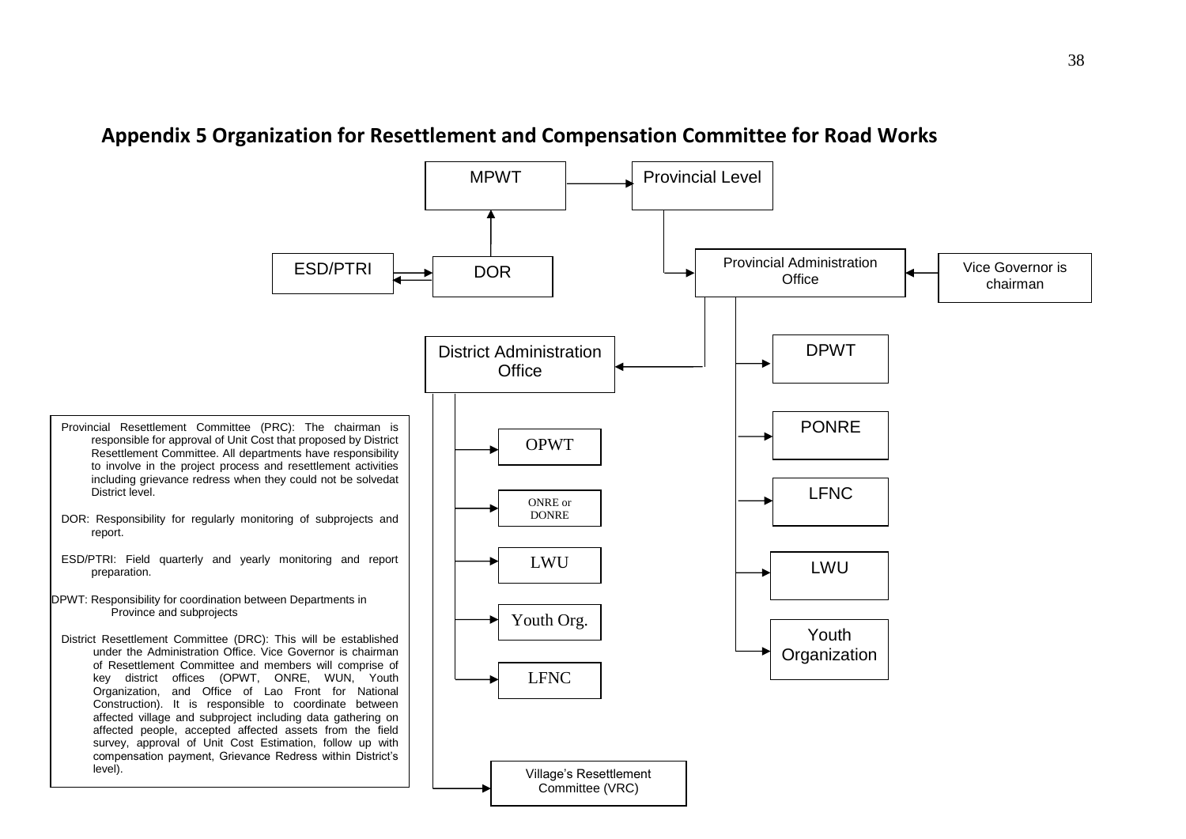## Appendix 5 Organization for Resettlement and Compensation Committee for Road Works

MPWT → Provincial Level

DOR → MPWT

ESD/PTRI ↔ DOR

Provincial Level → Provincial Administration Office

Vice Governor is chairman → Provincial Administration Office

Provincial Administration Office → District Administration Office, DPWT, PONRE, LFNC, LWU, Youth Organization

District Administration Office → OPWT, ONRE or DONRE, LWU, Youth Org., LFNC, Village's Resettlement Committee (VRC)

Provincial Resettlement Committee (PRC): The chairman is responsible for approval of Unit Cost that proposed by District Resettlement Committee. All departments have responsibility to involve in the project process and resettlement activities including grievance redress when they could not be solvedat District level.

DOR: Responsibility for regularly monitoring of subprojects and report.

ESD/PTRI: Field quarterly and yearly monitoring and report preparation.

DPWT: Responsibility for coordination between Departments in Province and subprojects

District Resettlement Committee (DRC): This will be established under the Administration Office. Vice Governor is chairman of Resettlement Committee and members will comprise of key district offices (OPWT, ONRE, WUN, Youth Organization, and Office of Lao Front for National Construction). It is responsible to coordinate between affected village and subproject including data gathering on affected people, accepted affected assets from the field survey, approval of Unit Cost Estimation, follow up with compensation payment, Grievance Redress within District's level).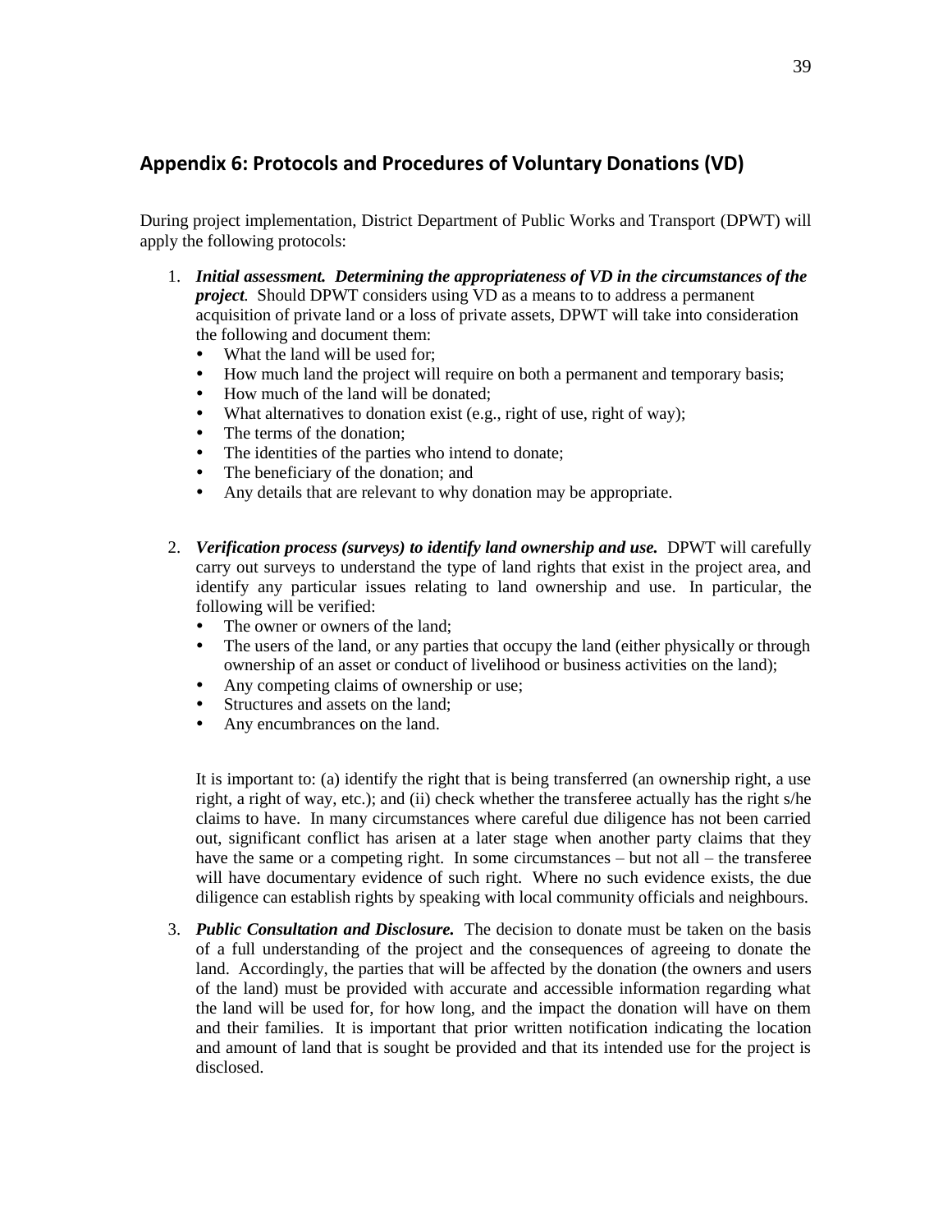## Appendix 6: Protocols and Procedures of Voluntary Donations (VD)

During project implementation, District Department of Public Works and Transport (DPWT) will apply the following protocols:

1. ***Initial assessment. Determining the appropriateness of VD in the circumstances of the project.*** Should DPWT considers using VD as a means to to address a permanent acquisition of private land or a loss of private assets, DPWT will take into consideration the following and document them:
   - What the land will be used for;
   - How much land the project will require on both a permanent and temporary basis;
   - How much of the land will be donated;
   - What alternatives to donation exist (e.g., right of use, right of way);
   - The terms of the donation;
   - The identities of the parties who intend to donate;
   - The beneficiary of the donation; and
   - Any details that are relevant to why donation may be appropriate.

2. ***Verification process (surveys) to identify land ownership and use.*** DPWT will carefully carry out surveys to understand the type of land rights that exist in the project area, and identify any particular issues relating to land ownership and use. In particular, the following will be verified:
   - The owner or owners of the land;
   - The users of the land, or any parties that occupy the land (either physically or through ownership of an asset or conduct of livelihood or business activities on the land);
   - Any competing claims of ownership or use;
   - Structures and assets on the land;
   - Any encumbrances on the land.

   It is important to: (a) identify the right that is being transferred (an ownership right, a use right, a right of way, etc.); and (ii) check whether the transferee actually has the right s/he claims to have. In many circumstances where careful due diligence has not been carried out, significant conflict has arisen at a later stage when another party claims that they have the same or a competing right. In some circumstances – but not all – the transferee will have documentary evidence of such right. Where no such evidence exists, the due diligence can establish rights by speaking with local community officials and neighbours.

3. ***Public Consultation and Disclosure.*** The decision to donate must be taken on the basis of a full understanding of the project and the consequences of agreeing to donate the land. Accordingly, the parties that will be affected by the donation (the owners and users of the land) must be provided with accurate and accessible information regarding what the land will be used for, for how long, and the impact the donation will have on them and their families. It is important that prior written notification indicating the location and amount of land that is sought be provided and that its intended use for the project is disclosed.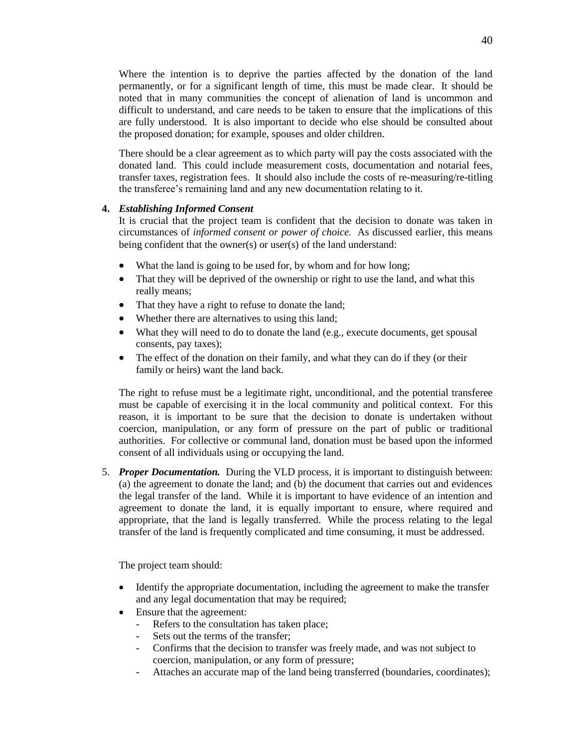Where the intention is to deprive the parties affected by the donation of the land permanently, or for a significant length of time, this must be made clear. It should be noted that in many communities the concept of alienation of land is uncommon and difficult to understand, and care needs to be taken to ensure that the implications of this are fully understood. It is also important to decide who else should be consulted about the proposed donation; for example, spouses and older children.

There should be a clear agreement as to which party will pay the costs associated with the donated land. This could include measurement costs, documentation and notarial fees, transfer taxes, registration fees. It should also include the costs of re-measuring/re-titling the transferee's remaining land and any new documentation relating to it.

**4.** ***Establishing Informed Consent***

It is crucial that the project team is confident that the decision to donate was taken in circumstances of *informed consent or power of choice.* As discussed earlier, this means being confident that the owner(s) or user(s) of the land understand:

- What the land is going to be used for, by whom and for how long;
- That they will be deprived of the ownership or right to use the land, and what this really means;
- That they have a right to refuse to donate the land;
- Whether there are alternatives to using this land;
- What they will need to do to donate the land (e.g., execute documents, get spousal consents, pay taxes);
- The effect of the donation on their family, and what they can do if they (or their family or heirs) want the land back.

The right to refuse must be a legitimate right, unconditional, and the potential transferee must be capable of exercising it in the local community and political context. For this reason, it is important to be sure that the decision to donate is undertaken without coercion, manipulation, or any form of pressure on the part of public or traditional authorities. For collective or communal land, donation must be based upon the informed consent of all individuals using or occupying the land.

5. ***Proper Documentation.*** During the VLD process, it is important to distinguish between: (a) the agreement to donate the land; and (b) the document that carries out and evidences the legal transfer of the land. While it is important to have evidence of an intention and agreement to donate the land, it is equally important to ensure, where required and appropriate, that the land is legally transferred. While the process relating to the legal transfer of the land is frequently complicated and time consuming, it must be addressed.

The project team should:

- Identify the appropriate documentation, including the agreement to make the transfer and any legal documentation that may be required;
- Ensure that the agreement:
  - Refers to the consultation has taken place;
  - Sets out the terms of the transfer;
  - Confirms that the decision to transfer was freely made, and was not subject to coercion, manipulation, or any form of pressure;
  - Attaches an accurate map of the land being transferred (boundaries, coordinates);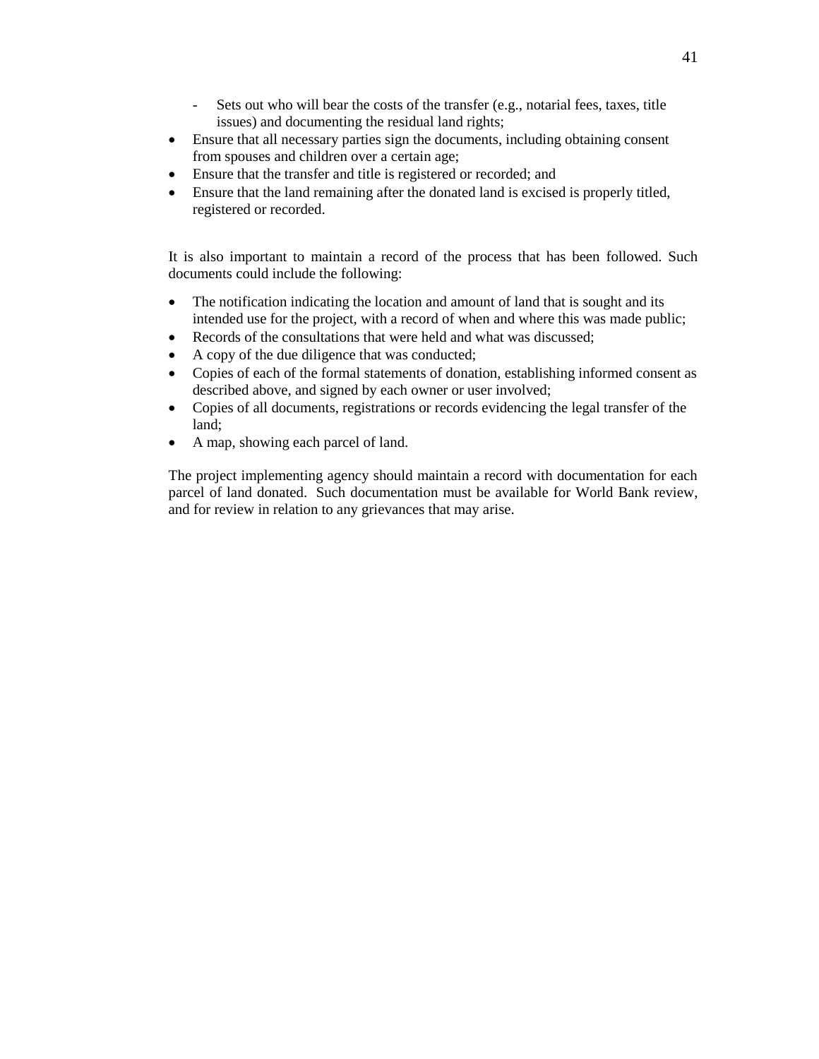- Sets out who will bear the costs of the transfer (e.g., notarial fees, taxes, title issues) and documenting the residual land rights;
- Ensure that all necessary parties sign the documents, including obtaining consent from spouses and children over a certain age;
- Ensure that the transfer and title is registered or recorded; and
- Ensure that the land remaining after the donated land is excised is properly titled, registered or recorded.

It is also important to maintain a record of the process that has been followed. Such documents could include the following:

- The notification indicating the location and amount of land that is sought and its intended use for the project, with a record of when and where this was made public;
- Records of the consultations that were held and what was discussed;
- A copy of the due diligence that was conducted;
- Copies of each of the formal statements of donation, establishing informed consent as described above, and signed by each owner or user involved;
- Copies of all documents, registrations or records evidencing the legal transfer of the land;
- A map, showing each parcel of land.

The project implementing agency should maintain a record with documentation for each parcel of land donated. Such documentation must be available for World Bank review, and for review in relation to any grievances that may arise.